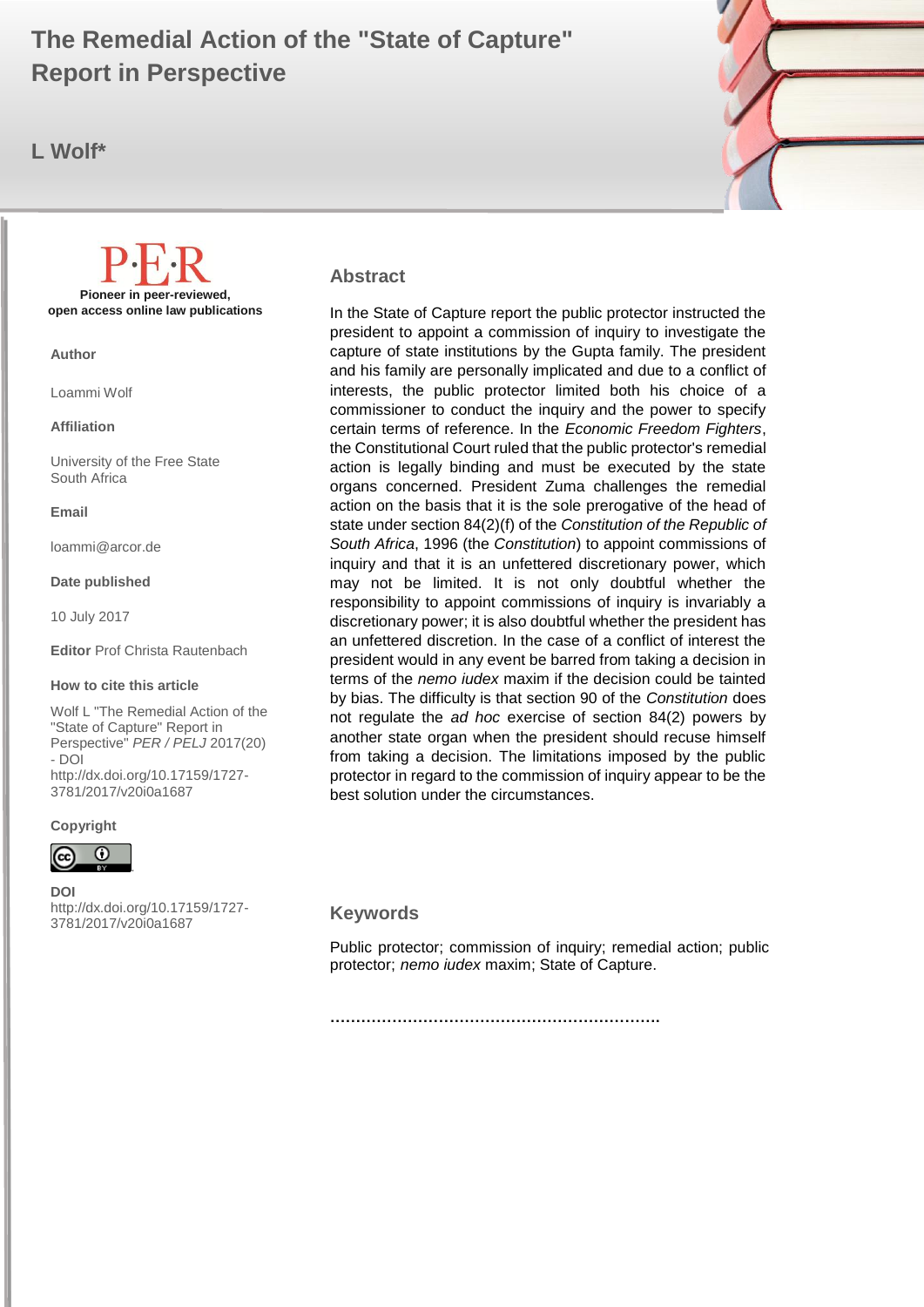# The Remedial Action of the "State of Capture" Report in Perspective

**L Wolf***

**P·E·R**

**Pioneer in peer-reviewed, open access online law publications**

**Author**

Loammi Wolf

**Affiliation**

University of the Free State
South Africa

**Email**

loammi@arcor.de

**Date published**

10 July 2017

**Editor** Prof Christa Rautenbach

**How to cite this article**

Wolf L "The Remedial Action of the "State of Capture" Report in Perspective" *PER / PELJ* 2017(20) - DOI http://dx.doi.org/10.17159/1727-3781/2017/v20i0a1687

**Copyright**

**DOI**
http://dx.doi.org/10.17159/1727-3781/2017/v20i0a1687

## Abstract

In the State of Capture report the public protector instructed the president to appoint a commission of inquiry to investigate the capture of state institutions by the Gupta family. The president and his family are personally implicated and due to a conflict of interests, the public protector limited both his choice of a commissioner to conduct the inquiry and the power to specify certain terms of reference. In the *Economic Freedom Fighters*, the Constitutional Court ruled that the public protector's remedial action is legally binding and must be executed by the state organs concerned. President Zuma challenges the remedial action on the basis that it is the sole prerogative of the head of state under section 84(2)(f) of the *Constitution of the Republic of South Africa*, 1996 (the *Constitution*) to appoint commissions of inquiry and that it is an unfettered discretionary power, which may not be limited. It is not only doubtful whether the responsibility to appoint commissions of inquiry is invariably a discretionary power; it is also doubtful whether the president has an unfettered discretion. In the case of a conflict of interest the president would in any event be barred from taking a decision in terms of the *nemo iudex* maxim if the decision could be tainted by bias. The difficulty is that section 90 of the *Constitution* does not regulate the *ad hoc* exercise of section 84(2) powers by another state organ when the president should recuse himself from taking a decision. The limitations imposed by the public protector in regard to the commission of inquiry appear to be the best solution under the circumstances.

## Keywords

Public protector; commission of inquiry; remedial action; public protector; *nemo iudex* maxim; State of Capture.

……………………………………………………….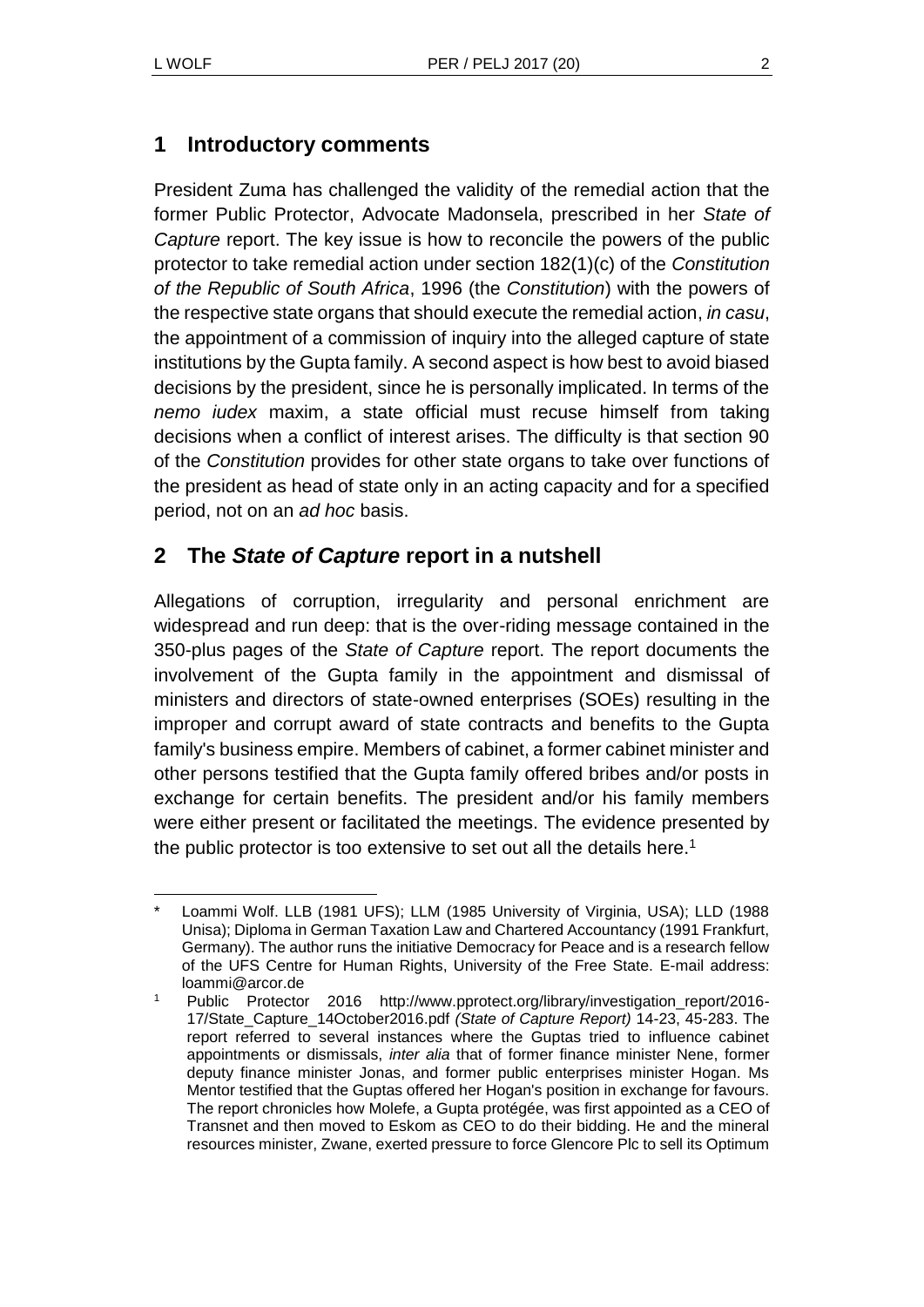## 1 Introductory comments

President Zuma has challenged the validity of the remedial action that the former Public Protector, Advocate Madonsela, prescribed in her *State of Capture* report. The key issue is how to reconcile the powers of the public protector to take remedial action under section 182(1)(c) of the *Constitution of the Republic of South Africa*, 1996 (the *Constitution*) with the powers of the respective state organs that should execute the remedial action, *in casu*, the appointment of a commission of inquiry into the alleged capture of state institutions by the Gupta family. A second aspect is how best to avoid biased decisions by the president, since he is personally implicated. In terms of the *nemo iudex* maxim, a state official must recuse himself from taking decisions when a conflict of interest arises. The difficulty is that section 90 of the *Constitution* provides for other state organs to take over functions of the president as head of state only in an acting capacity and for a specified period, not on an *ad hoc* basis.

## 2 The *State of Capture* report in a nutshell

Allegations of corruption, irregularity and personal enrichment are widespread and run deep: that is the over-riding message contained in the 350-plus pages of the *State of Capture* report. The report documents the involvement of the Gupta family in the appointment and dismissal of ministers and directors of state-owned enterprises (SOEs) resulting in the improper and corrupt award of state contracts and benefits to the Gupta family's business empire. Members of cabinet, a former cabinet minister and other persons testified that the Gupta family offered bribes and/or posts in exchange for certain benefits. The president and/or his family members were either present or facilitated the meetings. The evidence presented by the public protector is too extensive to set out all the details here.[1]

---

\* Loammi Wolf. LLB (1981 UFS); LLM (1985 University of Virginia, USA); LLD (1988 Unisa); Diploma in German Taxation Law and Chartered Accountancy (1991 Frankfurt, Germany). The author runs the initiative Democracy for Peace and is a research fellow of the UFS Centre for Human Rights, University of the Free State. E-mail address: loammi@arcor.de

[1] Public Protector 2016 http://www.pprotect.org/library/investigation_report/2016-17/State_Capture_14October2016.pdf *(State of Capture Report)* 14-23, 45-283. The report referred to several instances where the Guptas tried to influence cabinet appointments or dismissals, *inter alia* that of former finance minister Nene, former deputy finance minister Jonas, and former public enterprises minister Hogan. Ms Mentor testified that the Guptas offered her Hogan's position in exchange for favours. The report chronicles how Molefe, a Gupta protégée, was first appointed as a CEO of Transnet and then moved to Eskom as CEO to do their bidding. He and the mineral resources minister, Zwane, exerted pressure to force Glencore Plc to sell its Optimum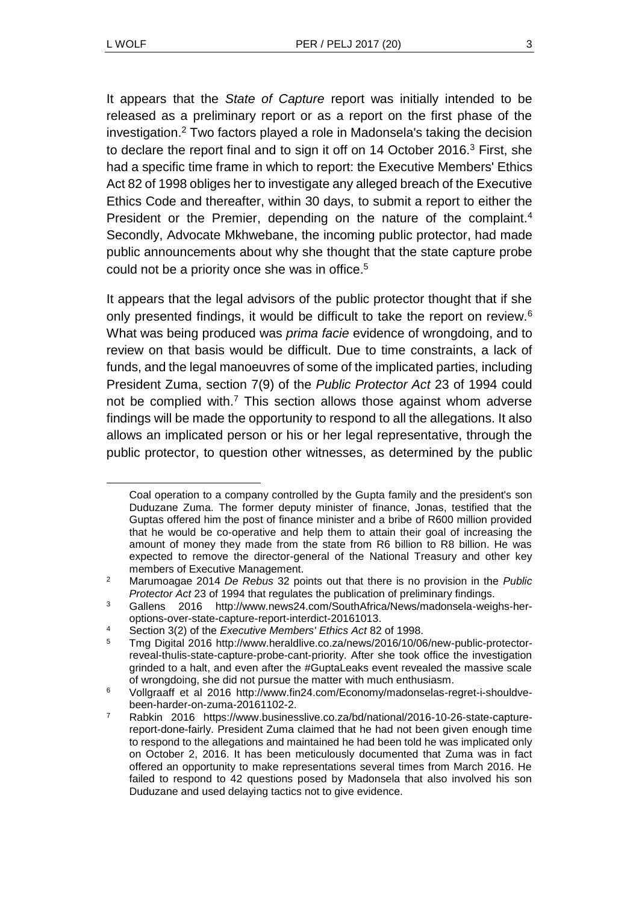It appears that the *State of Capture* report was initially intended to be released as a preliminary report or as a report on the first phase of the investigation.[2] Two factors played a role in Madonsela's taking the decision to declare the report final and to sign it off on 14 October 2016.[3] First, she had a specific time frame in which to report: the Executive Members' Ethics Act 82 of 1998 obliges her to investigate any alleged breach of the Executive Ethics Code and thereafter, within 30 days, to submit a report to either the President or the Premier, depending on the nature of the complaint.[4] Secondly, Advocate Mkhwebane, the incoming public protector, had made public announcements about why she thought that the state capture probe could not be a priority once she was in office.[5]

It appears that the legal advisors of the public protector thought that if she only presented findings, it would be difficult to take the report on review.[6] What was being produced was *prima facie* evidence of wrongdoing, and to review on that basis would be difficult. Due to time constraints, a lack of funds, and the legal manoeuvres of some of the implicated parties, including President Zuma, section 7(9) of the *Public Protector Act* 23 of 1994 could not be complied with.[7] This section allows those against whom adverse findings will be made the opportunity to respond to all the allegations. It also allows an implicated person or his or her legal representative, through the public protector, to question other witnesses, as determined by the public

---

Coal operation to a company controlled by the Gupta family and the president's son Duduzane Zuma. The former deputy minister of finance, Jonas, testified that the Guptas offered him the post of finance minister and a bribe of R600 million provided that he would be co-operative and help them to attain their goal of increasing the amount of money they made from the state from R6 billion to R8 billion. He was expected to remove the director-general of the National Treasury and other key members of Executive Management.

[2] Marumoagae 2014 *De Rebus* 32 points out that there is no provision in the *Public Protector Act* 23 of 1994 that regulates the publication of preliminary findings.

[3] Gallens 2016 http://www.news24.com/SouthAfrica/News/madonsela-weighs-her-options-over-state-capture-report-interdict-20161013.

[4] Section 3(2) of the *Executive Members' Ethics Act* 82 of 1998.

[5] Tmg Digital 2016 http://www.heraldlive.co.za/news/2016/10/06/new-public-protector-reveal-thulis-state-capture-probe-cant-priority. After she took office the investigation grinded to a halt, and even after the #GuptaLeaks event revealed the massive scale of wrongdoing, she did not pursue the matter with much enthusiasm.

[6] Vollgraaff et al 2016 http://www.fin24.com/Economy/madonselas-regret-i-shouldve-been-harder-on-zuma-20161102-2.

[7] Rabkin 2016 https://www.businesslive.co.za/bd/national/2016-10-26-state-capture-report-done-fairly. President Zuma claimed that he had not been given enough time to respond to the allegations and maintained he had been told he was implicated only on October 2, 2016. It has been meticulously documented that Zuma was in fact offered an opportunity to make representations several times from March 2016. He failed to respond to 42 questions posed by Madonsela that also involved his son Duduzane and used delaying tactics not to give evidence.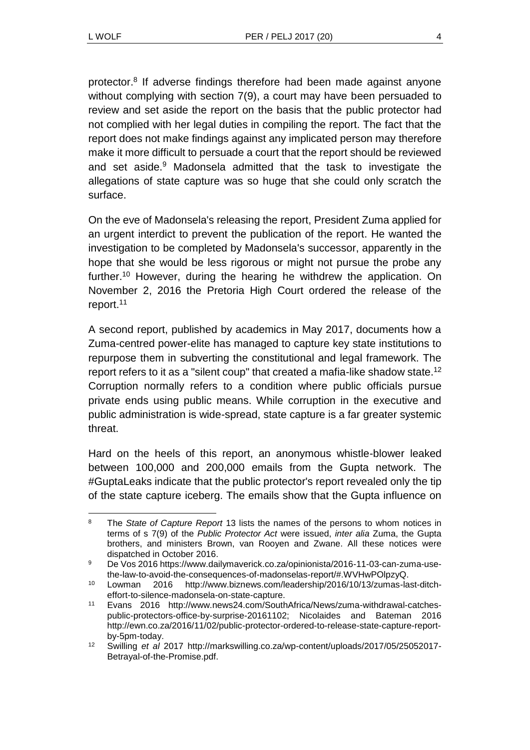protector.[8] If adverse findings therefore had been made against anyone without complying with section 7(9), a court may have been persuaded to review and set aside the report on the basis that the public protector had not complied with her legal duties in compiling the report. The fact that the report does not make findings against any implicated person may therefore make it more difficult to persuade a court that the report should be reviewed and set aside.[9] Madonsela admitted that the task to investigate the allegations of state capture was so huge that she could only scratch the surface.

On the eve of Madonsela's releasing the report, President Zuma applied for an urgent interdict to prevent the publication of the report. He wanted the investigation to be completed by Madonsela's successor, apparently in the hope that she would be less rigorous or might not pursue the probe any further.[10] However, during the hearing he withdrew the application. On November 2, 2016 the Pretoria High Court ordered the release of the report.[11]

A second report, published by academics in May 2017, documents how a Zuma-centred power-elite has managed to capture key state institutions to repurpose them in subverting the constitutional and legal framework. The report refers to it as a "silent coup" that created a mafia-like shadow state.[12] Corruption normally refers to a condition where public officials pursue private ends using public means. While corruption in the executive and public administration is wide-spread, state capture is a far greater systemic threat.

Hard on the heels of this report, an anonymous whistle-blower leaked between 100,000 and 200,000 emails from the Gupta network. The #GuptaLeaks indicate that the public protector's report revealed only the tip of the state capture iceberg. The emails show that the Gupta influence on

---

[8] The *State of Capture Report* 13 lists the names of the persons to whom notices in terms of s 7(9) of the *Public Protector Act* were issued, *inter alia* Zuma, the Gupta brothers, and ministers Brown, van Rooyen and Zwane. All these notices were dispatched in October 2016.

[9] De Vos 2016 https://www.dailymaverick.co.za/opinionista/2016-11-03-can-zuma-use-the-law-to-avoid-the-consequences-of-madonselas-report/#.WVHwPOlpzyQ.

[10] Lowman 2016 http://www.biznews.com/leadership/2016/10/13/zumas-last-ditch-effort-to-silence-madonsela-on-state-capture.

[11] Evans 2016 http://www.news24.com/SouthAfrica/News/zuma-withdrawal-catches-public-protectors-office-by-surprise-20161102; Nicolaides and Bateman 2016 http://ewn.co.za/2016/11/02/public-protector-ordered-to-release-state-capture-report-by-5pm-today.

[12] Swilling *et al* 2017 http://markswilling.co.za/wp-content/uploads/2017/05/25052017-Betrayal-of-the-Promise.pdf.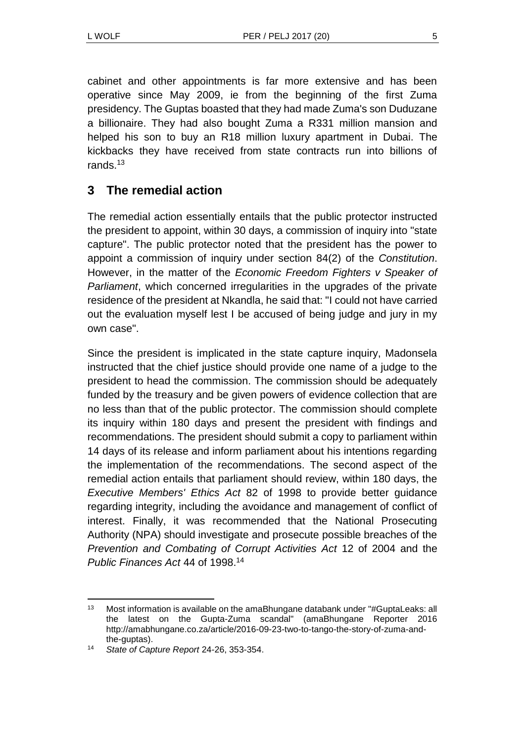cabinet and other appointments is far more extensive and has been operative since May 2009, ie from the beginning of the first Zuma presidency. The Guptas boasted that they had made Zuma's son Duduzane a billionaire. They had also bought Zuma a R331 million mansion and helped his son to buy an R18 million luxury apartment in Dubai. The kickbacks they have received from state contracts run into billions of rands.[13]

## 3 The remedial action

The remedial action essentially entails that the public protector instructed the president to appoint, within 30 days, a commission of inquiry into "state capture". The public protector noted that the president has the power to appoint a commission of inquiry under section 84(2) of the *Constitution*. However, in the matter of the *Economic Freedom Fighters v Speaker of Parliament*, which concerned irregularities in the upgrades of the private residence of the president at Nkandla, he said that: "I could not have carried out the evaluation myself lest I be accused of being judge and jury in my own case".

Since the president is implicated in the state capture inquiry, Madonsela instructed that the chief justice should provide one name of a judge to the president to head the commission. The commission should be adequately funded by the treasury and be given powers of evidence collection that are no less than that of the public protector. The commission should complete its inquiry within 180 days and present the president with findings and recommendations. The president should submit a copy to parliament within 14 days of its release and inform parliament about his intentions regarding the implementation of the recommendations. The second aspect of the remedial action entails that parliament should review, within 180 days, the *Executive Members' Ethics Act* 82 of 1998 to provide better guidance regarding integrity, including the avoidance and management of conflict of interest. Finally, it was recommended that the National Prosecuting Authority (NPA) should investigate and prosecute possible breaches of the *Prevention and Combating of Corrupt Activities Act* 12 of 2004 and the *Public Finances Act* 44 of 1998.[14]

---

[13] Most information is available on the amaBhungane databank under "#GuptaLeaks: all the latest on the Gupta-Zuma scandal" (amaBhungane Reporter 2016 http://amabhungane.co.za/article/2016-09-23-two-to-tango-the-story-of-zuma-and-the-guptas).

[14] *State of Capture Report* 24-26, 353-354.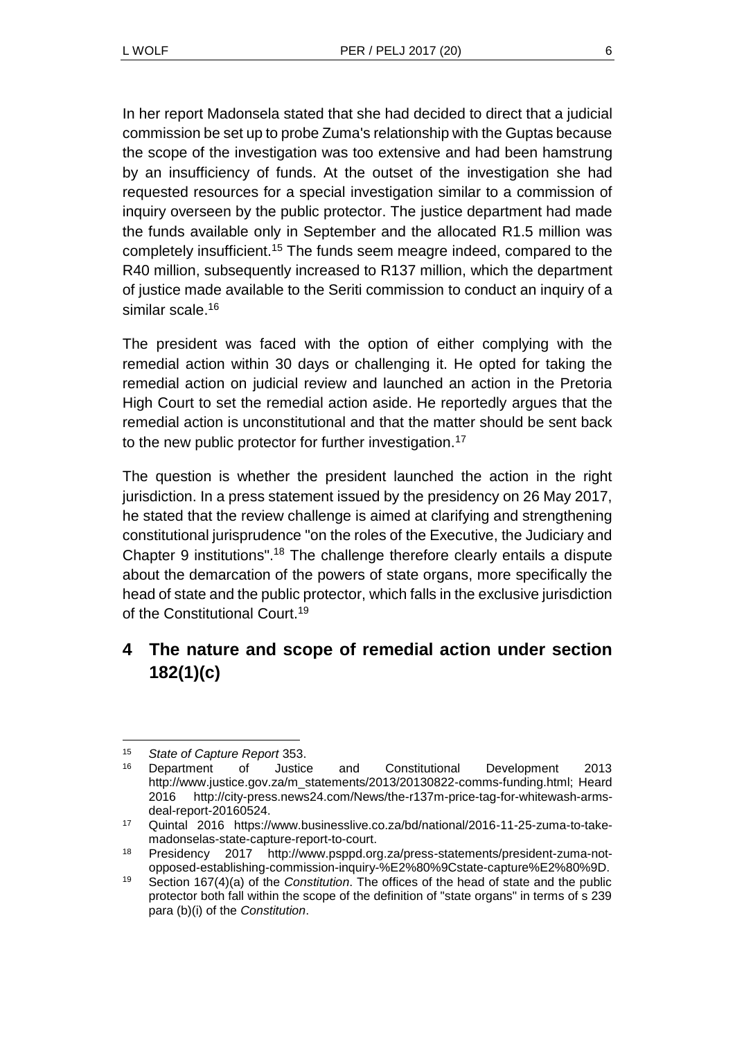In her report Madonsela stated that she had decided to direct that a judicial commission be set up to probe Zuma's relationship with the Guptas because the scope of the investigation was too extensive and had been hamstrung by an insufficiency of funds. At the outset of the investigation she had requested resources for a special investigation similar to a commission of inquiry overseen by the public protector. The justice department had made the funds available only in September and the allocated R1.5 million was completely insufficient.[15] The funds seem meagre indeed, compared to the R40 million, subsequently increased to R137 million, which the department of justice made available to the Seriti commission to conduct an inquiry of a similar scale.[16]

The president was faced with the option of either complying with the remedial action within 30 days or challenging it. He opted for taking the remedial action on judicial review and launched an action in the Pretoria High Court to set the remedial action aside. He reportedly argues that the remedial action is unconstitutional and that the matter should be sent back to the new public protector for further investigation.[17]

The question is whether the president launched the action in the right jurisdiction. In a press statement issued by the presidency on 26 May 2017, he stated that the review challenge is aimed at clarifying and strengthening constitutional jurisprudence "on the roles of the Executive, the Judiciary and Chapter 9 institutions".[18] The challenge therefore clearly entails a dispute about the demarcation of the powers of state organs, more specifically the head of state and the public protector, which falls in the exclusive jurisdiction of the Constitutional Court.[19]

## 4 The nature and scope of remedial action under section 182(1)(c)

---

[15] *State of Capture Report* 353.

[16] Department of Justice and Constitutional Development 2013 http://www.justice.gov.za/m_statements/2013/20130822-comms-funding.html; Heard 2016 http://city-press.news24.com/News/the-r137m-price-tag-for-whitewash-arms-deal-report-20160524.

[17] Quintal 2016 https://www.businesslive.co.za/bd/national/2016-11-25-zuma-to-take-madonselas-state-capture-report-to-court.

[18] Presidency 2017 http://www.psppd.org.za/press-statements/president-zuma-not-opposed-establishing-commission-inquiry-%E2%80%9Cstate-capture%E2%80%9D.

[19] Section 167(4)(a) of the *Constitution*. The offices of the head of state and the public protector both fall within the scope of the definition of "state organs" in terms of s 239 para (b)(i) of the *Constitution*.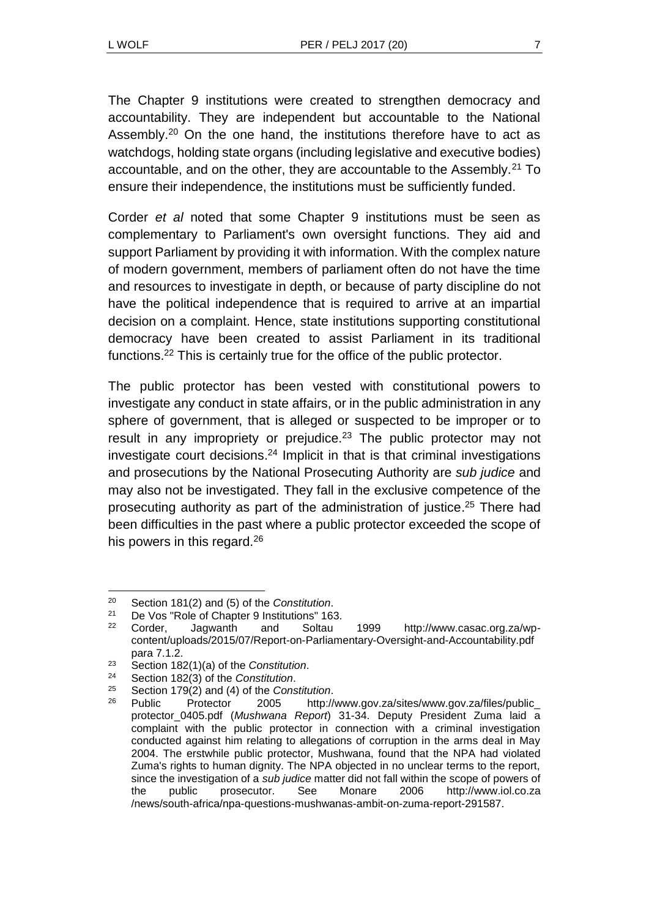The Chapter 9 institutions were created to strengthen democracy and accountability. They are independent but accountable to the National Assembly.[20] On the one hand, the institutions therefore have to act as watchdogs, holding state organs (including legislative and executive bodies) accountable, and on the other, they are accountable to the Assembly.[21] To ensure their independence, the institutions must be sufficiently funded.

Corder *et al* noted that some Chapter 9 institutions must be seen as complementary to Parliament's own oversight functions. They aid and support Parliament by providing it with information. With the complex nature of modern government, members of parliament often do not have the time and resources to investigate in depth, or because of party discipline do not have the political independence that is required to arrive at an impartial decision on a complaint. Hence, state institutions supporting constitutional democracy have been created to assist Parliament in its traditional functions.[22] This is certainly true for the office of the public protector.

The public protector has been vested with constitutional powers to investigate any conduct in state affairs, or in the public administration in any sphere of government, that is alleged or suspected to be improper or to result in any impropriety or prejudice.[23] The public protector may not investigate court decisions.[24] Implicit in that is that criminal investigations and prosecutions by the National Prosecuting Authority are *sub judice* and may also not be investigated. They fall in the exclusive competence of the prosecuting authority as part of the administration of justice.[25] There had been difficulties in the past where a public protector exceeded the scope of his powers in this regard.[26]

---

[20] Section 181(2) and (5) of the *Constitution*.

[21] De Vos "Role of Chapter 9 Institutions" 163.

[22] Corder, Jagwanth and Soltau 1999 http://www.casac.org.za/wp-content/uploads/2015/07/Report-on-Parliamentary-Oversight-and-Accountability.pdf para 7.1.2.

[23] Section 182(1)(a) of the *Constitution*.

[24] Section 182(3) of the *Constitution*.

[25] Section 179(2) and (4) of the *Constitution*.

[26] Public Protector 2005 http://www.gov.za/sites/www.gov.za/files/public_protector_0405.pdf (*Mushwana Report*) 31-34. Deputy President Zuma laid a complaint with the public protector in connection with a criminal investigation conducted against him relating to allegations of corruption in the arms deal in May 2004. The erstwhile public protector, Mushwana, found that the NPA had violated Zuma's rights to human dignity. The NPA objected in no unclear terms to the report, since the investigation of a *sub judice* matter did not fall within the scope of powers of the public prosecutor. See Monare 2006 http://www.iol.co.za/news/south-africa/npa-questions-mushwanas-ambit-on-zuma-report-291587.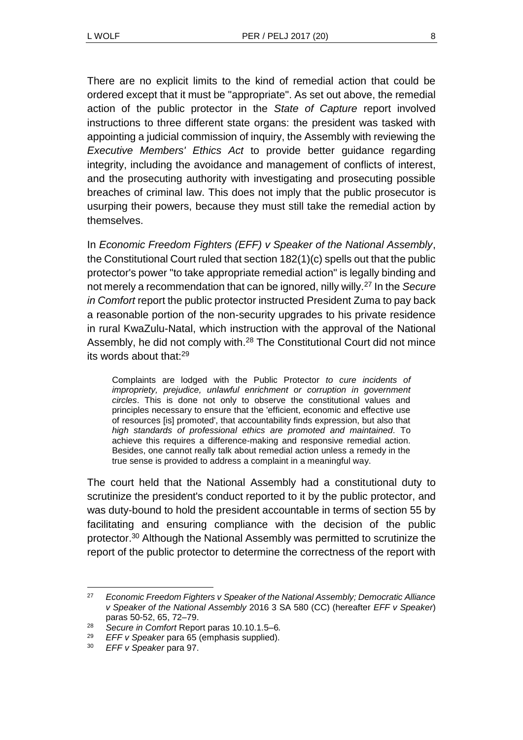There are no explicit limits to the kind of remedial action that could be ordered except that it must be "appropriate". As set out above, the remedial action of the public protector in the *State of Capture* report involved instructions to three different state organs: the president was tasked with appointing a judicial commission of inquiry, the Assembly with reviewing the *Executive Members' Ethics Act* to provide better guidance regarding integrity, including the avoidance and management of conflicts of interest, and the prosecuting authority with investigating and prosecuting possible breaches of criminal law. This does not imply that the public prosecutor is usurping their powers, because they must still take the remedial action by themselves.

In *Economic Freedom Fighters (EFF) v Speaker of the National Assembly*, the Constitutional Court ruled that section 182(1)(c) spells out that the public protector's power "to take appropriate remedial action" is legally binding and not merely a recommendation that can be ignored, nilly willy.[27] In the *Secure in Comfort* report the public protector instructed President Zuma to pay back a reasonable portion of the non-security upgrades to his private residence in rural KwaZulu-Natal, which instruction with the approval of the National Assembly, he did not comply with.[28] The Constitutional Court did not mince its words about that:[29]

> Complaints are lodged with the Public Protector *to cure incidents of impropriety, prejudice, unlawful enrichment or corruption in government circles*. This is done not only to observe the constitutional values and principles necessary to ensure that the 'efficient, economic and effective use of resources [is] promoted', that accountability finds expression, but also that *high standards of professional ethics are promoted and maintained*. To achieve this requires a difference-making and responsive remedial action. Besides, one cannot really talk about remedial action unless a remedy in the true sense is provided to address a complaint in a meaningful way.

The court held that the National Assembly had a constitutional duty to scrutinize the president's conduct reported to it by the public protector, and was duty-bound to hold the president accountable in terms of section 55 by facilitating and ensuring compliance with the decision of the public protector.[30] Although the National Assembly was permitted to scrutinize the report of the public protector to determine the correctness of the report with

---

[27] *Economic Freedom Fighters v Speaker of the National Assembly; Democratic Alliance v Speaker of the National Assembly* 2016 3 SA 580 (CC) (hereafter *EFF v Speaker*) paras 50-52, 65, 72–79.

[28] *Secure in Comfort* Report paras 10.10.1.5–6.

[29] *EFF v Speaker* para 65 (emphasis supplied).

[30] *EFF v Speaker* para 97.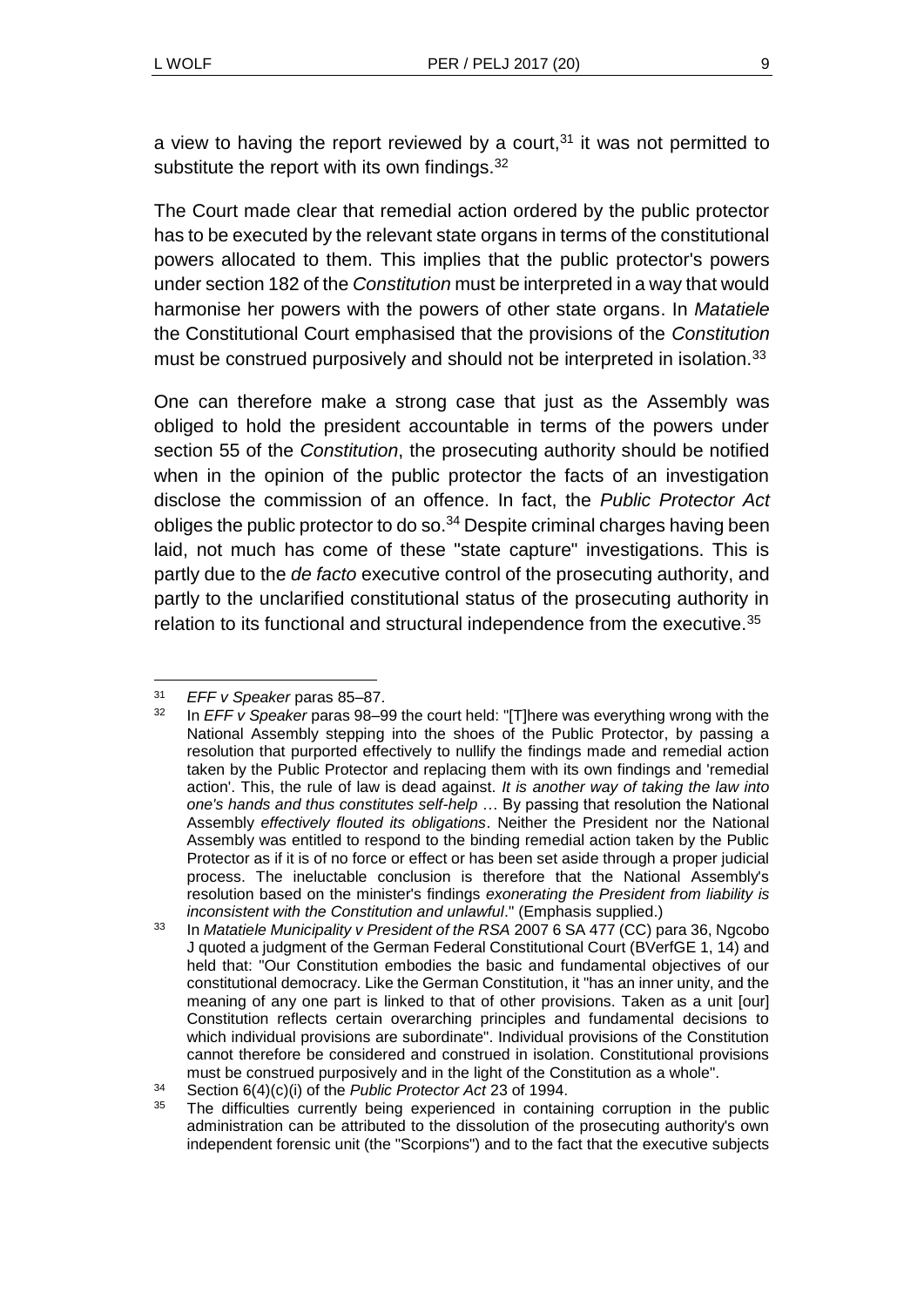a view to having the report reviewed by a court,[31] it was not permitted to substitute the report with its own findings.[32]

The Court made clear that remedial action ordered by the public protector has to be executed by the relevant state organs in terms of the constitutional powers allocated to them. This implies that the public protector's powers under section 182 of the *Constitution* must be interpreted in a way that would harmonise her powers with the powers of other state organs. In *Matatiele* the Constitutional Court emphasised that the provisions of the *Constitution* must be construed purposively and should not be interpreted in isolation.[33]

One can therefore make a strong case that just as the Assembly was obliged to hold the president accountable in terms of the powers under section 55 of the *Constitution*, the prosecuting authority should be notified when in the opinion of the public protector the facts of an investigation disclose the commission of an offence. In fact, the *Public Protector Act* obliges the public protector to do so.[34] Despite criminal charges having been laid, not much has come of these "state capture" investigations. This is partly due to the *de facto* executive control of the prosecuting authority, and partly to the unclarified constitutional status of the prosecuting authority in relation to its functional and structural independence from the executive.[35]

---

[31] *EFF v Speaker* paras 85–87.

[32] In *EFF v Speaker* paras 98–99 the court held: "[T]here was everything wrong with the National Assembly stepping into the shoes of the Public Protector, by passing a resolution that purported effectively to nullify the findings made and remedial action taken by the Public Protector and replacing them with its own findings and 'remedial action'. This, the rule of law is dead against. *It is another way of taking the law into one's hands and thus constitutes self-help* … By passing that resolution the National Assembly *effectively flouted its obligations*. Neither the President nor the National Assembly was entitled to respond to the binding remedial action taken by the Public Protector as if it is of no force or effect or has been set aside through a proper judicial process. The ineluctable conclusion is therefore that the National Assembly's resolution based on the minister's findings *exonerating the President from liability is inconsistent with the Constitution and unlawful*." (Emphasis supplied.)

[33] In *Matatiele Municipality v President of the RSA* 2007 6 SA 477 (CC) para 36, Ngcobo J quoted a judgment of the German Federal Constitutional Court (BVerfGE 1, 14) and held that: "Our Constitution embodies the basic and fundamental objectives of our constitutional democracy. Like the German Constitution, it "has an inner unity, and the meaning of any one part is linked to that of other provisions. Taken as a unit [our] Constitution reflects certain overarching principles and fundamental decisions to which individual provisions are subordinate". Individual provisions of the Constitution cannot therefore be considered and construed in isolation. Constitutional provisions must be construed purposively and in the light of the Constitution as a whole".

[34] Section 6(4)(c)(i) of the *Public Protector Act* 23 of 1994.

[35] The difficulties currently being experienced in containing corruption in the public administration can be attributed to the dissolution of the prosecuting authority's own independent forensic unit (the "Scorpions") and to the fact that the executive subjects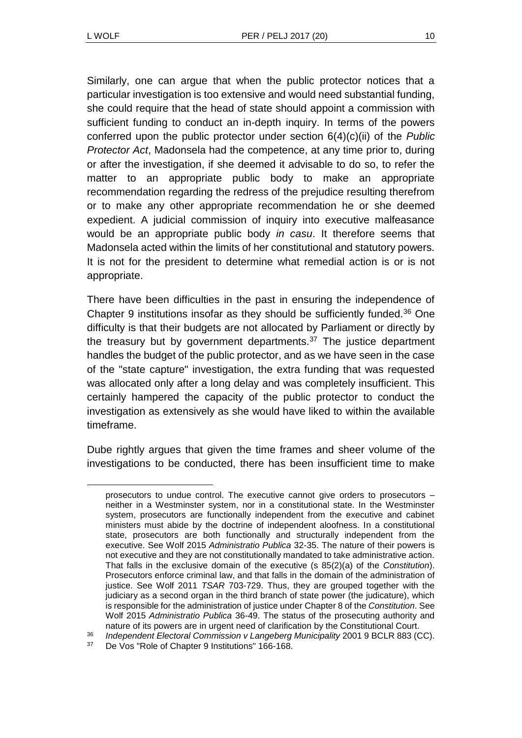Similarly, one can argue that when the public protector notices that a particular investigation is too extensive and would need substantial funding, she could require that the head of state should appoint a commission with sufficient funding to conduct an in-depth inquiry. In terms of the powers conferred upon the public protector under section 6(4)(c)(ii) of the *Public Protector Act*, Madonsela had the competence, at any time prior to, during or after the investigation, if she deemed it advisable to do so, to refer the matter to an appropriate public body to make an appropriate recommendation regarding the redress of the prejudice resulting therefrom or to make any other appropriate recommendation he or she deemed expedient. A judicial commission of inquiry into executive malfeasance would be an appropriate public body *in casu*. It therefore seems that Madonsela acted within the limits of her constitutional and statutory powers. It is not for the president to determine what remedial action is or is not appropriate.

There have been difficulties in the past in ensuring the independence of Chapter 9 institutions insofar as they should be sufficiently funded.[36] One difficulty is that their budgets are not allocated by Parliament or directly by the treasury but by government departments.[37] The justice department handles the budget of the public protector, and as we have seen in the case of the "state capture" investigation, the extra funding that was requested was allocated only after a long delay and was completely insufficient. This certainly hampered the capacity of the public protector to conduct the investigation as extensively as she would have liked to within the available timeframe.

Dube rightly argues that given the time frames and sheer volume of the investigations to be conducted, there has been insufficient time to make

---

prosecutors to undue control. The executive cannot give orders to prosecutors – neither in a Westminster system, nor in a constitutional state. In the Westminster system, prosecutors are functionally independent from the executive and cabinet ministers must abide by the doctrine of independent aloofness. In a constitutional state, prosecutors are both functionally and structurally independent from the executive. See Wolf 2015 *Administratio Publica* 32-35. The nature of their powers is not executive and they are not constitutionally mandated to take administrative action. That falls in the exclusive domain of the executive (s 85(2)(a) of the *Constitution*). Prosecutors enforce criminal law, and that falls in the domain of the administration of justice. See Wolf 2011 *TSAR* 703-729. Thus, they are grouped together with the judiciary as a second organ in the third branch of state power (the judicature), which is responsible for the administration of justice under Chapter 8 of the *Constitution*. See Wolf 2015 *Administratio Publica* 36-49. The status of the prosecuting authority and nature of its powers are in urgent need of clarification by the Constitutional Court.

[36] *Independent Electoral Commission v Langeberg Municipality* 2001 9 BCLR 883 (CC).

[37] De Vos "Role of Chapter 9 Institutions" 166-168.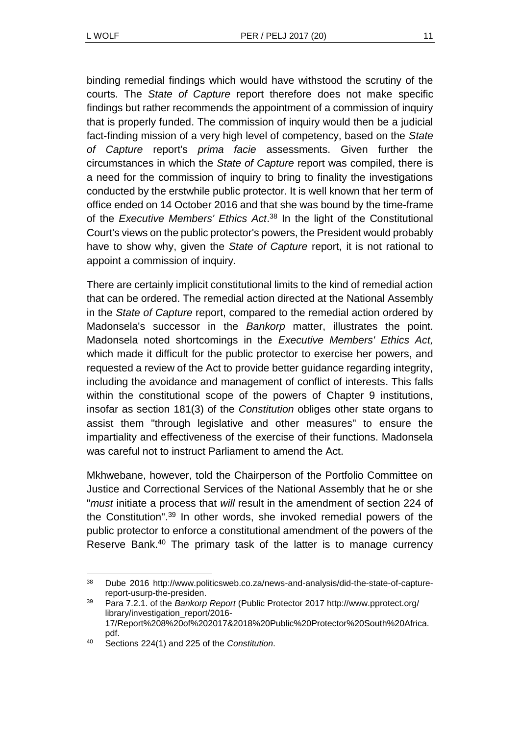binding remedial findings which would have withstood the scrutiny of the courts. The *State of Capture* report therefore does not make specific findings but rather recommends the appointment of a commission of inquiry that is properly funded. The commission of inquiry would then be a judicial fact-finding mission of a very high level of competency, based on the *State of Capture* report's *prima facie* assessments. Given further the circumstances in which the *State of Capture* report was compiled, there is a need for the commission of inquiry to bring to finality the investigations conducted by the erstwhile public protector. It is well known that her term of office ended on 14 October 2016 and that she was bound by the time-frame of the *Executive Members' Ethics Act*.[38] In the light of the Constitutional Court's views on the public protector's powers, the President would probably have to show why, given the *State of Capture* report, it is not rational to appoint a commission of inquiry.

There are certainly implicit constitutional limits to the kind of remedial action that can be ordered. The remedial action directed at the National Assembly in the *State of Capture* report, compared to the remedial action ordered by Madonsela's successor in the *Bankorp* matter, illustrates the point. Madonsela noted shortcomings in the *Executive Members' Ethics Act,* which made it difficult for the public protector to exercise her powers, and requested a review of the Act to provide better guidance regarding integrity, including the avoidance and management of conflict of interests. This falls within the constitutional scope of the powers of Chapter 9 institutions, insofar as section 181(3) of the *Constitution* obliges other state organs to assist them "through legislative and other measures" to ensure the impartiality and effectiveness of the exercise of their functions. Madonsela was careful not to instruct Parliament to amend the Act.

Mkhwebane, however, told the Chairperson of the Portfolio Committee on Justice and Correctional Services of the National Assembly that he or she "*must* initiate a process that *will* result in the amendment of section 224 of the Constitution".[39] In other words, she invoked remedial powers of the public protector to enforce a constitutional amendment of the powers of the Reserve Bank.[40] The primary task of the latter is to manage currency

---

[38] Dube 2016 http://www.politicsweb.co.za/news-and-analysis/did-the-state-of-capture-report-usurp-the-presiden.

[39] Para 7.2.1. of the *Bankorp Report* (Public Protector 2017 http://www.pprotect.org/library/investigation_report/2016-17/Report%208%20of%202017&2018%20Public%20Protector%20South%20Africa.pdf.

[40] Sections 224(1) and 225 of the *Constitution*.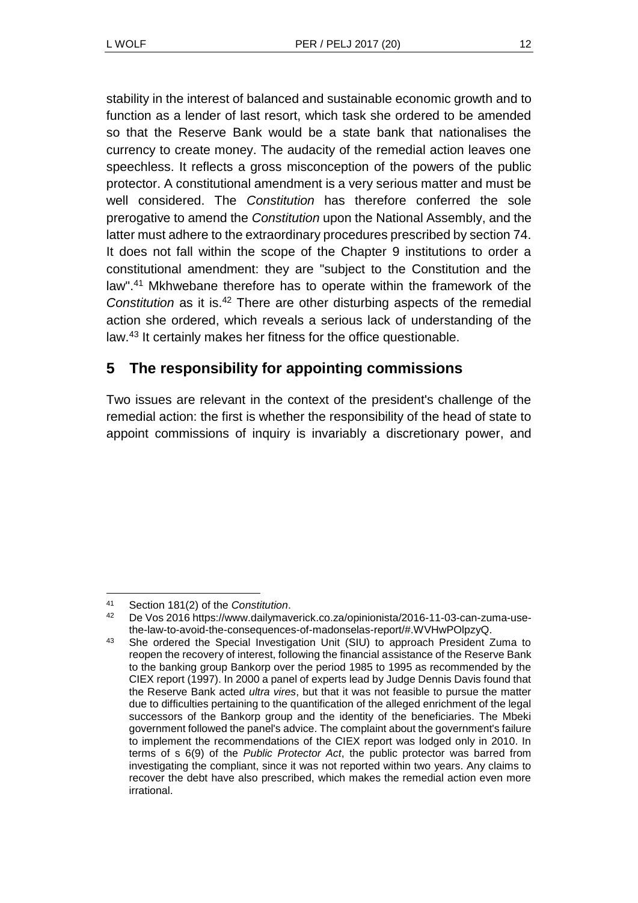stability in the interest of balanced and sustainable economic growth and to function as a lender of last resort, which task she ordered to be amended so that the Reserve Bank would be a state bank that nationalises the currency to create money. The audacity of the remedial action leaves one speechless. It reflects a gross misconception of the powers of the public protector. A constitutional amendment is a very serious matter and must be well considered. The *Constitution* has therefore conferred the sole prerogative to amend the *Constitution* upon the National Assembly, and the latter must adhere to the extraordinary procedures prescribed by section 74. It does not fall within the scope of the Chapter 9 institutions to order a constitutional amendment: they are "subject to the Constitution and the law".[41] Mkhwebane therefore has to operate within the framework of the *Constitution* as it is.[42] There are other disturbing aspects of the remedial action she ordered, which reveals a serious lack of understanding of the law.[43] It certainly makes her fitness for the office questionable.

## 5 The responsibility for appointing commissions

Two issues are relevant in the context of the president's challenge of the remedial action: the first is whether the responsibility of the head of state to appoint commissions of inquiry is invariably a discretionary power, and

---

41 Section 181(2) of the *Constitution*.

42 De Vos 2016 https://www.dailymaverick.co.za/opinionista/2016-11-03-can-zuma-use-the-law-to-avoid-the-consequences-of-madonselas-report/#.WVHwPOlpzyQ.

43 She ordered the Special Investigation Unit (SIU) to approach President Zuma to reopen the recovery of interest, following the financial assistance of the Reserve Bank to the banking group Bankorp over the period 1985 to 1995 as recommended by the CIEX report (1997). In 2000 a panel of experts lead by Judge Dennis Davis found that the Reserve Bank acted *ultra vires*, but that it was not feasible to pursue the matter due to difficulties pertaining to the quantification of the alleged enrichment of the legal successors of the Bankorp group and the identity of the beneficiaries. The Mbeki government followed the panel's advice. The complaint about the government's failure to implement the recommendations of the CIEX report was lodged only in 2010. In terms of s 6(9) of the *Public Protector Act*, the public protector was barred from investigating the compliant, since it was not reported within two years. Any claims to recover the debt have also prescribed, which makes the remedial action even more irrational.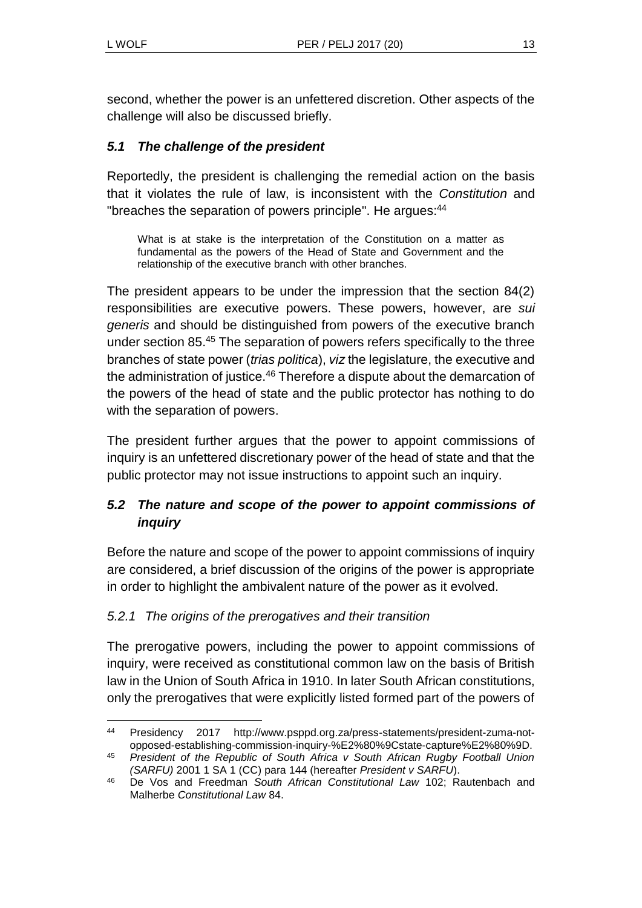second, whether the power is an unfettered discretion. Other aspects of the challenge will also be discussed briefly.

### *5.1 The challenge of the president*

Reportedly, the president is challenging the remedial action on the basis that it violates the rule of law, is inconsistent with the *Constitution* and "breaches the separation of powers principle". He argues:[44]

> What is at stake is the interpretation of the Constitution on a matter as fundamental as the powers of the Head of State and Government and the relationship of the executive branch with other branches.

The president appears to be under the impression that the section 84(2) responsibilities are executive powers. These powers, however, are *sui generis* and should be distinguished from powers of the executive branch under section 85.[45] The separation of powers refers specifically to the three branches of state power (*trias politica*), *viz* the legislature, the executive and the administration of justice.[46] Therefore a dispute about the demarcation of the powers of the head of state and the public protector has nothing to do with the separation of powers.

The president further argues that the power to appoint commissions of inquiry is an unfettered discretionary power of the head of state and that the public protector may not issue instructions to appoint such an inquiry.

### *5.2 The nature and scope of the power to appoint commissions of inquiry*

Before the nature and scope of the power to appoint commissions of inquiry are considered, a brief discussion of the origins of the power is appropriate in order to highlight the ambivalent nature of the power as it evolved.

#### *5.2.1 The origins of the prerogatives and their transition*

The prerogative powers, including the power to appoint commissions of inquiry, were received as constitutional common law on the basis of British law in the Union of South Africa in 1910. In later South African constitutions, only the prerogatives that were explicitly listed formed part of the powers of

---

[44] Presidency 2017 http://www.psppd.org.za/press-statements/president-zuma-not-opposed-establishing-commission-inquiry-%E2%80%9Cstate-capture%E2%80%9D.

[45] *President of the Republic of South Africa v South African Rugby Football Union (SARFU)* 2001 1 SA 1 (CC) para 144 (hereafter *President v SARFU*).

[46] De Vos and Freedman *South African Constitutional Law* 102; Rautenbach and Malherbe *Constitutional Law* 84.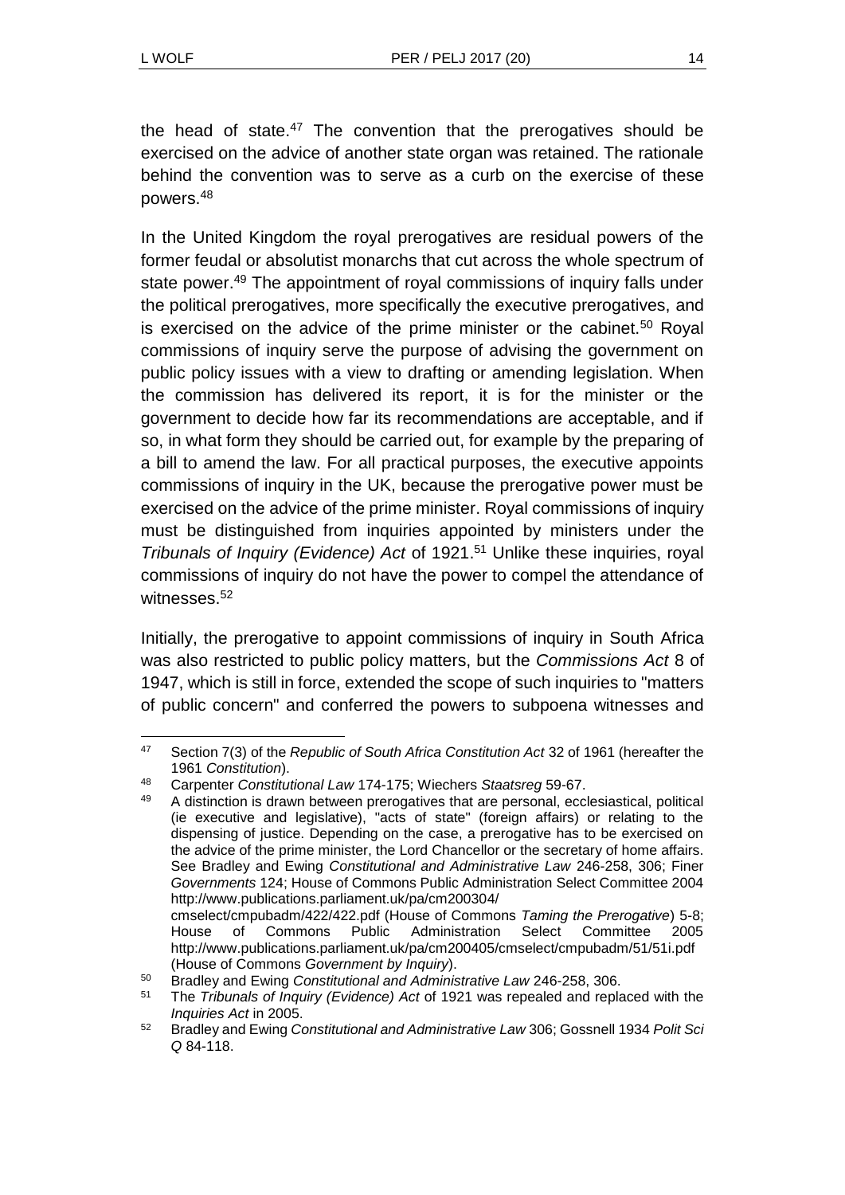the head of state.[47] The convention that the prerogatives should be exercised on the advice of another state organ was retained. The rationale behind the convention was to serve as a curb on the exercise of these powers.[48]

In the United Kingdom the royal prerogatives are residual powers of the former feudal or absolutist monarchs that cut across the whole spectrum of state power.[49] The appointment of royal commissions of inquiry falls under the political prerogatives, more specifically the executive prerogatives, and is exercised on the advice of the prime minister or the cabinet.[50] Royal commissions of inquiry serve the purpose of advising the government on public policy issues with a view to drafting or amending legislation. When the commission has delivered its report, it is for the minister or the government to decide how far its recommendations are acceptable, and if so, in what form they should be carried out, for example by the preparing of a bill to amend the law. For all practical purposes, the executive appoints commissions of inquiry in the UK, because the prerogative power must be exercised on the advice of the prime minister. Royal commissions of inquiry must be distinguished from inquiries appointed by ministers under the *Tribunals of Inquiry (Evidence) Act* of 1921.[51] Unlike these inquiries, royal commissions of inquiry do not have the power to compel the attendance of witnesses.[52]

Initially, the prerogative to appoint commissions of inquiry in South Africa was also restricted to public policy matters, but the *Commissions Act* 8 of 1947, which is still in force, extended the scope of such inquiries to "matters of public concern" and conferred the powers to subpoena witnesses and

---

[47] Section 7(3) of the *Republic of South Africa Constitution Act* 32 of 1961 (hereafter the 1961 *Constitution*).

[48] Carpenter *Constitutional Law* 174-175; Wiechers *Staatsreg* 59-67.

[49] A distinction is drawn between prerogatives that are personal, ecclesiastical, political (ie executive and legislative), "acts of state" (foreign affairs) or relating to the dispensing of justice. Depending on the case, a prerogative has to be exercised on the advice of the prime minister, the Lord Chancellor or the secretary of home affairs. See Bradley and Ewing *Constitutional and Administrative Law* 246-258, 306; Finer *Governments* 124; House of Commons Public Administration Select Committee 2004 http://www.publications.parliament.uk/pa/cm200304/cmselect/cmpubadm/422/422.pdf (House of Commons *Taming the Prerogative*) 5-8; House of Commons Public Administration Select Committee 2005 http://www.publications.parliament.uk/pa/cm200405/cmselect/cmpubadm/51/51i.pdf (House of Commons *Government by Inquiry*).

[50] Bradley and Ewing *Constitutional and Administrative Law* 246-258, 306.

[51] The *Tribunals of Inquiry (Evidence) Act* of 1921 was repealed and replaced with the *Inquiries Act* in 2005.

[52] Bradley and Ewing *Constitutional and Administrative Law* 306; Gossnell 1934 *Polit Sci Q* 84-118.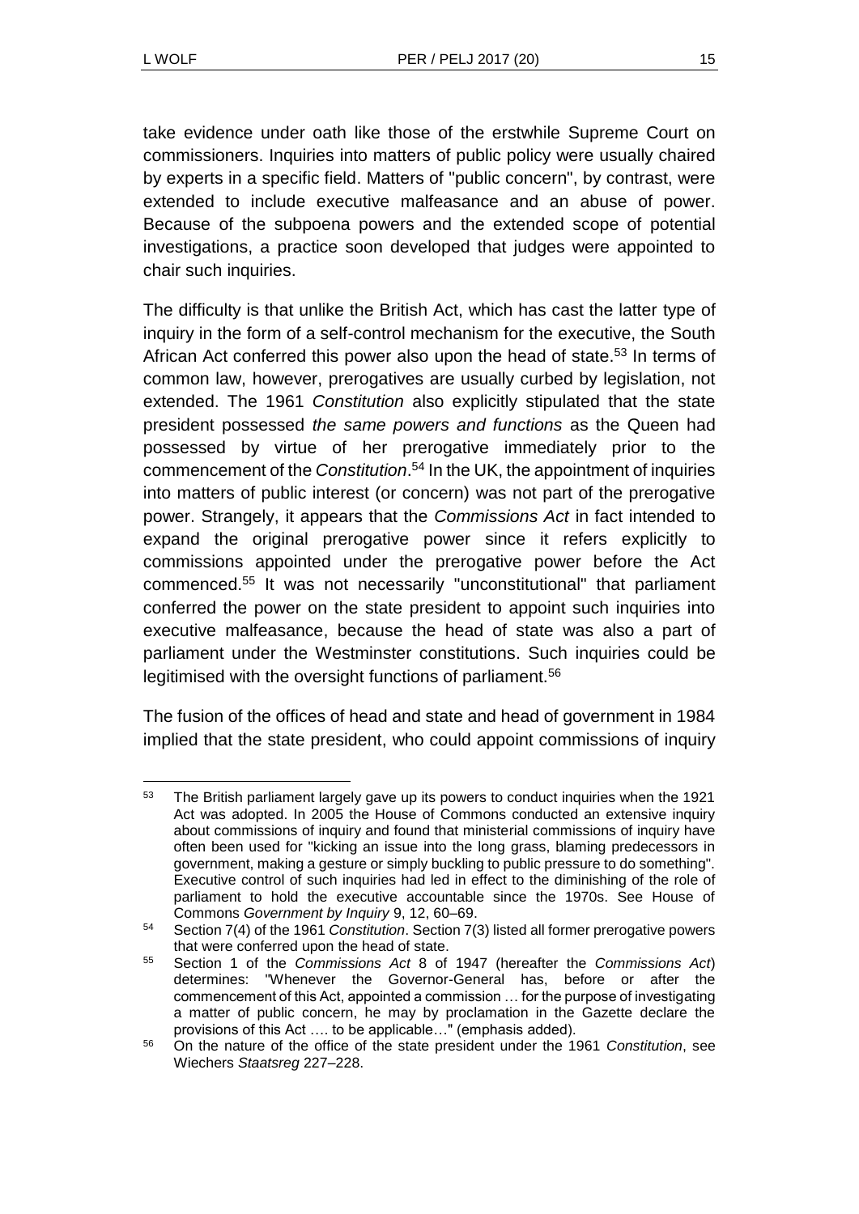take evidence under oath like those of the erstwhile Supreme Court on commissioners. Inquiries into matters of public policy were usually chaired by experts in a specific field. Matters of "public concern", by contrast, were extended to include executive malfeasance and an abuse of power. Because of the subpoena powers and the extended scope of potential investigations, a practice soon developed that judges were appointed to chair such inquiries.

The difficulty is that unlike the British Act, which has cast the latter type of inquiry in the form of a self-control mechanism for the executive, the South African Act conferred this power also upon the head of state.[53] In terms of common law, however, prerogatives are usually curbed by legislation, not extended. The 1961 *Constitution* also explicitly stipulated that the state president possessed *the same powers and functions* as the Queen had possessed by virtue of her prerogative immediately prior to the commencement of the *Constitution*.[54] In the UK, the appointment of inquiries into matters of public interest (or concern) was not part of the prerogative power. Strangely, it appears that the *Commissions Act* in fact intended to expand the original prerogative power since it refers explicitly to commissions appointed under the prerogative power before the Act commenced.[55] It was not necessarily "unconstitutional" that parliament conferred the power on the state president to appoint such inquiries into executive malfeasance, because the head of state was also a part of parliament under the Westminster constitutions. Such inquiries could be legitimised with the oversight functions of parliament.[56]

The fusion of the offices of head and state and head of government in 1984 implied that the state president, who could appoint commissions of inquiry

---

[53] The British parliament largely gave up its powers to conduct inquiries when the 1921 Act was adopted. In 2005 the House of Commons conducted an extensive inquiry about commissions of inquiry and found that ministerial commissions of inquiry have often been used for "kicking an issue into the long grass, blaming predecessors in government, making a gesture or simply buckling to public pressure to do something". Executive control of such inquiries had led in effect to the diminishing of the role of parliament to hold the executive accountable since the 1970s. See House of Commons *Government by Inquiry* 9, 12, 60–69.

[54] Section 7(4) of the 1961 *Constitution*. Section 7(3) listed all former prerogative powers that were conferred upon the head of state.

[55] Section 1 of the *Commissions Act* 8 of 1947 (hereafter the *Commissions Act*) determines: "Whenever the Governor-General has, before or after the commencement of this Act, appointed a commission … for the purpose of investigating a matter of public concern, he may by proclamation in the Gazette declare the provisions of this Act …. to be applicable…" (emphasis added).

[56] On the nature of the office of the state president under the 1961 *Constitution*, see Wiechers *Staatsreg* 227–228.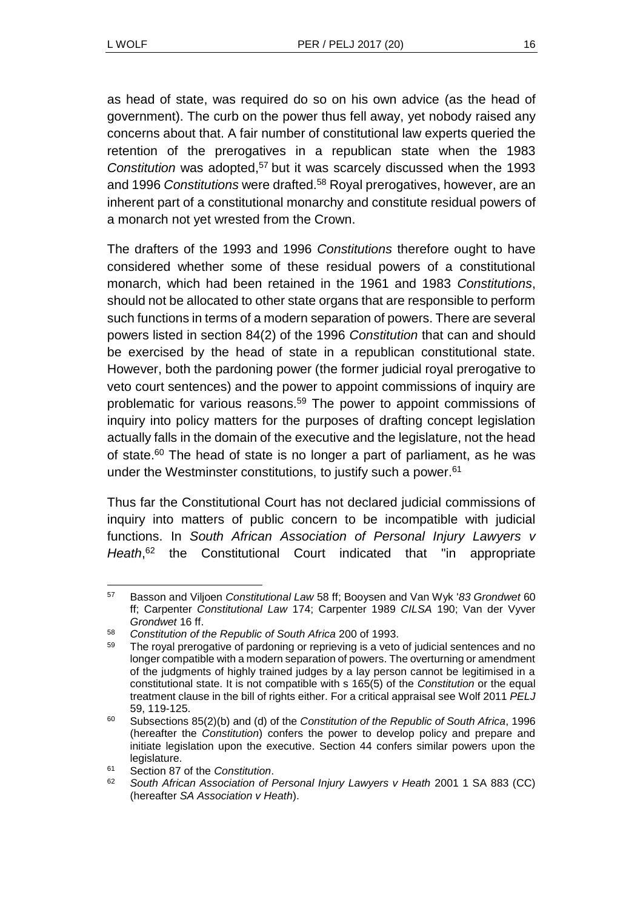as head of state, was required do so on his own advice (as the head of government). The curb on the power thus fell away, yet nobody raised any concerns about that. A fair number of constitutional law experts queried the retention of the prerogatives in a republican state when the 1983 *Constitution* was adopted,[57] but it was scarcely discussed when the 1993 and 1996 *Constitutions* were drafted.[58] Royal prerogatives, however, are an inherent part of a constitutional monarchy and constitute residual powers of a monarch not yet wrested from the Crown.

The drafters of the 1993 and 1996 *Constitutions* therefore ought to have considered whether some of these residual powers of a constitutional monarch, which had been retained in the 1961 and 1983 *Constitutions*, should not be allocated to other state organs that are responsible to perform such functions in terms of a modern separation of powers. There are several powers listed in section 84(2) of the 1996 *Constitution* that can and should be exercised by the head of state in a republican constitutional state. However, both the pardoning power (the former judicial royal prerogative to veto court sentences) and the power to appoint commissions of inquiry are problematic for various reasons.[59] The power to appoint commissions of inquiry into policy matters for the purposes of drafting concept legislation actually falls in the domain of the executive and the legislature, not the head of state.[60] The head of state is no longer a part of parliament, as he was under the Westminster constitutions, to justify such a power.[61]

Thus far the Constitutional Court has not declared judicial commissions of inquiry into matters of public concern to be incompatible with judicial functions. In *South African Association of Personal Injury Lawyers v Heath*,[62] the Constitutional Court indicated that "in appropriate

---

57 Basson and Viljoen *Constitutional Law* 58 ff; Booysen and Van Wyk *'83 Grondwet* 60 ff; Carpenter *Constitutional Law* 174; Carpenter 1989 *CILSA* 190; Van der Vyver *Grondwet* 16 ff.

58 *Constitution of the Republic of South Africa* 200 of 1993.

59 The royal prerogative of pardoning or reprieving is a veto of judicial sentences and no longer compatible with a modern separation of powers. The overturning or amendment of the judgments of highly trained judges by a lay person cannot be legitimised in a constitutional state. It is not compatible with s 165(5) of the *Constitution* or the equal treatment clause in the bill of rights either. For a critical appraisal see Wolf 2011 *PELJ* 59, 119-125.

60 Subsections 85(2)(b) and (d) of the *Constitution of the Republic of South Africa*, 1996 (hereafter the *Constitution*) confers the power to develop policy and prepare and initiate legislation upon the executive. Section 44 confers similar powers upon the legislature.

61 Section 87 of the *Constitution*.

62 *South African Association of Personal Injury Lawyers v Heath* 2001 1 SA 883 (CC) (hereafter *SA Association v Heath*).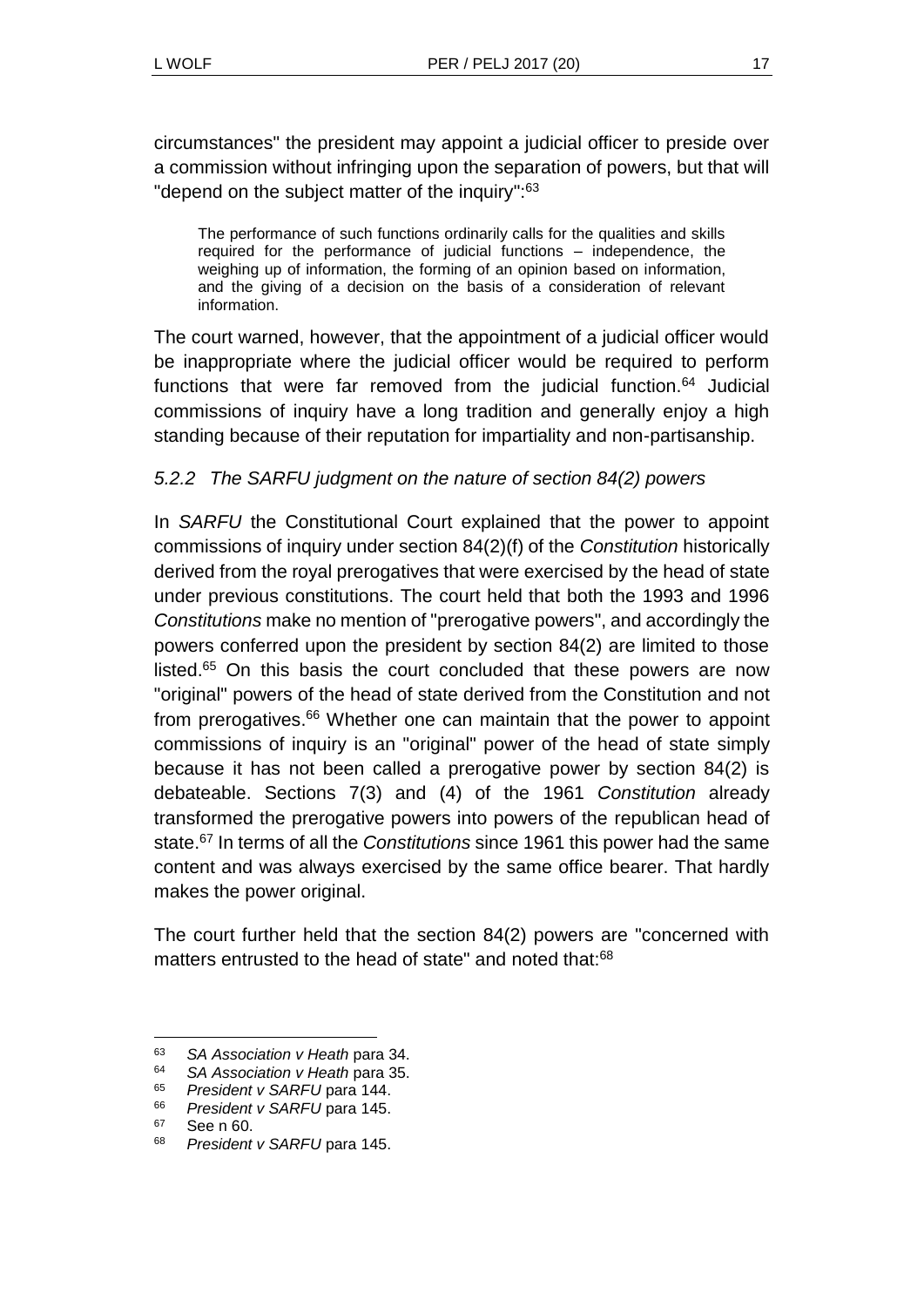circumstances" the president may appoint a judicial officer to preside over a commission without infringing upon the separation of powers, but that will "depend on the subject matter of the inquiry":[63]

> The performance of such functions ordinarily calls for the qualities and skills required for the performance of judicial functions – independence, the weighing up of information, the forming of an opinion based on information, and the giving of a decision on the basis of a consideration of relevant information.

The court warned, however, that the appointment of a judicial officer would be inappropriate where the judicial officer would be required to perform functions that were far removed from the judicial function.[64] Judicial commissions of inquiry have a long tradition and generally enjoy a high standing because of their reputation for impartiality and non-partisanship.

### *5.2.2 The SARFU judgment on the nature of section 84(2) powers*

In *SARFU* the Constitutional Court explained that the power to appoint commissions of inquiry under section 84(2)(f) of the *Constitution* historically derived from the royal prerogatives that were exercised by the head of state under previous constitutions. The court held that both the 1993 and 1996 *Constitutions* make no mention of "prerogative powers", and accordingly the powers conferred upon the president by section 84(2) are limited to those listed.[65] On this basis the court concluded that these powers are now "original" powers of the head of state derived from the Constitution and not from prerogatives.[66] Whether one can maintain that the power to appoint commissions of inquiry is an "original" power of the head of state simply because it has not been called a prerogative power by section 84(2) is debateable. Sections 7(3) and (4) of the 1961 *Constitution* already transformed the prerogative powers into powers of the republican head of state.[67] In terms of all the *Constitutions* since 1961 this power had the same content and was always exercised by the same office bearer. That hardly makes the power original.

The court further held that the section 84(2) powers are "concerned with matters entrusted to the head of state" and noted that:[68]

---

63 *SA Association v Heath* para 34.

64 *SA Association v Heath* para 35.

65 *President v SARFU* para 144.

66 *President v SARFU* para 145.

67 See n 60.

68 *President v SARFU* para 145.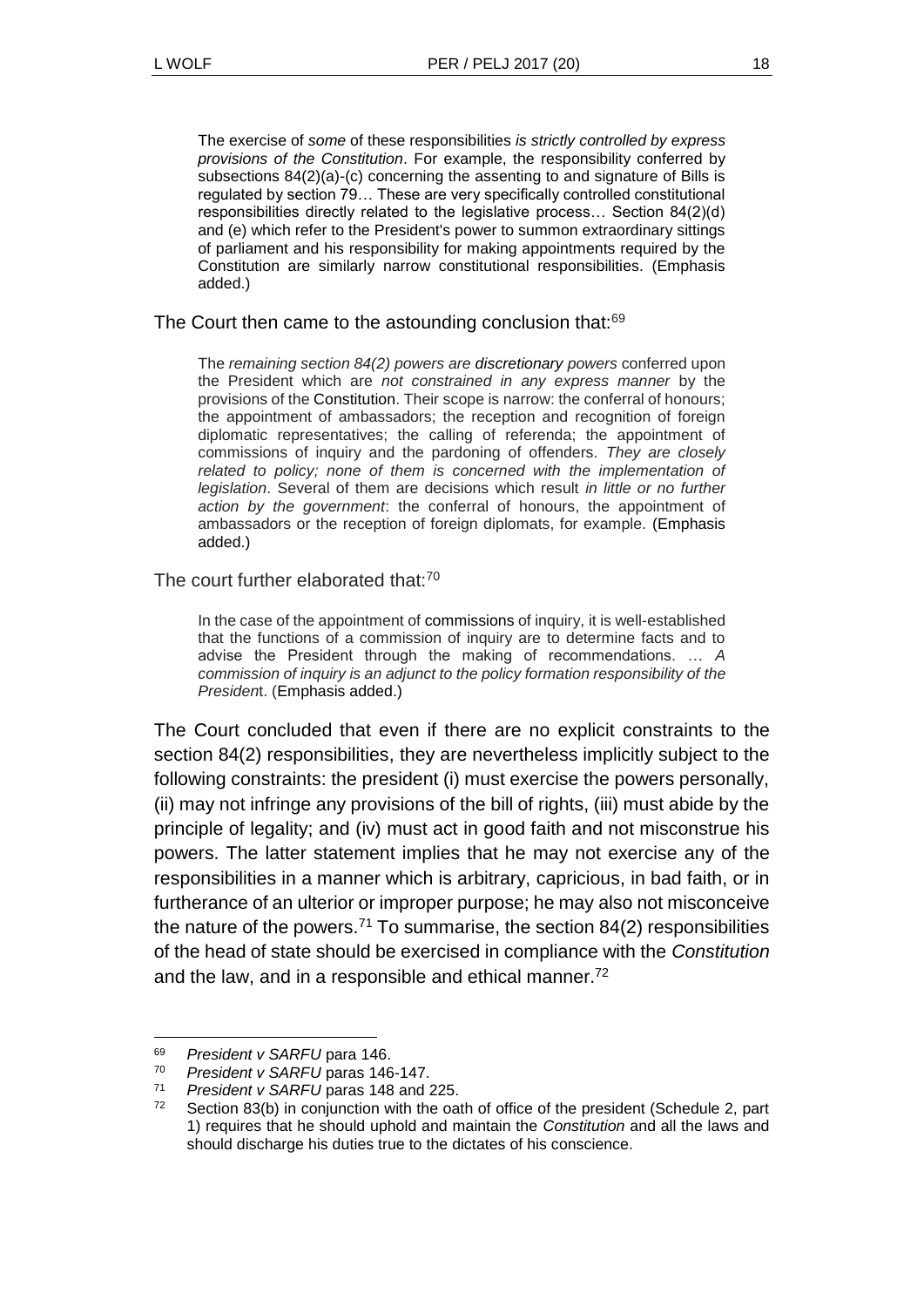> The exercise of *some* of these responsibilities *is strictly controlled by express provisions of the Constitution*. For example, the responsibility conferred by subsections 84(2)(a)-(c) concerning the assenting to and signature of Bills is regulated by section 79… These are very specifically controlled constitutional responsibilities directly related to the legislative process… Section 84(2)(d) and (e) which refer to the President's power to summon extraordinary sittings of parliament and his responsibility for making appointments required by the Constitution are similarly narrow constitutional responsibilities. (Emphasis added.)

The Court then came to the astounding conclusion that:[69]

> The *remaining section 84(2) powers are discretionary powers* conferred upon the President which are *not constrained in any express manner* by the provisions of the Constitution. Their scope is narrow: the conferral of honours; the appointment of ambassadors; the reception and recognition of foreign diplomatic representatives; the calling of referenda; the appointment of commissions of inquiry and the pardoning of offenders. *They are closely related to policy; none of them is concerned with the implementation of legislation*. Several of them are decisions which result *in little or no further action by the government*: the conferral of honours, the appointment of ambassadors or the reception of foreign diplomats, for example. (Emphasis added.)

The court further elaborated that:[70]

> In the case of the appointment of commissions of inquiry, it is well-established that the functions of a commission of inquiry are to determine facts and to advise the President through the making of recommendations. … *A commission of inquiry is an adjunct to the policy formation responsibility of the President*. (Emphasis added.)

The Court concluded that even if there are no explicit constraints to the section 84(2) responsibilities, they are nevertheless implicitly subject to the following constraints: the president (i) must exercise the powers personally, (ii) may not infringe any provisions of the bill of rights, (iii) must abide by the principle of legality; and (iv) must act in good faith and not misconstrue his powers. The latter statement implies that he may not exercise any of the responsibilities in a manner which is arbitrary, capricious, in bad faith, or in furtherance of an ulterior or improper purpose; he may also not misconceive the nature of the powers.[71] To summarise, the section 84(2) responsibilities of the head of state should be exercised in compliance with the *Constitution* and the law, and in a responsible and ethical manner.[72]

---

[69] *President v SARFU* para 146.

[70] *President v SARFU* paras 146-147.

[71] *President v SARFU* paras 148 and 225.

[72] Section 83(b) in conjunction with the oath of office of the president (Schedule 2, part 1) requires that he should uphold and maintain the *Constitution* and all the laws and should discharge his duties true to the dictates of his conscience.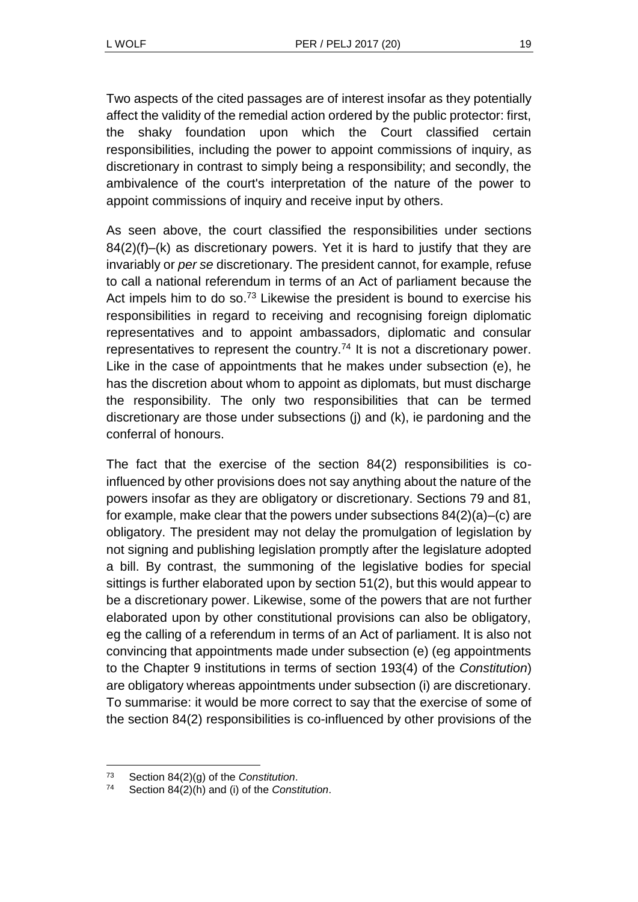Two aspects of the cited passages are of interest insofar as they potentially affect the validity of the remedial action ordered by the public protector: first, the shaky foundation upon which the Court classified certain responsibilities, including the power to appoint commissions of inquiry, as discretionary in contrast to simply being a responsibility; and secondly, the ambivalence of the court's interpretation of the nature of the power to appoint commissions of inquiry and receive input by others.

As seen above, the court classified the responsibilities under sections 84(2)(f)–(k) as discretionary powers. Yet it is hard to justify that they are invariably or *per se* discretionary. The president cannot, for example, refuse to call a national referendum in terms of an Act of parliament because the Act impels him to do so.[73] Likewise the president is bound to exercise his responsibilities in regard to receiving and recognising foreign diplomatic representatives and to appoint ambassadors, diplomatic and consular representatives to represent the country.[74] It is not a discretionary power. Like in the case of appointments that he makes under subsection (e), he has the discretion about whom to appoint as diplomats, but must discharge the responsibility. The only two responsibilities that can be termed discretionary are those under subsections (j) and (k), ie pardoning and the conferral of honours.

The fact that the exercise of the section 84(2) responsibilities is co-influenced by other provisions does not say anything about the nature of the powers insofar as they are obligatory or discretionary. Sections 79 and 81, for example, make clear that the powers under subsections 84(2)(a)–(c) are obligatory. The president may not delay the promulgation of legislation by not signing and publishing legislation promptly after the legislature adopted a bill. By contrast, the summoning of the legislative bodies for special sittings is further elaborated upon by section 51(2), but this would appear to be a discretionary power. Likewise, some of the powers that are not further elaborated upon by other constitutional provisions can also be obligatory, eg the calling of a referendum in terms of an Act of parliament. It is also not convincing that appointments made under subsection (e) (eg appointments to the Chapter 9 institutions in terms of section 193(4) of the *Constitution*) are obligatory whereas appointments under subsection (i) are discretionary. To summarise: it would be more correct to say that the exercise of some of the section 84(2) responsibilities is co-influenced by other provisions of the

---

[73] Section 84(2)(g) of the *Constitution*.

[74] Section 84(2)(h) and (i) of the *Constitution*.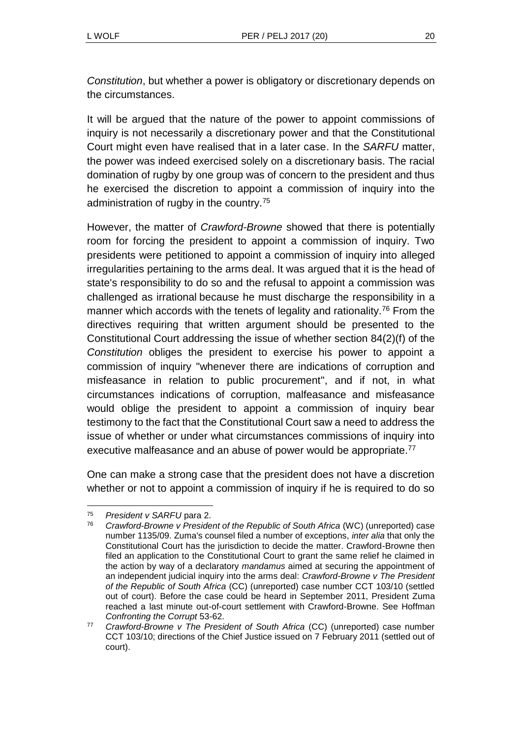*Constitution*, but whether a power is obligatory or discretionary depends on the circumstances.

It will be argued that the nature of the power to appoint commissions of inquiry is not necessarily a discretionary power and that the Constitutional Court might even have realised that in a later case. In the *SARFU* matter, the power was indeed exercised solely on a discretionary basis. The racial domination of rugby by one group was of concern to the president and thus he exercised the discretion to appoint a commission of inquiry into the administration of rugby in the country.[75]

However, the matter of *Crawford-Browne* showed that there is potentially room for forcing the president to appoint a commission of inquiry. Two presidents were petitioned to appoint a commission of inquiry into alleged irregularities pertaining to the arms deal. It was argued that it is the head of state's responsibility to do so and the refusal to appoint a commission was challenged as irrational because he must discharge the responsibility in a manner which accords with the tenets of legality and rationality.[76] From the directives requiring that written argument should be presented to the Constitutional Court addressing the issue of whether section 84(2)(f) of the *Constitution* obliges the president to exercise his power to appoint a commission of inquiry "whenever there are indications of corruption and misfeasance in relation to public procurement", and if not, in what circumstances indications of corruption, malfeasance and misfeasance would oblige the president to appoint a commission of inquiry bear testimony to the fact that the Constitutional Court saw a need to address the issue of whether or under what circumstances commissions of inquiry into executive malfeasance and an abuse of power would be appropriate.[77]

One can make a strong case that the president does not have a discretion whether or not to appoint a commission of inquiry if he is required to do so

---

[75] *President v SARFU* para 2.

[76] *Crawford-Browne v President of the Republic of South Africa* (WC) (unreported) case number 1135/09. Zuma's counsel filed a number of exceptions, *inter alia* that only the Constitutional Court has the jurisdiction to decide the matter. Crawford-Browne then filed an application to the Constitutional Court to grant the same relief he claimed in the action by way of a declaratory *mandamus* aimed at securing the appointment of an independent judicial inquiry into the arms deal: *Crawford-Browne v The President of the Republic of South Africa* (CC) (unreported) case number CCT 103/10 (settled out of court). Before the case could be heard in September 2011, President Zuma reached a last minute out-of-court settlement with Crawford-Browne. See Hoffman *Confronting the Corrupt* 53-62.

[77] *Crawford-Browne v The President of South Africa* (CC) (unreported) case number CCT 103/10; directions of the Chief Justice issued on 7 February 2011 (settled out of court).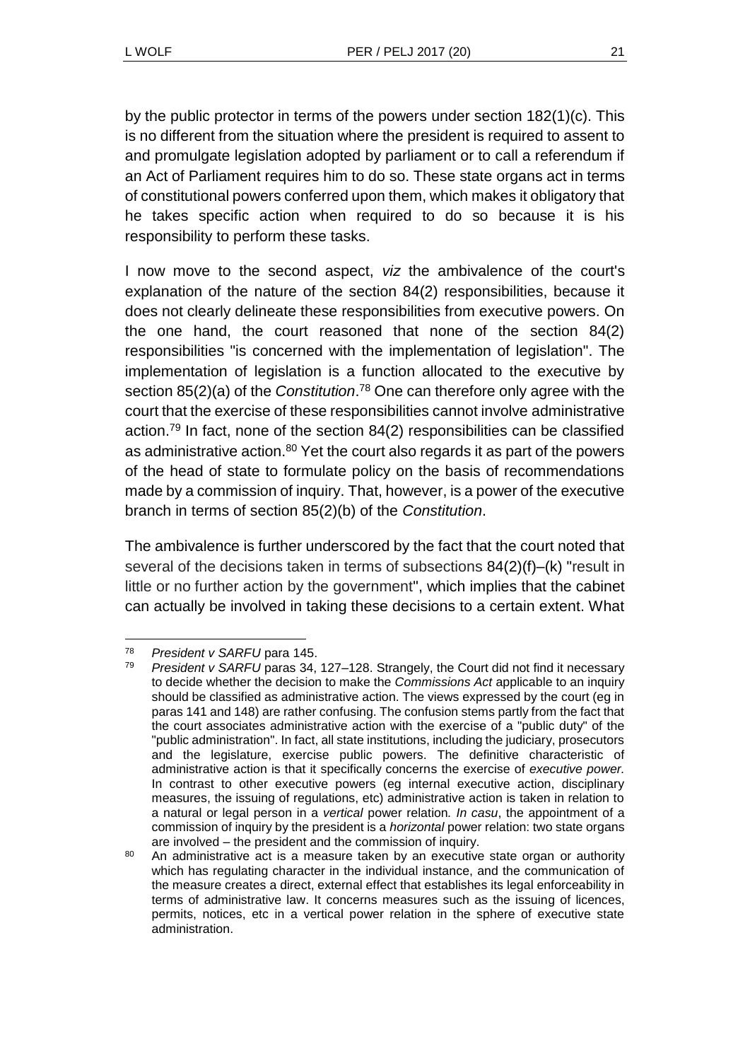by the public protector in terms of the powers under section 182(1)(c). This is no different from the situation where the president is required to assent to and promulgate legislation adopted by parliament or to call a referendum if an Act of Parliament requires him to do so. These state organs act in terms of constitutional powers conferred upon them, which makes it obligatory that he takes specific action when required to do so because it is his responsibility to perform these tasks.

I now move to the second aspect, *viz* the ambivalence of the court's explanation of the nature of the section 84(2) responsibilities, because it does not clearly delineate these responsibilities from executive powers. On the one hand, the court reasoned that none of the section 84(2) responsibilities "is concerned with the implementation of legislation". The implementation of legislation is a function allocated to the executive by section 85(2)(a) of the *Constitution*.[78] One can therefore only agree with the court that the exercise of these responsibilities cannot involve administrative action.[79] In fact, none of the section 84(2) responsibilities can be classified as administrative action.[80] Yet the court also regards it as part of the powers of the head of state to formulate policy on the basis of recommendations made by a commission of inquiry. That, however, is a power of the executive branch in terms of section 85(2)(b) of the *Constitution*.

The ambivalence is further underscored by the fact that the court noted that several of the decisions taken in terms of subsections 84(2)(f)–(k) "result in little or no further action by the government", which implies that the cabinet can actually be involved in taking these decisions to a certain extent. What

---

[78] *President v SARFU* para 145.

[79] *President v SARFU* paras 34, 127–128. Strangely, the Court did not find it necessary to decide whether the decision to make the *Commissions Act* applicable to an inquiry should be classified as administrative action. The views expressed by the court (eg in paras 141 and 148) are rather confusing. The confusion stems partly from the fact that the court associates administrative action with the exercise of a "public duty" of the "public administration". In fact, all state institutions, including the judiciary, prosecutors and the legislature, exercise public powers. The definitive characteristic of administrative action is that it specifically concerns the exercise of *executive power.* In contrast to other executive powers (eg internal executive action, disciplinary measures, the issuing of regulations, etc) administrative action is taken in relation to a natural or legal person in a *vertical* power relation*. In casu*, the appointment of a commission of inquiry by the president is a *horizontal* power relation: two state organs are involved – the president and the commission of inquiry.

[80] An administrative act is a measure taken by an executive state organ or authority which has regulating character in the individual instance, and the communication of the measure creates a direct, external effect that establishes its legal enforceability in terms of administrative law. It concerns measures such as the issuing of licences, permits, notices, etc in a vertical power relation in the sphere of executive state administration.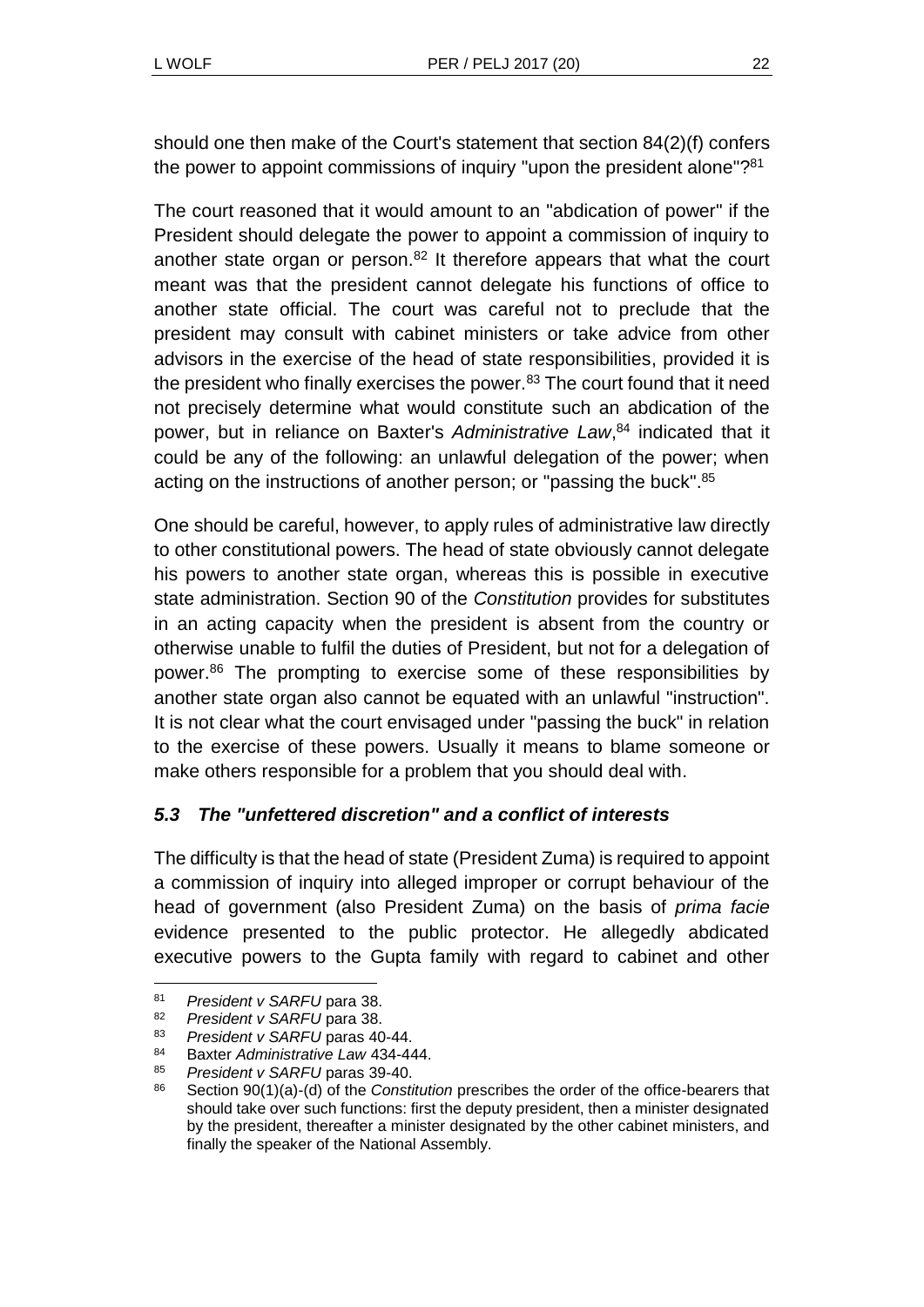should one then make of the Court's statement that section 84(2)(f) confers the power to appoint commissions of inquiry "upon the president alone"?[81]

The court reasoned that it would amount to an "abdication of power" if the President should delegate the power to appoint a commission of inquiry to another state organ or person.[82] It therefore appears that what the court meant was that the president cannot delegate his functions of office to another state official. The court was careful not to preclude that the president may consult with cabinet ministers or take advice from other advisors in the exercise of the head of state responsibilities, provided it is the president who finally exercises the power.[83] The court found that it need not precisely determine what would constitute such an abdication of the power, but in reliance on Baxter's *Administrative Law*,[84] indicated that it could be any of the following: an unlawful delegation of the power; when acting on the instructions of another person; or "passing the buck".[85]

One should be careful, however, to apply rules of administrative law directly to other constitutional powers. The head of state obviously cannot delegate his powers to another state organ, whereas this is possible in executive state administration. Section 90 of the *Constitution* provides for substitutes in an acting capacity when the president is absent from the country or otherwise unable to fulfil the duties of President, but not for a delegation of power.[86] The prompting to exercise some of these responsibilities by another state organ also cannot be equated with an unlawful "instruction". It is not clear what the court envisaged under "passing the buck" in relation to the exercise of these powers. Usually it means to blame someone or make others responsible for a problem that you should deal with.

### *5.3 The "unfettered discretion" and a conflict of interests*

The difficulty is that the head of state (President Zuma) is required to appoint a commission of inquiry into alleged improper or corrupt behaviour of the head of government (also President Zuma) on the basis of *prima facie* evidence presented to the public protector. He allegedly abdicated executive powers to the Gupta family with regard to cabinet and other

---

[81] *President v SARFU* para 38.

[82] *President v SARFU* para 38.

[83] *President v SARFU* paras 40-44.

[84] Baxter *Administrative Law* 434-444.

[85] *President v SARFU* paras 39-40.

[86] Section 90(1)(a)-(d) of the *Constitution* prescribes the order of the office-bearers that should take over such functions: first the deputy president, then a minister designated by the president, thereafter a minister designated by the other cabinet ministers, and finally the speaker of the National Assembly.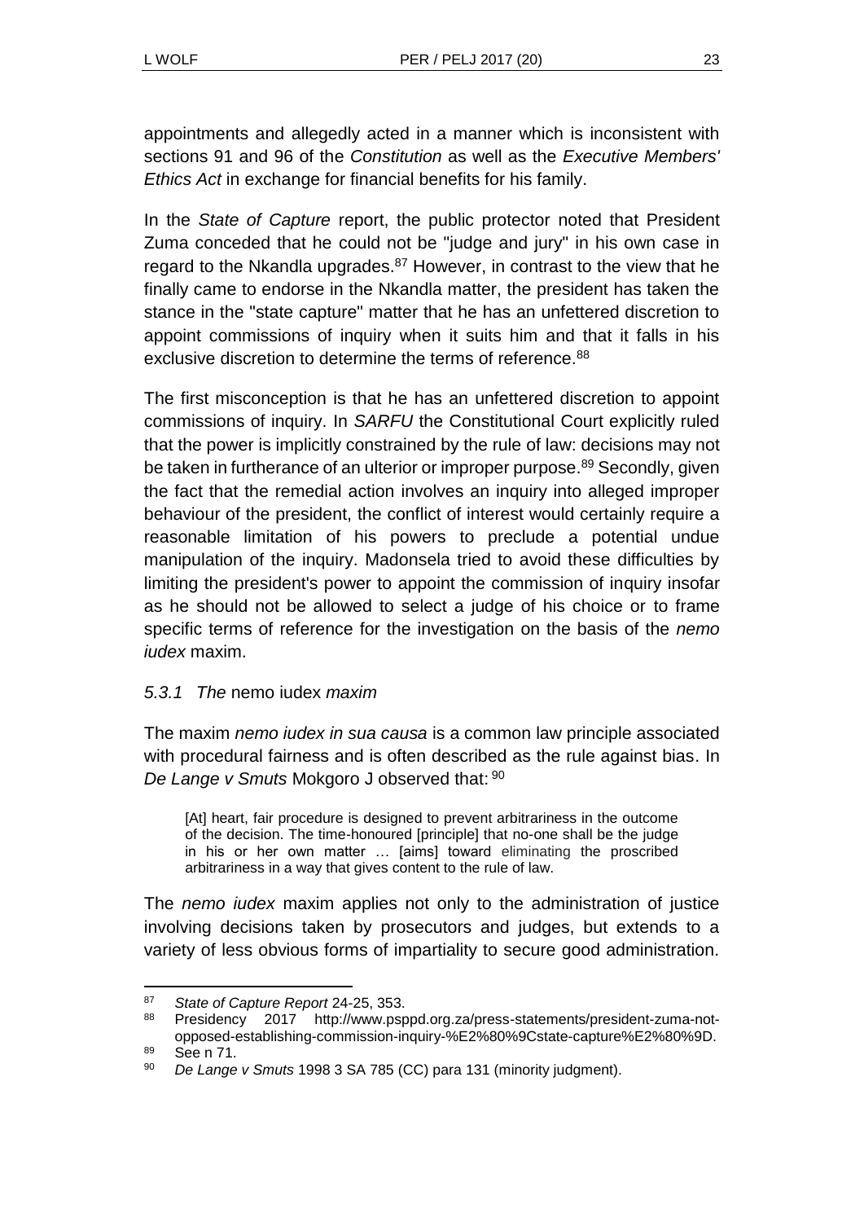appointments and allegedly acted in a manner which is inconsistent with sections 91 and 96 of the *Constitution* as well as the *Executive Members' Ethics Act* in exchange for financial benefits for his family.

In the *State of Capture* report, the public protector noted that President Zuma conceded that he could not be "judge and jury" in his own case in regard to the Nkandla upgrades.[87] However, in contrast to the view that he finally came to endorse in the Nkandla matter, the president has taken the stance in the "state capture" matter that he has an unfettered discretion to appoint commissions of inquiry when it suits him and that it falls in his exclusive discretion to determine the terms of reference.[88]

The first misconception is that he has an unfettered discretion to appoint commissions of inquiry. In *SARFU* the Constitutional Court explicitly ruled that the power is implicitly constrained by the rule of law: decisions may not be taken in furtherance of an ulterior or improper purpose.[89] Secondly, given the fact that the remedial action involves an inquiry into alleged improper behaviour of the president, the conflict of interest would certainly require a reasonable limitation of his powers to preclude a potential undue manipulation of the inquiry. Madonsela tried to avoid these difficulties by limiting the president's power to appoint the commission of inquiry insofar as he should not be allowed to select a judge of his choice or to frame specific terms of reference for the investigation on the basis of the *nemo iudex* maxim.

### *5.3.1 The* nemo iudex *maxim*

The maxim *nemo iudex in sua causa* is a common law principle associated with procedural fairness and is often described as the rule against bias. In *De Lange v Smuts* Mokgoro J observed that: [90]

> [At] heart, fair procedure is designed to prevent arbitrariness in the outcome of the decision. The time-honoured [principle] that no-one shall be the judge in his or her own matter … [aims] toward eliminating the proscribed arbitrariness in a way that gives content to the rule of law.

The *nemo iudex* maxim applies not only to the administration of justice involving decisions taken by prosecutors and judges, but extends to a variety of less obvious forms of impartiality to secure good administration.

---

87 *State of Capture Report* 24-25, 353.

88 Presidency 2017 http://www.psppd.org.za/press-statements/president-zuma-not-opposed-establishing-commission-inquiry-%E2%80%9Cstate-capture%E2%80%9D.

89 See n 71.

90 *De Lange v Smuts* 1998 3 SA 785 (CC) para 131 (minority judgment).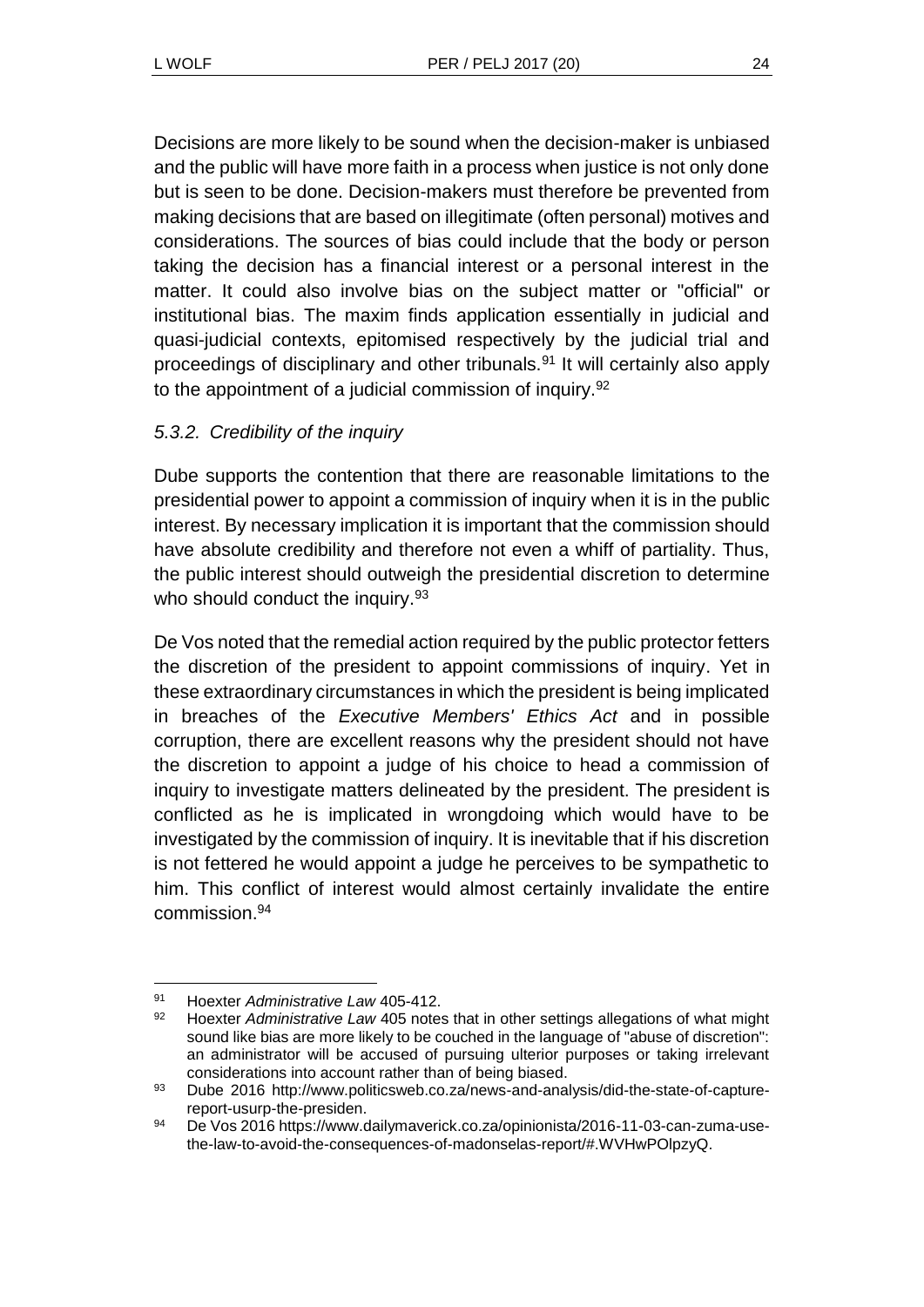Decisions are more likely to be sound when the decision-maker is unbiased and the public will have more faith in a process when justice is not only done but is seen to be done. Decision-makers must therefore be prevented from making decisions that are based on illegitimate (often personal) motives and considerations. The sources of bias could include that the body or person taking the decision has a financial interest or a personal interest in the matter. It could also involve bias on the subject matter or "official" or institutional bias. The maxim finds application essentially in judicial and quasi-judicial contexts, epitomised respectively by the judicial trial and proceedings of disciplinary and other tribunals.[91] It will certainly also apply to the appointment of a judicial commission of inquiry.[92]

### *5.3.2. Credibility of the inquiry*

Dube supports the contention that there are reasonable limitations to the presidential power to appoint a commission of inquiry when it is in the public interest. By necessary implication it is important that the commission should have absolute credibility and therefore not even a whiff of partiality. Thus, the public interest should outweigh the presidential discretion to determine who should conduct the inquiry.[93]

De Vos noted that the remedial action required by the public protector fetters the discretion of the president to appoint commissions of inquiry. Yet in these extraordinary circumstances in which the president is being implicated in breaches of the *Executive Members' Ethics Act* and in possible corruption, there are excellent reasons why the president should not have the discretion to appoint a judge of his choice to head a commission of inquiry to investigate matters delineated by the president. The president is conflicted as he is implicated in wrongdoing which would have to be investigated by the commission of inquiry. It is inevitable that if his discretion is not fettered he would appoint a judge he perceives to be sympathetic to him. This conflict of interest would almost certainly invalidate the entire commission.[94]

---

[91] Hoexter *Administrative Law* 405-412.

[92] Hoexter *Administrative Law* 405 notes that in other settings allegations of what might sound like bias are more likely to be couched in the language of "abuse of discretion": an administrator will be accused of pursuing ulterior purposes or taking irrelevant considerations into account rather than of being biased.

[93] Dube 2016 http://www.politicsweb.co.za/news-and-analysis/did-the-state-of-capture-report-usurp-the-presiden.

[94] De Vos 2016 https://www.dailymaverick.co.za/opinionista/2016-11-03-can-zuma-use-the-law-to-avoid-the-consequences-of-madonselas-report/#.WVHwPOlpzyQ.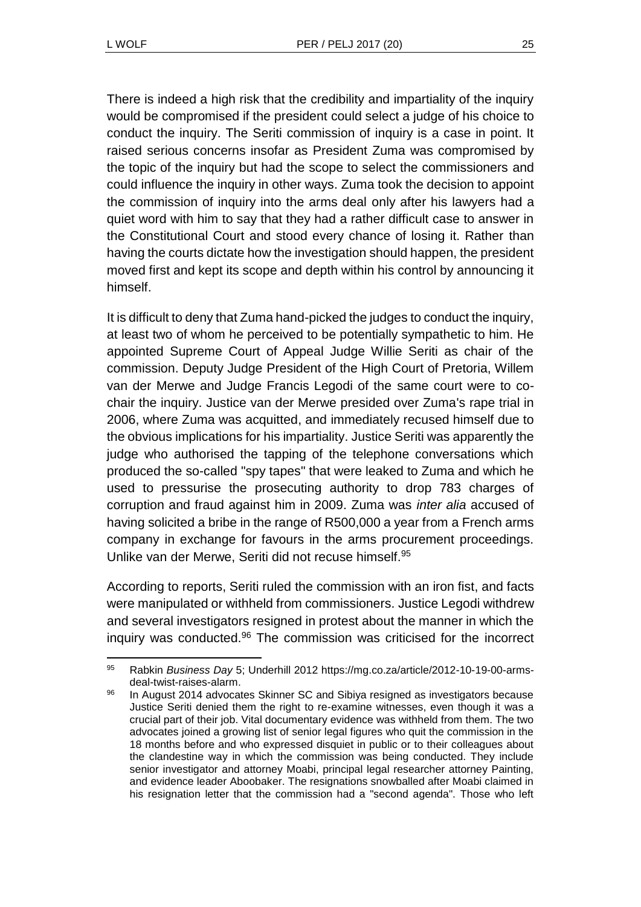There is indeed a high risk that the credibility and impartiality of the inquiry would be compromised if the president could select a judge of his choice to conduct the inquiry. The Seriti commission of inquiry is a case in point. It raised serious concerns insofar as President Zuma was compromised by the topic of the inquiry but had the scope to select the commissioners and could influence the inquiry in other ways. Zuma took the decision to appoint the commission of inquiry into the arms deal only after his lawyers had a quiet word with him to say that they had a rather difficult case to answer in the Constitutional Court and stood every chance of losing it. Rather than having the courts dictate how the investigation should happen, the president moved first and kept its scope and depth within his control by announcing it himself.

It is difficult to deny that Zuma hand-picked the judges to conduct the inquiry, at least two of whom he perceived to be potentially sympathetic to him. He appointed Supreme Court of Appeal Judge Willie Seriti as chair of the commission. Deputy Judge President of the High Court of Pretoria, Willem van der Merwe and Judge Francis Legodi of the same court were to co-chair the inquiry. Justice van der Merwe presided over Zuma's rape trial in 2006, where Zuma was acquitted, and immediately recused himself due to the obvious implications for his impartiality. Justice Seriti was apparently the judge who authorised the tapping of the telephone conversations which produced the so-called "spy tapes" that were leaked to Zuma and which he used to pressurise the prosecuting authority to drop 783 charges of corruption and fraud against him in 2009. Zuma was *inter alia* accused of having solicited a bribe in the range of R500,000 a year from a French arms company in exchange for favours in the arms procurement proceedings. Unlike van der Merwe, Seriti did not recuse himself.[95]

According to reports, Seriti ruled the commission with an iron fist, and facts were manipulated or withheld from commissioners. Justice Legodi withdrew and several investigators resigned in protest about the manner in which the inquiry was conducted.[96] The commission was criticised for the incorrect

---

[95] Rabkin *Business Day* 5; Underhill 2012 https://mg.co.za/article/2012-10-19-00-arms-deal-twist-raises-alarm.

[96] In August 2014 advocates Skinner SC and Sibiya resigned as investigators because Justice Seriti denied them the right to re-examine witnesses, even though it was a crucial part of their job. Vital documentary evidence was withheld from them. The two advocates joined a growing list of senior legal figures who quit the commission in the 18 months before and who expressed disquiet in public or to their colleagues about the clandestine way in which the commission was being conducted. They include senior investigator and attorney Moabi, principal legal researcher attorney Painting, and evidence leader Aboobaker. The resignations snowballed after Moabi claimed in his resignation letter that the commission had a "second agenda". Those who left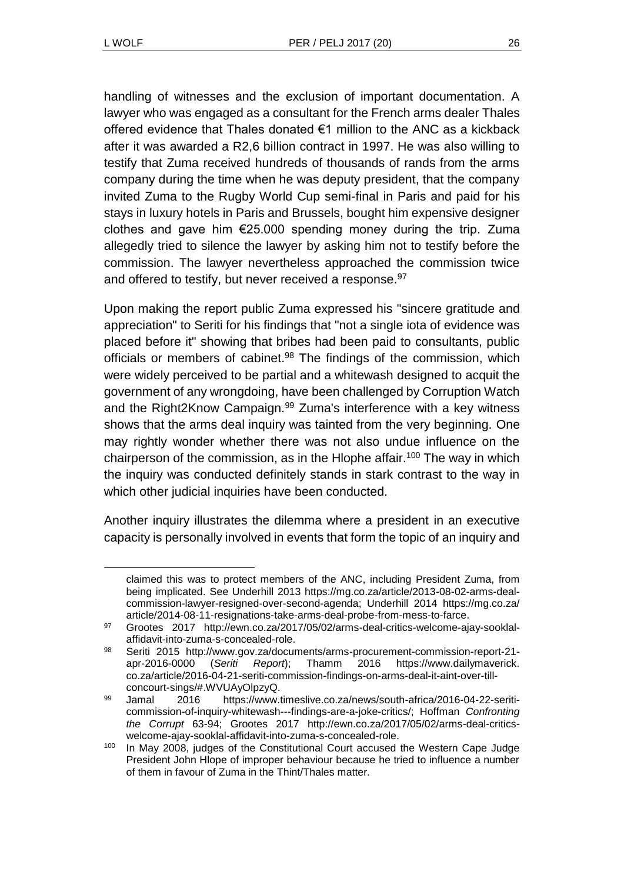handling of witnesses and the exclusion of important documentation. A lawyer who was engaged as a consultant for the French arms dealer Thales offered evidence that Thales donated €1 million to the ANC as a kickback after it was awarded a R2,6 billion contract in 1997. He was also willing to testify that Zuma received hundreds of thousands of rands from the arms company during the time when he was deputy president, that the company invited Zuma to the Rugby World Cup semi-final in Paris and paid for his stays in luxury hotels in Paris and Brussels, bought him expensive designer clothes and gave him €25.000 spending money during the trip. Zuma allegedly tried to silence the lawyer by asking him not to testify before the commission. The lawyer nevertheless approached the commission twice and offered to testify, but never received a response.[97]

Upon making the report public Zuma expressed his "sincere gratitude and appreciation" to Seriti for his findings that "not a single iota of evidence was placed before it" showing that bribes had been paid to consultants, public officials or members of cabinet.[98] The findings of the commission, which were widely perceived to be partial and a whitewash designed to acquit the government of any wrongdoing, have been challenged by Corruption Watch and the Right2Know Campaign.[99] Zuma's interference with a key witness shows that the arms deal inquiry was tainted from the very beginning. One may rightly wonder whether there was not also undue influence on the chairperson of the commission, as in the Hlophe affair.[100] The way in which the inquiry was conducted definitely stands in stark contrast to the way in which other judicial inquiries have been conducted.

Another inquiry illustrates the dilemma where a president in an executive capacity is personally involved in events that form the topic of an inquiry and

---

claimed this was to protect members of the ANC, including President Zuma, from being implicated. See Underhill 2013 https://mg.co.za/article/2013-08-02-arms-deal-commission-lawyer-resigned-over-second-agenda; Underhill 2014 https://mg.co.za/article/2014-08-11-resignations-take-arms-deal-probe-from-mess-to-farce.

[97] Grootes 2017 http://ewn.co.za/2017/05/02/arms-deal-critics-welcome-ajay-sooklal-affidavit-into-zuma-s-concealed-role.

[98] Seriti 2015 http://www.gov.za/documents/arms-procurement-commission-report-21-apr-2016-0000 (*Seriti Report*); Thamm 2016 https://www.dailymaverick.co.za/article/2016-04-21-seriti-commission-findings-on-arms-deal-it-aint-over-till-concourt-sings/#.WVUAyOlpzyQ.

[99] Jamal 2016 https://www.timeslive.co.za/news/south-africa/2016-04-22-seriti-commission-of-inquiry-whitewash---findings-are-a-joke-critics/; Hoffman *Confronting the Corrupt* 63-94; Grootes 2017 http://ewn.co.za/2017/05/02/arms-deal-critics-welcome-ajay-sooklal-affidavit-into-zuma-s-concealed-role.

[100] In May 2008, judges of the Constitutional Court accused the Western Cape Judge President John Hlope of improper behaviour because he tried to influence a number of them in favour of Zuma in the Thint/Thales matter.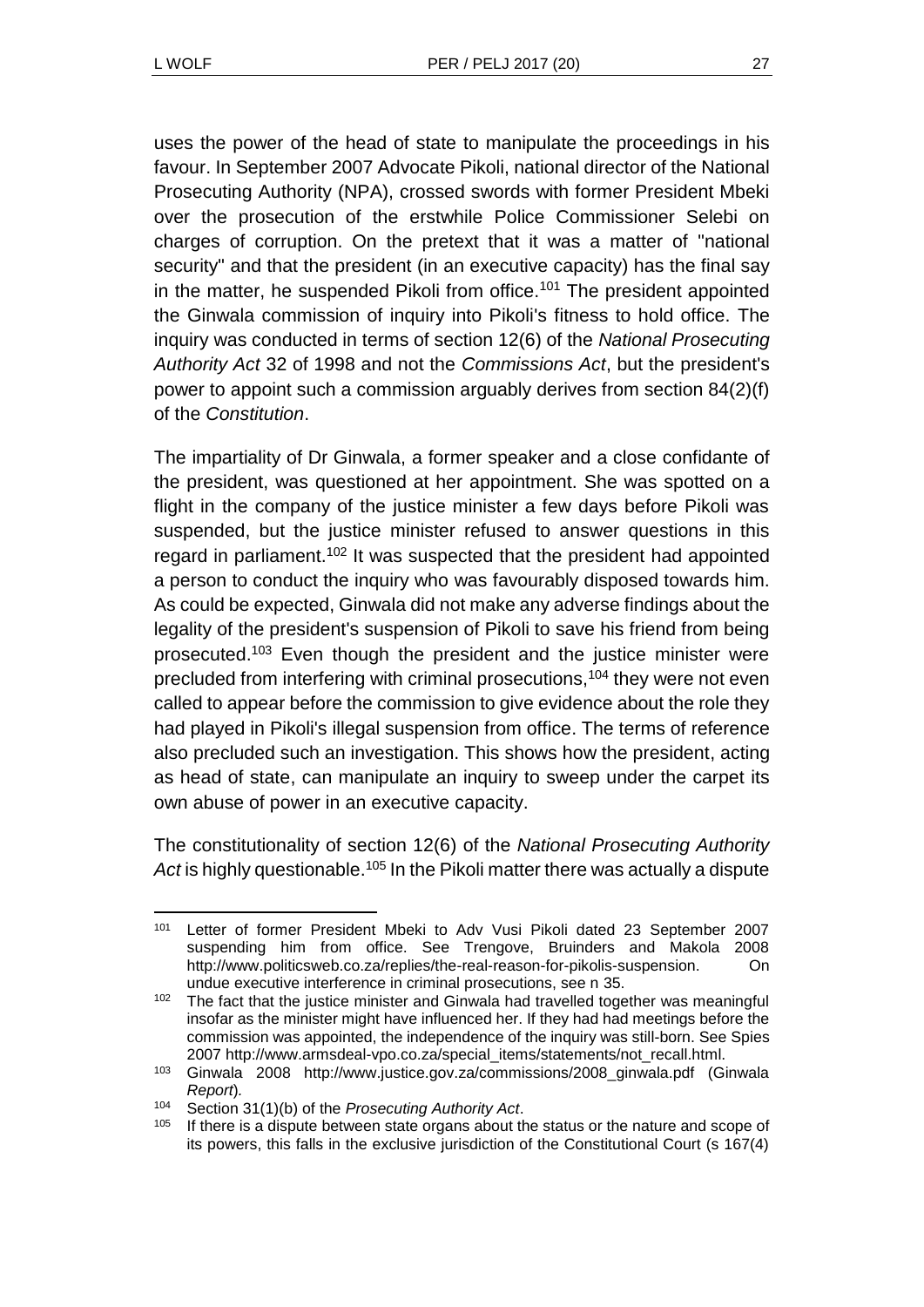uses the power of the head of state to manipulate the proceedings in his favour. In September 2007 Advocate Pikoli, national director of the National Prosecuting Authority (NPA), crossed swords with former President Mbeki over the prosecution of the erstwhile Police Commissioner Selebi on charges of corruption. On the pretext that it was a matter of "national security" and that the president (in an executive capacity) has the final say in the matter, he suspended Pikoli from office.[101] The president appointed the Ginwala commission of inquiry into Pikoli's fitness to hold office. The inquiry was conducted in terms of section 12(6) of the *National Prosecuting Authority Act* 32 of 1998 and not the *Commissions Act*, but the president's power to appoint such a commission arguably derives from section 84(2)(f) of the *Constitution*.

The impartiality of Dr Ginwala, a former speaker and a close confidante of the president, was questioned at her appointment. She was spotted on a flight in the company of the justice minister a few days before Pikoli was suspended, but the justice minister refused to answer questions in this regard in parliament.[102] It was suspected that the president had appointed a person to conduct the inquiry who was favourably disposed towards him. As could be expected, Ginwala did not make any adverse findings about the legality of the president's suspension of Pikoli to save his friend from being prosecuted.[103] Even though the president and the justice minister were precluded from interfering with criminal prosecutions,[104] they were not even called to appear before the commission to give evidence about the role they had played in Pikoli's illegal suspension from office. The terms of reference also precluded such an investigation. This shows how the president, acting as head of state, can manipulate an inquiry to sweep under the carpet its own abuse of power in an executive capacity.

The constitutionality of section 12(6) of the *National Prosecuting Authority Act* is highly questionable.[105] In the Pikoli matter there was actually a dispute

---

[101] Letter of former President Mbeki to Adv Vusi Pikoli dated 23 September 2007 suspending him from office. See Trengove, Bruinders and Makola 2008 http://www.politicsweb.co.za/replies/the-real-reason-for-pikolis-suspension. On undue executive interference in criminal prosecutions, see n 35.

[102] The fact that the justice minister and Ginwala had travelled together was meaningful insofar as the minister might have influenced her. If they had had meetings before the commission was appointed, the independence of the inquiry was still-born. See Spies 2007 http://www.armsdeal-vpo.co.za/special_items/statements/not_recall.html.

[103] Ginwala 2008 http://www.justice.gov.za/commissions/2008_ginwala.pdf (Ginwala *Report*).

[104] Section 31(1)(b) of the *Prosecuting Authority Act*.

[105] If there is a dispute between state organs about the status or the nature and scope of its powers, this falls in the exclusive jurisdiction of the Constitutional Court (s 167(4)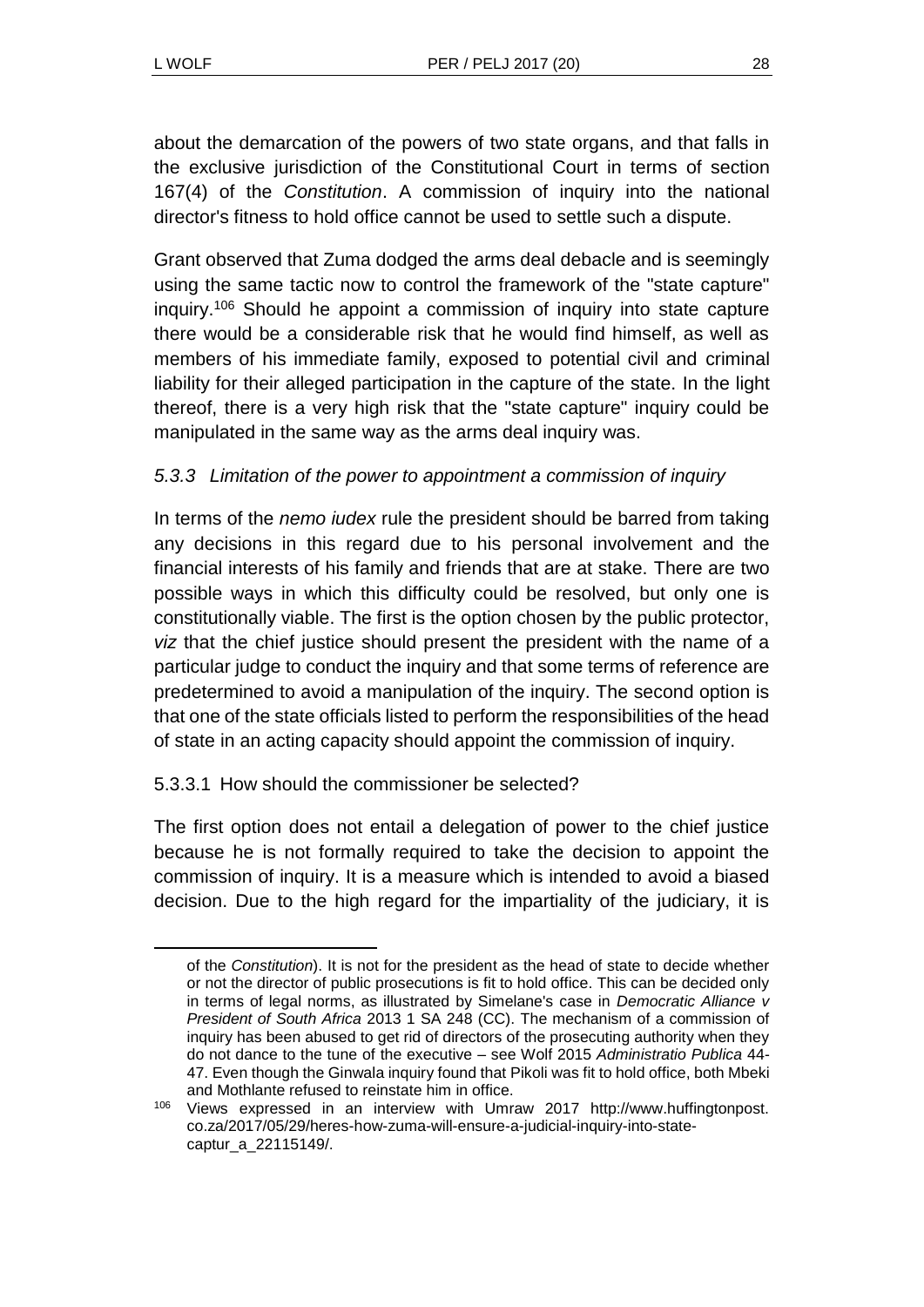about the demarcation of the powers of two state organs, and that falls in the exclusive jurisdiction of the Constitutional Court in terms of section 167(4) of the *Constitution*. A commission of inquiry into the national director's fitness to hold office cannot be used to settle such a dispute.

Grant observed that Zuma dodged the arms deal debacle and is seemingly using the same tactic now to control the framework of the "state capture" inquiry.[106] Should he appoint a commission of inquiry into state capture there would be a considerable risk that he would find himself, as well as members of his immediate family, exposed to potential civil and criminal liability for their alleged participation in the capture of the state. In the light thereof, there is a very high risk that the "state capture" inquiry could be manipulated in the same way as the arms deal inquiry was.

### *5.3.3 Limitation of the power to appointment a commission of inquiry*

In terms of the *nemo iudex* rule the president should be barred from taking any decisions in this regard due to his personal involvement and the financial interests of his family and friends that are at stake. There are two possible ways in which this difficulty could be resolved, but only one is constitutionally viable. The first is the option chosen by the public protector, *viz* that the chief justice should present the president with the name of a particular judge to conduct the inquiry and that some terms of reference are predetermined to avoid a manipulation of the inquiry. The second option is that one of the state officials listed to perform the responsibilities of the head of state in an acting capacity should appoint the commission of inquiry.

#### 5.3.3.1 How should the commissioner be selected?

The first option does not entail a delegation of power to the chief justice because he is not formally required to take the decision to appoint the commission of inquiry. It is a measure which is intended to avoid a biased decision. Due to the high regard for the impartiality of the judiciary, it is

---

of the *Constitution*). It is not for the president as the head of state to decide whether or not the director of public prosecutions is fit to hold office. This can be decided only in terms of legal norms, as illustrated by Simelane's case in *Democratic Alliance v President of South Africa* 2013 1 SA 248 (CC). The mechanism of a commission of inquiry has been abused to get rid of directors of the prosecuting authority when they do not dance to the tune of the executive – see Wolf 2015 *Administratio Publica* 44-47. Even though the Ginwala inquiry found that Pikoli was fit to hold office, both Mbeki and Mothlante refused to reinstate him in office.

[106] Views expressed in an interview with Umraw 2017 http://www.huffingtonpost.co.za/2017/05/29/heres-how-zuma-will-ensure-a-judicial-inquiry-into-state-captur_a_22115149/.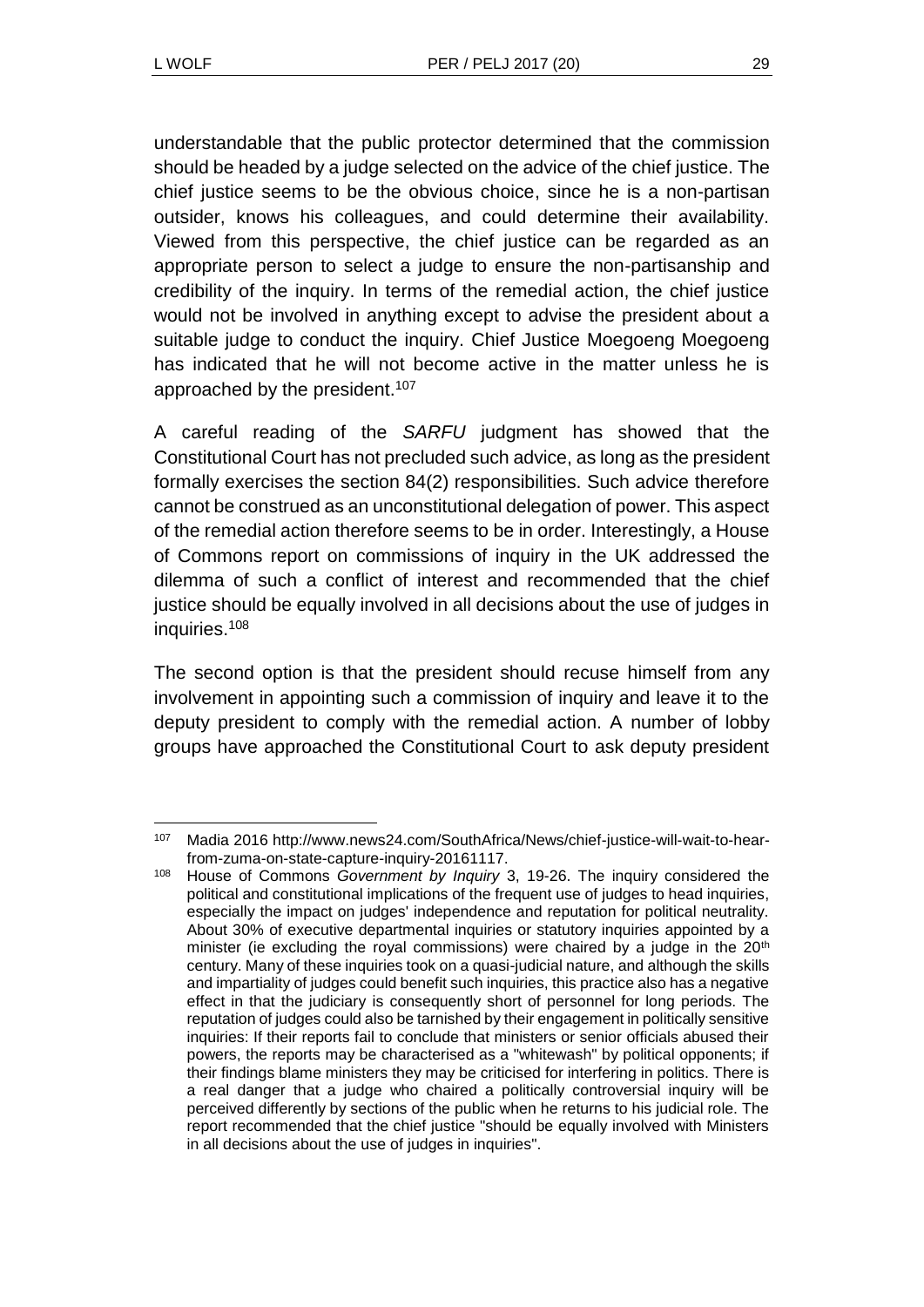understandable that the public protector determined that the commission should be headed by a judge selected on the advice of the chief justice. The chief justice seems to be the obvious choice, since he is a non-partisan outsider, knows his colleagues, and could determine their availability. Viewed from this perspective, the chief justice can be regarded as an appropriate person to select a judge to ensure the non-partisanship and credibility of the inquiry. In terms of the remedial action, the chief justice would not be involved in anything except to advise the president about a suitable judge to conduct the inquiry. Chief Justice Moegoeng Moegoeng has indicated that he will not become active in the matter unless he is approached by the president.[107]

A careful reading of the *SARFU* judgment has showed that the Constitutional Court has not precluded such advice, as long as the president formally exercises the section 84(2) responsibilities. Such advice therefore cannot be construed as an unconstitutional delegation of power. This aspect of the remedial action therefore seems to be in order. Interestingly, a House of Commons report on commissions of inquiry in the UK addressed the dilemma of such a conflict of interest and recommended that the chief justice should be equally involved in all decisions about the use of judges in inquiries.[108]

The second option is that the president should recuse himself from any involvement in appointing such a commission of inquiry and leave it to the deputy president to comply with the remedial action. A number of lobby groups have approached the Constitutional Court to ask deputy president

---

[107] Madia 2016 http://www.news24.com/SouthAfrica/News/chief-justice-will-wait-to-hear-from-zuma-on-state-capture-inquiry-20161117.

[108] House of Commons *Government by Inquiry* 3, 19-26. The inquiry considered the political and constitutional implications of the frequent use of judges to head inquiries, especially the impact on judges' independence and reputation for political neutrality. About 30% of executive departmental inquiries or statutory inquiries appointed by a minister (ie excluding the royal commissions) were chaired by a judge in the 20th century. Many of these inquiries took on a quasi-judicial nature, and although the skills and impartiality of judges could benefit such inquiries, this practice also has a negative effect in that the judiciary is consequently short of personnel for long periods. The reputation of judges could also be tarnished by their engagement in politically sensitive inquiries: If their reports fail to conclude that ministers or senior officials abused their powers, the reports may be characterised as a "whitewash" by political opponents; if their findings blame ministers they may be criticised for interfering in politics. There is a real danger that a judge who chaired a politically controversial inquiry will be perceived differently by sections of the public when he returns to his judicial role. The report recommended that the chief justice "should be equally involved with Ministers in all decisions about the use of judges in inquiries".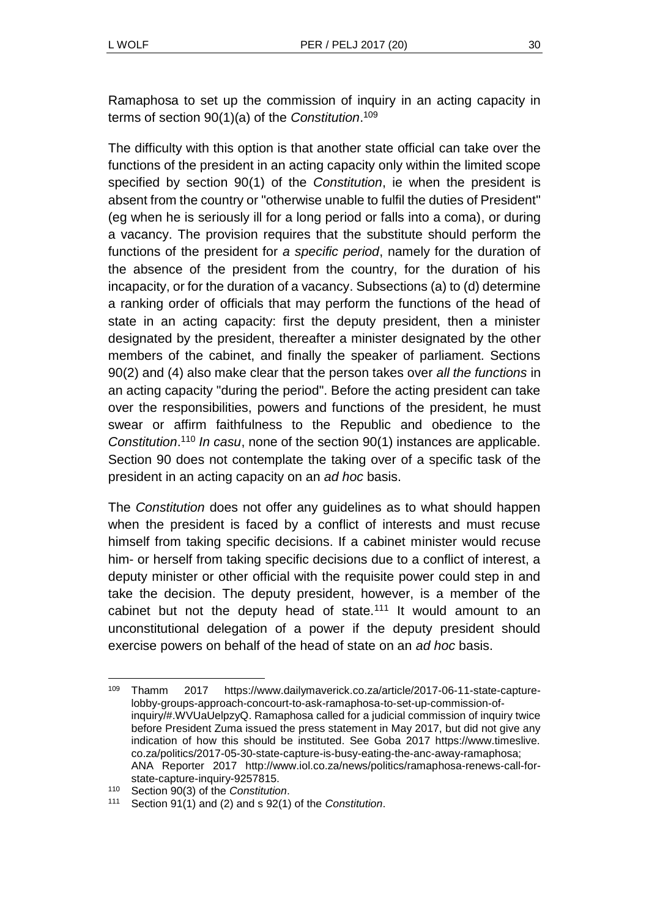Ramaphosa to set up the commission of inquiry in an acting capacity in terms of section 90(1)(a) of the *Constitution*.[109]

The difficulty with this option is that another state official can take over the functions of the president in an acting capacity only within the limited scope specified by section 90(1) of the *Constitution*, ie when the president is absent from the country or "otherwise unable to fulfil the duties of President" (eg when he is seriously ill for a long period or falls into a coma), or during a vacancy. The provision requires that the substitute should perform the functions of the president for *a specific period*, namely for the duration of the absence of the president from the country, for the duration of his incapacity, or for the duration of a vacancy. Subsections (a) to (d) determine a ranking order of officials that may perform the functions of the head of state in an acting capacity: first the deputy president, then a minister designated by the president, thereafter a minister designated by the other members of the cabinet, and finally the speaker of parliament. Sections 90(2) and (4) also make clear that the person takes over *all the functions* in an acting capacity "during the period". Before the acting president can take over the responsibilities, powers and functions of the president, he must swear or affirm faithfulness to the Republic and obedience to the *Constitution*.[110] *In casu*, none of the section 90(1) instances are applicable. Section 90 does not contemplate the taking over of a specific task of the president in an acting capacity on an *ad hoc* basis.

The *Constitution* does not offer any guidelines as to what should happen when the president is faced by a conflict of interests and must recuse himself from taking specific decisions. If a cabinet minister would recuse him- or herself from taking specific decisions due to a conflict of interest, a deputy minister or other official with the requisite power could step in and take the decision. The deputy president, however, is a member of the cabinet but not the deputy head of state.[111] It would amount to an unconstitutional delegation of a power if the deputy president should exercise powers on behalf of the head of state on an *ad hoc* basis.

---

[109] Thamm 2017 https://www.dailymaverick.co.za/article/2017-06-11-state-capture-lobby-groups-approach-concourt-to-ask-ramaphosa-to-set-up-commission-of-inquiry/#.WVUaUelpzyQ. Ramaphosa called for a judicial commission of inquiry twice before President Zuma issued the press statement in May 2017, but did not give any indication of how this should be instituted. See Goba 2017 https://www.timeslive.co.za/politics/2017-05-30-state-capture-is-busy-eating-the-anc-away-ramaphosa; ANA Reporter 2017 http://www.iol.co.za/news/politics/ramaphosa-renews-call-for-state-capture-inquiry-9257815.

[110] Section 90(3) of the *Constitution*.

[111] Section 91(1) and (2) and s 92(1) of the *Constitution*.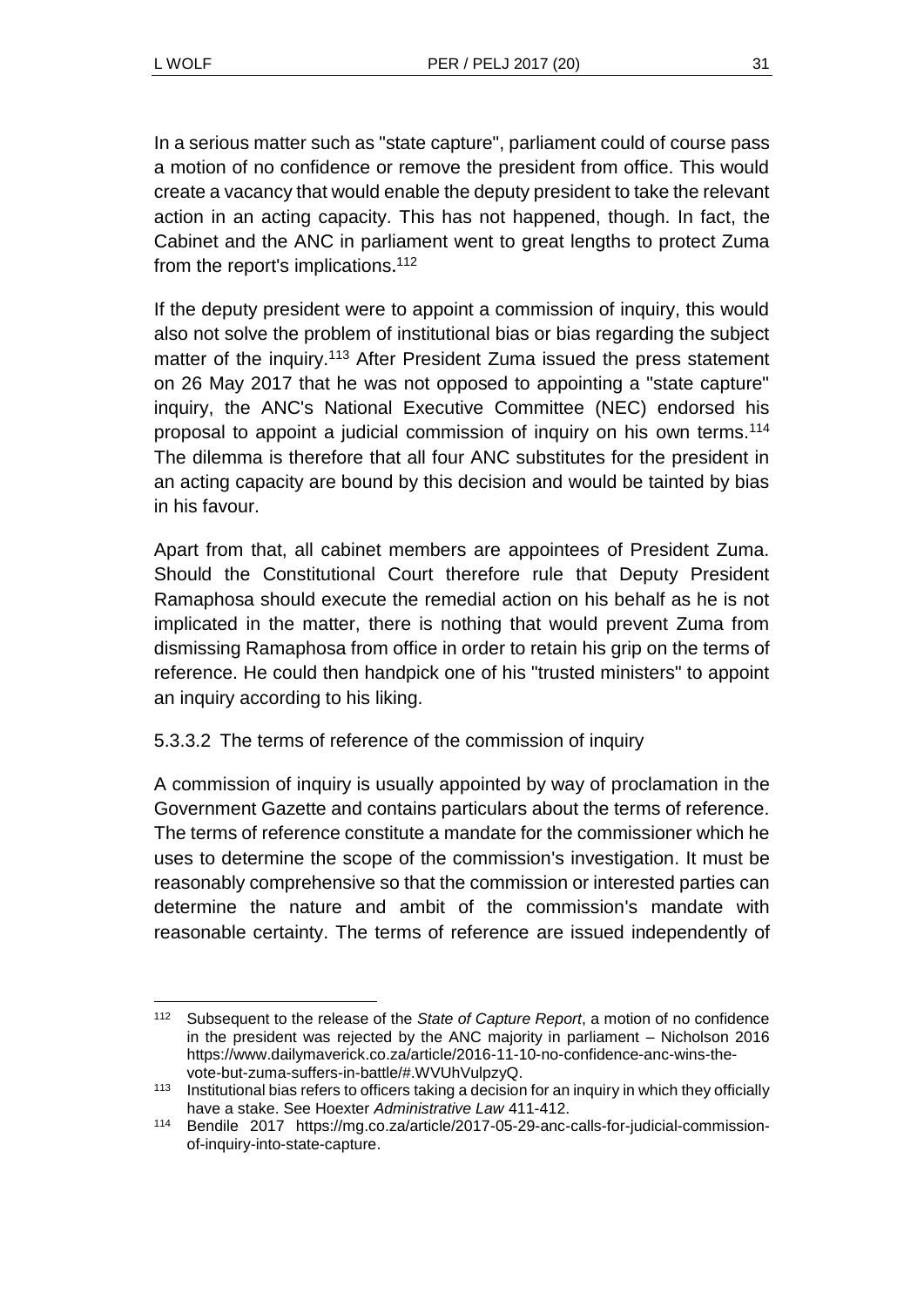In a serious matter such as "state capture", parliament could of course pass a motion of no confidence or remove the president from office. This would create a vacancy that would enable the deputy president to take the relevant action in an acting capacity. This has not happened, though. In fact, the Cabinet and the ANC in parliament went to great lengths to protect Zuma from the report's implications.[112]

If the deputy president were to appoint a commission of inquiry, this would also not solve the problem of institutional bias or bias regarding the subject matter of the inquiry.[113] After President Zuma issued the press statement on 26 May 2017 that he was not opposed to appointing a "state capture" inquiry, the ANC's National Executive Committee (NEC) endorsed his proposal to appoint a judicial commission of inquiry on his own terms.[114] The dilemma is therefore that all four ANC substitutes for the president in an acting capacity are bound by this decision and would be tainted by bias in his favour.

Apart from that, all cabinet members are appointees of President Zuma. Should the Constitutional Court therefore rule that Deputy President Ramaphosa should execute the remedial action on his behalf as he is not implicated in the matter, there is nothing that would prevent Zuma from dismissing Ramaphosa from office in order to retain his grip on the terms of reference. He could then handpick one of his "trusted ministers" to appoint an inquiry according to his liking.

#### 5.3.3.2 The terms of reference of the commission of inquiry

A commission of inquiry is usually appointed by way of proclamation in the Government Gazette and contains particulars about the terms of reference. The terms of reference constitute a mandate for the commissioner which he uses to determine the scope of the commission's investigation. It must be reasonably comprehensive so that the commission or interested parties can determine the nature and ambit of the commission's mandate with reasonable certainty. The terms of reference are issued independently of

---

[112] Subsequent to the release of the *State of Capture Report*, a motion of no confidence in the president was rejected by the ANC majority in parliament – Nicholson 2016 https://www.dailymaverick.co.za/article/2016-11-10-no-confidence-anc-wins-the-vote-but-zuma-suffers-in-battle/#.WVUhVulpzyQ.

[113] Institutional bias refers to officers taking a decision for an inquiry in which they officially have a stake. See Hoexter *Administrative Law* 411-412.

[114] Bendile 2017 https://mg.co.za/article/2017-05-29-anc-calls-for-judicial-commission-of-inquiry-into-state-capture.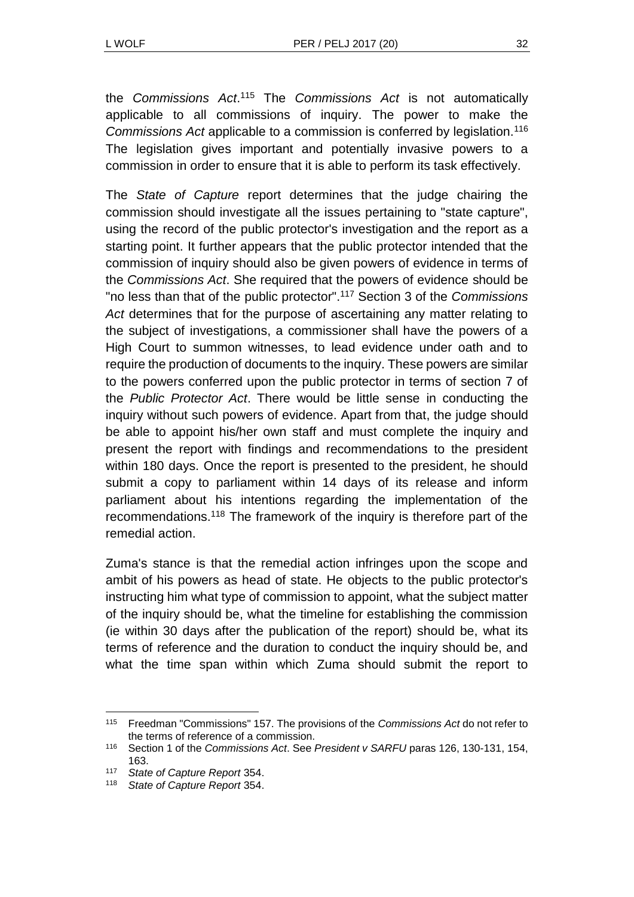the *Commissions Act*.[115] The *Commissions Act* is not automatically applicable to all commissions of inquiry. The power to make the *Commissions Act* applicable to a commission is conferred by legislation.[116] The legislation gives important and potentially invasive powers to a commission in order to ensure that it is able to perform its task effectively.

The *State of Capture* report determines that the judge chairing the commission should investigate all the issues pertaining to "state capture", using the record of the public protector's investigation and the report as a starting point. It further appears that the public protector intended that the commission of inquiry should also be given powers of evidence in terms of the *Commissions Act*. She required that the powers of evidence should be "no less than that of the public protector".[117] Section 3 of the *Commissions Act* determines that for the purpose of ascertaining any matter relating to the subject of investigations, a commissioner shall have the powers of a High Court to summon witnesses, to lead evidence under oath and to require the production of documents to the inquiry. These powers are similar to the powers conferred upon the public protector in terms of section 7 of the *Public Protector Act*. There would be little sense in conducting the inquiry without such powers of evidence. Apart from that, the judge should be able to appoint his/her own staff and must complete the inquiry and present the report with findings and recommendations to the president within 180 days. Once the report is presented to the president, he should submit a copy to parliament within 14 days of its release and inform parliament about his intentions regarding the implementation of the recommendations.[118] The framework of the inquiry is therefore part of the remedial action.

Zuma's stance is that the remedial action infringes upon the scope and ambit of his powers as head of state. He objects to the public protector's instructing him what type of commission to appoint, what the subject matter of the inquiry should be, what the timeline for establishing the commission (ie within 30 days after the publication of the report) should be, what its terms of reference and the duration to conduct the inquiry should be, and what the time span within which Zuma should submit the report to

---

[115] Freedman "Commissions" 157. The provisions of the *Commissions Act* do not refer to the terms of reference of a commission.

[116] Section 1 of the *Commissions Act*. See *President v SARFU* paras 126, 130-131, 154, 163.

[117] *State of Capture Report* 354.

[118] *State of Capture Report* 354.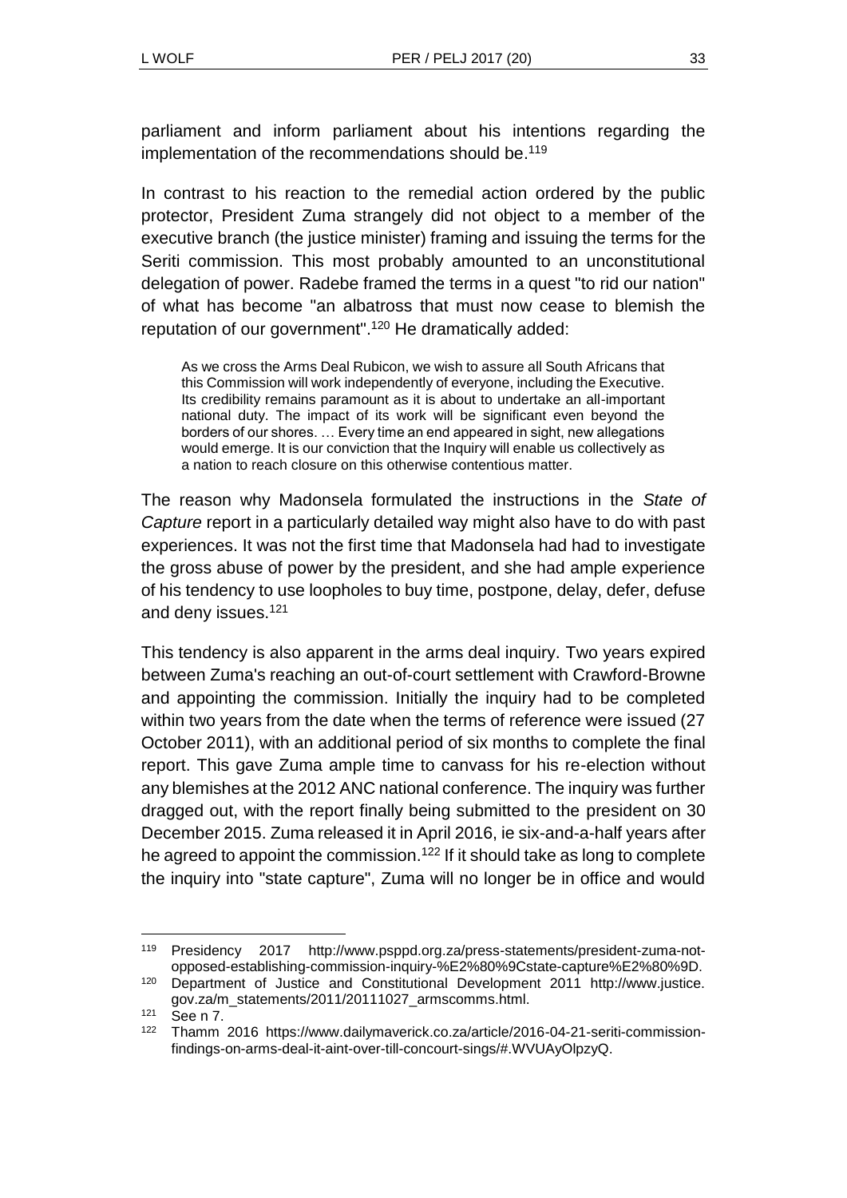parliament and inform parliament about his intentions regarding the implementation of the recommendations should be.[119]

In contrast to his reaction to the remedial action ordered by the public protector, President Zuma strangely did not object to a member of the executive branch (the justice minister) framing and issuing the terms for the Seriti commission. This most probably amounted to an unconstitutional delegation of power. Radebe framed the terms in a quest "to rid our nation" of what has become "an albatross that must now cease to blemish the reputation of our government".[120] He dramatically added:

> As we cross the Arms Deal Rubicon, we wish to assure all South Africans that this Commission will work independently of everyone, including the Executive. Its credibility remains paramount as it is about to undertake an all-important national duty. The impact of its work will be significant even beyond the borders of our shores. … Every time an end appeared in sight, new allegations would emerge. It is our conviction that the Inquiry will enable us collectively as a nation to reach closure on this otherwise contentious matter.

The reason why Madonsela formulated the instructions in the *State of Capture* report in a particularly detailed way might also have to do with past experiences. It was not the first time that Madonsela had had to investigate the gross abuse of power by the president, and she had ample experience of his tendency to use loopholes to buy time, postpone, delay, defer, defuse and deny issues.[121]

This tendency is also apparent in the arms deal inquiry. Two years expired between Zuma's reaching an out-of-court settlement with Crawford-Browne and appointing the commission. Initially the inquiry had to be completed within two years from the date when the terms of reference were issued (27 October 2011), with an additional period of six months to complete the final report. This gave Zuma ample time to canvass for his re-election without any blemishes at the 2012 ANC national conference. The inquiry was further dragged out, with the report finally being submitted to the president on 30 December 2015. Zuma released it in April 2016, ie six-and-a-half years after he agreed to appoint the commission.[122] If it should take as long to complete the inquiry into "state capture", Zuma will no longer be in office and would

---

[119] Presidency 2017 http://www.psppd.org.za/press-statements/president-zuma-not-opposed-establishing-commission-inquiry-%E2%80%9Cstate-capture%E2%80%9D.

[120] Department of Justice and Constitutional Development 2011 http://www.justice.gov.za/m_statements/2011/20111027_armscomms.html.

[121] See n 7.

[122] Thamm 2016 https://www.dailymaverick.co.za/article/2016-04-21-seriti-commission-findings-on-arms-deal-it-aint-over-till-concourt-sings/#.WVUAyOlpzyQ.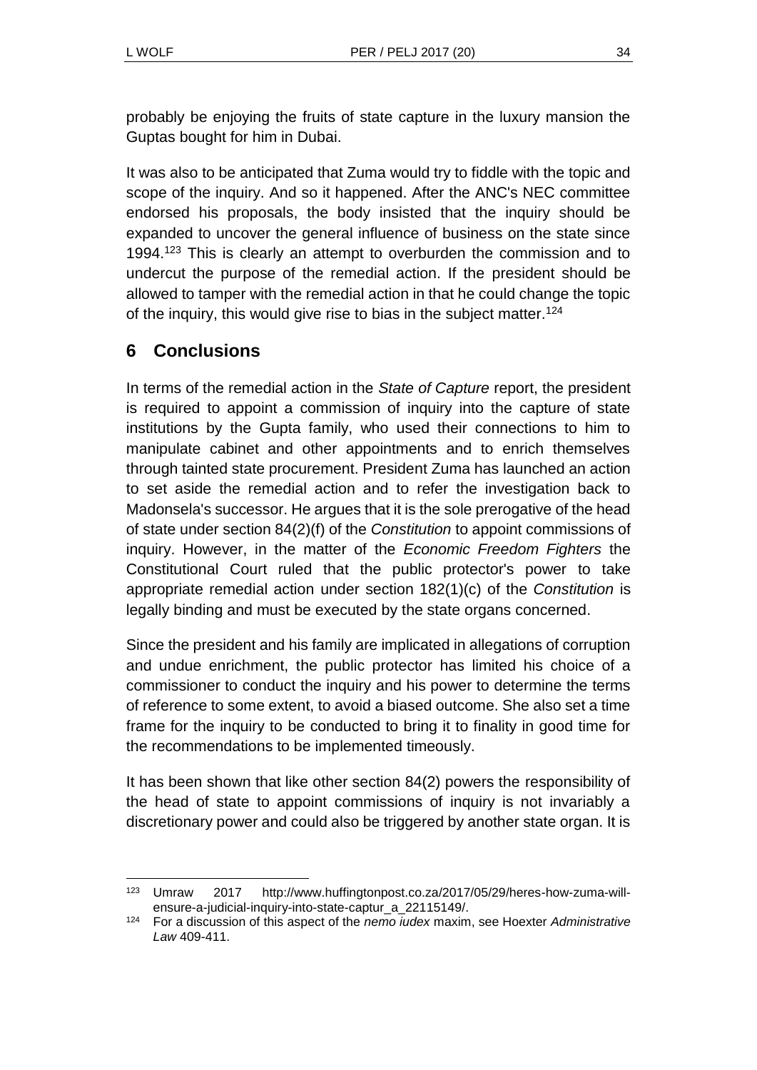probably be enjoying the fruits of state capture in the luxury mansion the Guptas bought for him in Dubai.

It was also to be anticipated that Zuma would try to fiddle with the topic and scope of the inquiry. And so it happened. After the ANC's NEC committee endorsed his proposals, the body insisted that the inquiry should be expanded to uncover the general influence of business on the state since 1994.[123] This is clearly an attempt to overburden the commission and to undercut the purpose of the remedial action. If the president should be allowed to tamper with the remedial action in that he could change the topic of the inquiry, this would give rise to bias in the subject matter.[124]

## 6 Conclusions

In terms of the remedial action in the *State of Capture* report, the president is required to appoint a commission of inquiry into the capture of state institutions by the Gupta family, who used their connections to him to manipulate cabinet and other appointments and to enrich themselves through tainted state procurement. President Zuma has launched an action to set aside the remedial action and to refer the investigation back to Madonsela's successor. He argues that it is the sole prerogative of the head of state under section 84(2)(f) of the *Constitution* to appoint commissions of inquiry. However, in the matter of the *Economic Freedom Fighters* the Constitutional Court ruled that the public protector's power to take appropriate remedial action under section 182(1)(c) of the *Constitution* is legally binding and must be executed by the state organs concerned.

Since the president and his family are implicated in allegations of corruption and undue enrichment, the public protector has limited his choice of a commissioner to conduct the inquiry and his power to determine the terms of reference to some extent, to avoid a biased outcome. She also set a time frame for the inquiry to be conducted to bring it to finality in good time for the recommendations to be implemented timeously.

It has been shown that like other section 84(2) powers the responsibility of the head of state to appoint commissions of inquiry is not invariably a discretionary power and could also be triggered by another state organ. It is

---

[123] Umraw 2017 http://www.huffingtonpost.co.za/2017/05/29/heres-how-zuma-will-ensure-a-judicial-inquiry-into-state-captur_a_22115149/.

[124] For a discussion of this aspect of the *nemo iudex* maxim, see Hoexter *Administrative Law* 409-411.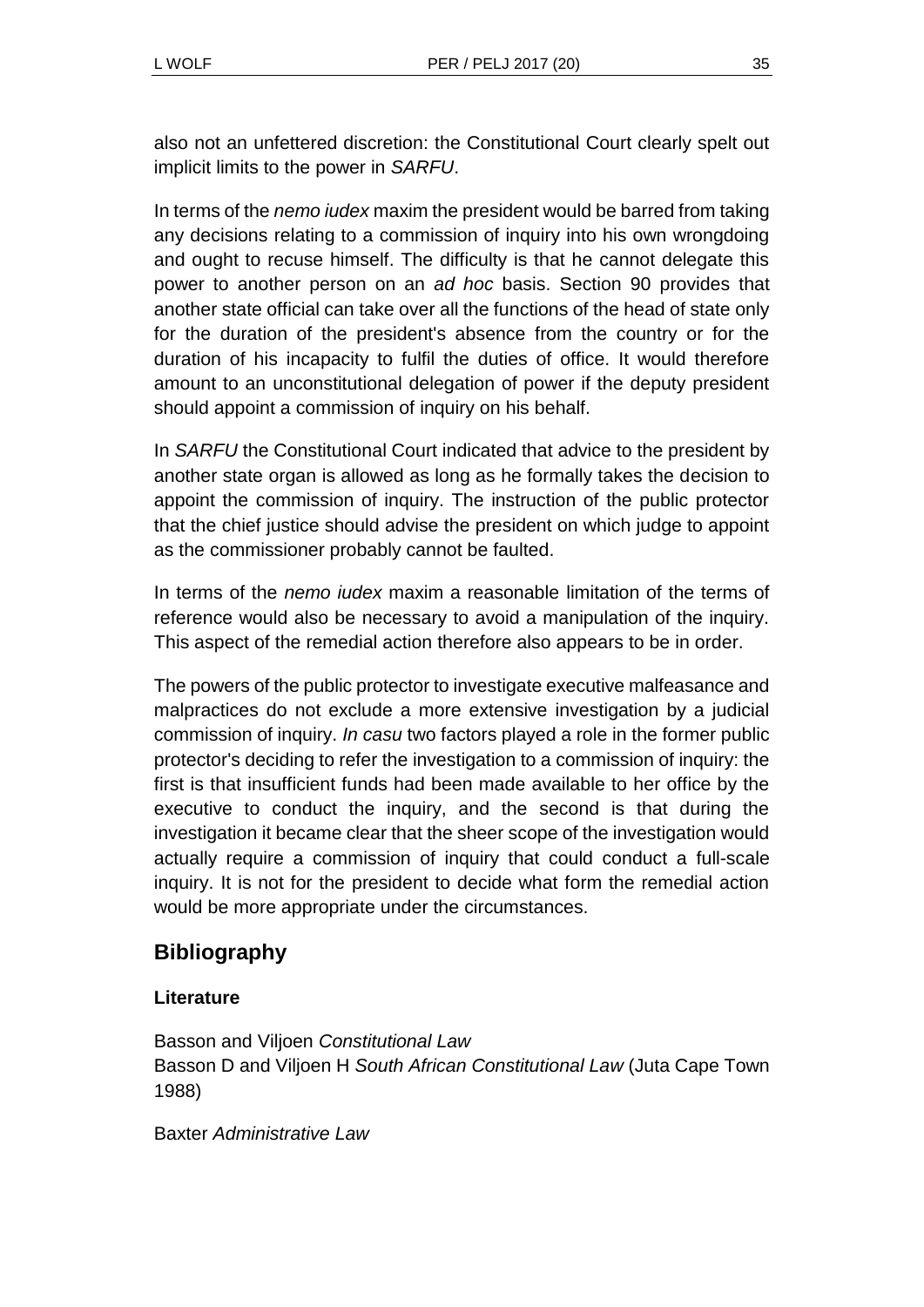also not an unfettered discretion: the Constitutional Court clearly spelt out implicit limits to the power in *SARFU*.

In terms of the *nemo iudex* maxim the president would be barred from taking any decisions relating to a commission of inquiry into his own wrongdoing and ought to recuse himself. The difficulty is that he cannot delegate this power to another person on an *ad hoc* basis. Section 90 provides that another state official can take over all the functions of the head of state only for the duration of the president's absence from the country or for the duration of his incapacity to fulfil the duties of office. It would therefore amount to an unconstitutional delegation of power if the deputy president should appoint a commission of inquiry on his behalf.

In *SARFU* the Constitutional Court indicated that advice to the president by another state organ is allowed as long as he formally takes the decision to appoint the commission of inquiry. The instruction of the public protector that the chief justice should advise the president on which judge to appoint as the commissioner probably cannot be faulted.

In terms of the *nemo iudex* maxim a reasonable limitation of the terms of reference would also be necessary to avoid a manipulation of the inquiry. This aspect of the remedial action therefore also appears to be in order.

The powers of the public protector to investigate executive malfeasance and malpractices do not exclude a more extensive investigation by a judicial commission of inquiry. *In casu* two factors played a role in the former public protector's deciding to refer the investigation to a commission of inquiry: the first is that insufficient funds had been made available to her office by the executive to conduct the inquiry, and the second is that during the investigation it became clear that the sheer scope of the investigation would actually require a commission of inquiry that could conduct a full-scale inquiry. It is not for the president to decide what form the remedial action would be more appropriate under the circumstances.

## Bibliography

### Literature

Basson and Viljoen *Constitutional Law*
Basson D and Viljoen H *South African Constitutional Law* (Juta Cape Town 1988)

Baxter *Administrative Law*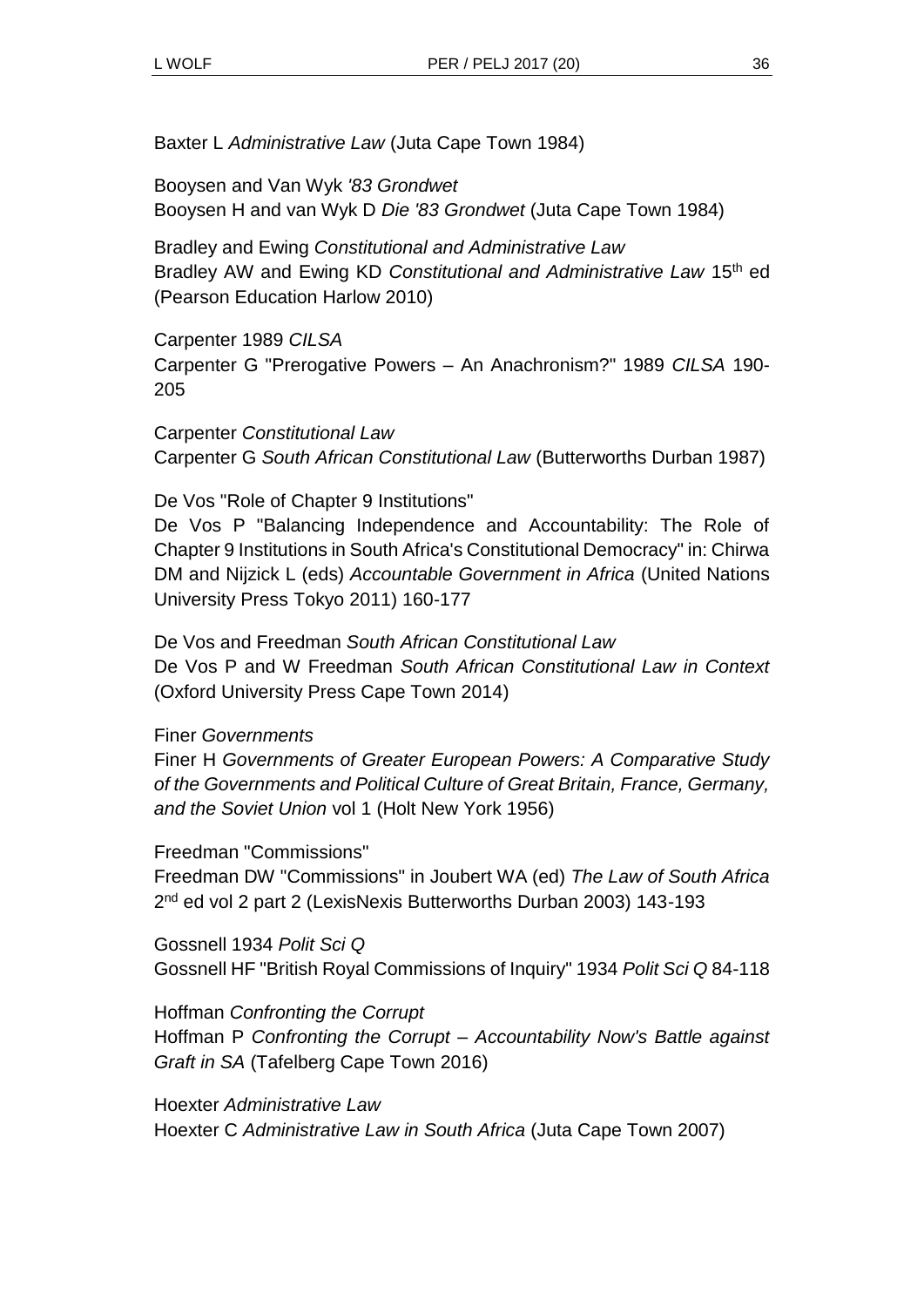Baxter L *Administrative Law* (Juta Cape Town 1984)

Booysen and Van Wyk *'83 Grondwet*
Booysen H and van Wyk D *Die '83 Grondwet* (Juta Cape Town 1984)

Bradley and Ewing *Constitutional and Administrative Law*
Bradley AW and Ewing KD *Constitutional and Administrative Law* 15th ed (Pearson Education Harlow 2010)

Carpenter 1989 *CILSA*
Carpenter G "Prerogative Powers – An Anachronism?" 1989 *CILSA* 190-205

Carpenter *Constitutional Law*
Carpenter G *South African Constitutional Law* (Butterworths Durban 1987)

De Vos "Role of Chapter 9 Institutions"
De Vos P "Balancing Independence and Accountability: The Role of Chapter 9 Institutions in South Africa's Constitutional Democracy" in: Chirwa DM and Nijzick L (eds) *Accountable Government in Africa* (United Nations University Press Tokyo 2011) 160-177

De Vos and Freedman *South African Constitutional Law*
De Vos P and W Freedman *South African Constitutional Law in Context* (Oxford University Press Cape Town 2014)

Finer *Governments*
Finer H *Governments of Greater European Powers: A Comparative Study of the Governments and Political Culture of Great Britain, France, Germany, and the Soviet Union* vol 1 (Holt New York 1956)

Freedman "Commissions"
Freedman DW "Commissions" in Joubert WA (ed) *The Law of South Africa* 2nd ed vol 2 part 2 (LexisNexis Butterworths Durban 2003) 143-193

Gossnell 1934 *Polit Sci Q*
Gossnell HF "British Royal Commissions of Inquiry" 1934 *Polit Sci Q* 84-118

Hoffman *Confronting the Corrupt*
Hoffman P *Confronting the Corrupt – Accountability Now's Battle against Graft in SA* (Tafelberg Cape Town 2016)

Hoexter *Administrative Law*
Hoexter C *Administrative Law in South Africa* (Juta Cape Town 2007)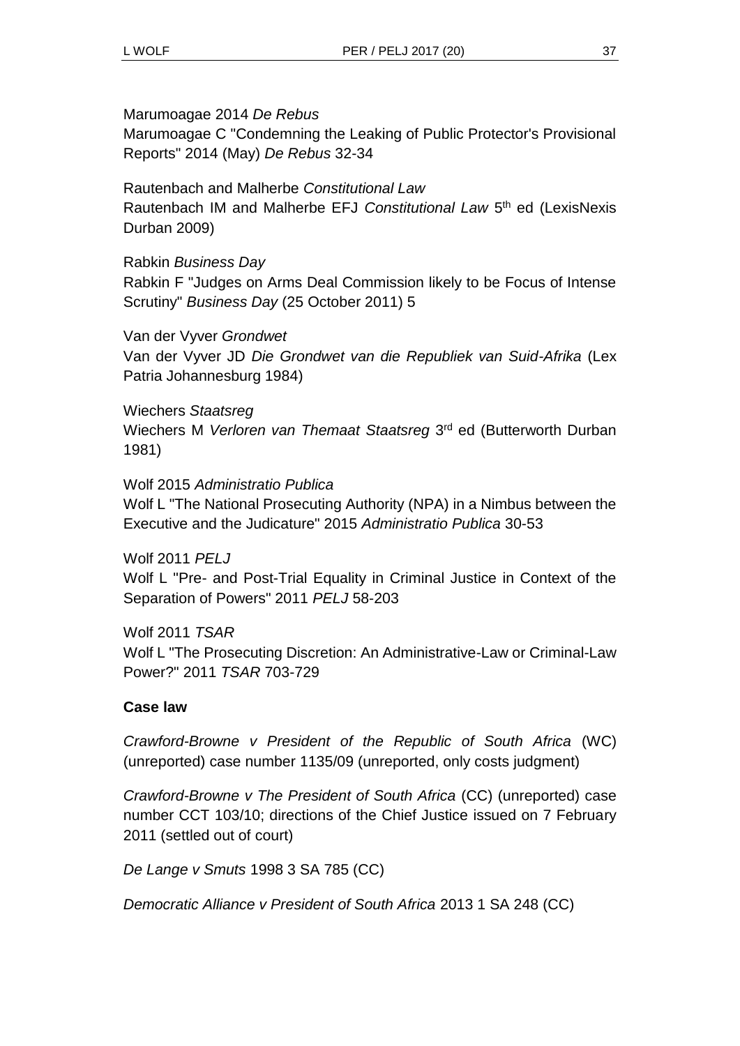Marumoagae 2014 *De Rebus*
Marumoagae C "Condemning the Leaking of Public Protector's Provisional Reports" 2014 (May) *De Rebus* 32-34

Rautenbach and Malherbe *Constitutional Law*
Rautenbach IM and Malherbe EFJ *Constitutional Law* 5th ed (LexisNexis Durban 2009)

Rabkin *Business Day*
Rabkin F "Judges on Arms Deal Commission likely to be Focus of Intense Scrutiny" *Business Day* (25 October 2011) 5

Van der Vyver *Grondwet*
Van der Vyver JD *Die Grondwet van die Republiek van Suid-Afrika* (Lex Patria Johannesburg 1984)

Wiechers *Staatsreg*
Wiechers M *Verloren van Themaat Staatsreg* 3rd ed (Butterworth Durban 1981)

Wolf 2015 *Administratio Publica*
Wolf L "The National Prosecuting Authority (NPA) in a Nimbus between the Executive and the Judicature" 2015 *Administratio Publica* 30-53

Wolf 2011 *PELJ*
Wolf L "Pre- and Post-Trial Equality in Criminal Justice in Context of the Separation of Powers" 2011 *PELJ* 58-203

Wolf 2011 *TSAR*
Wolf L "The Prosecuting Discretion: An Administrative-Law or Criminal-Law Power?" 2011 *TSAR* 703-729

**Case law**

*Crawford-Browne v President of the Republic of South Africa* (WC) (unreported) case number 1135/09 (unreported, only costs judgment)

*Crawford-Browne v The President of South Africa* (CC) (unreported) case number CCT 103/10; directions of the Chief Justice issued on 7 February 2011 (settled out of court)

*De Lange v Smuts* 1998 3 SA 785 (CC)

*Democratic Alliance v President of South Africa* 2013 1 SA 248 (CC)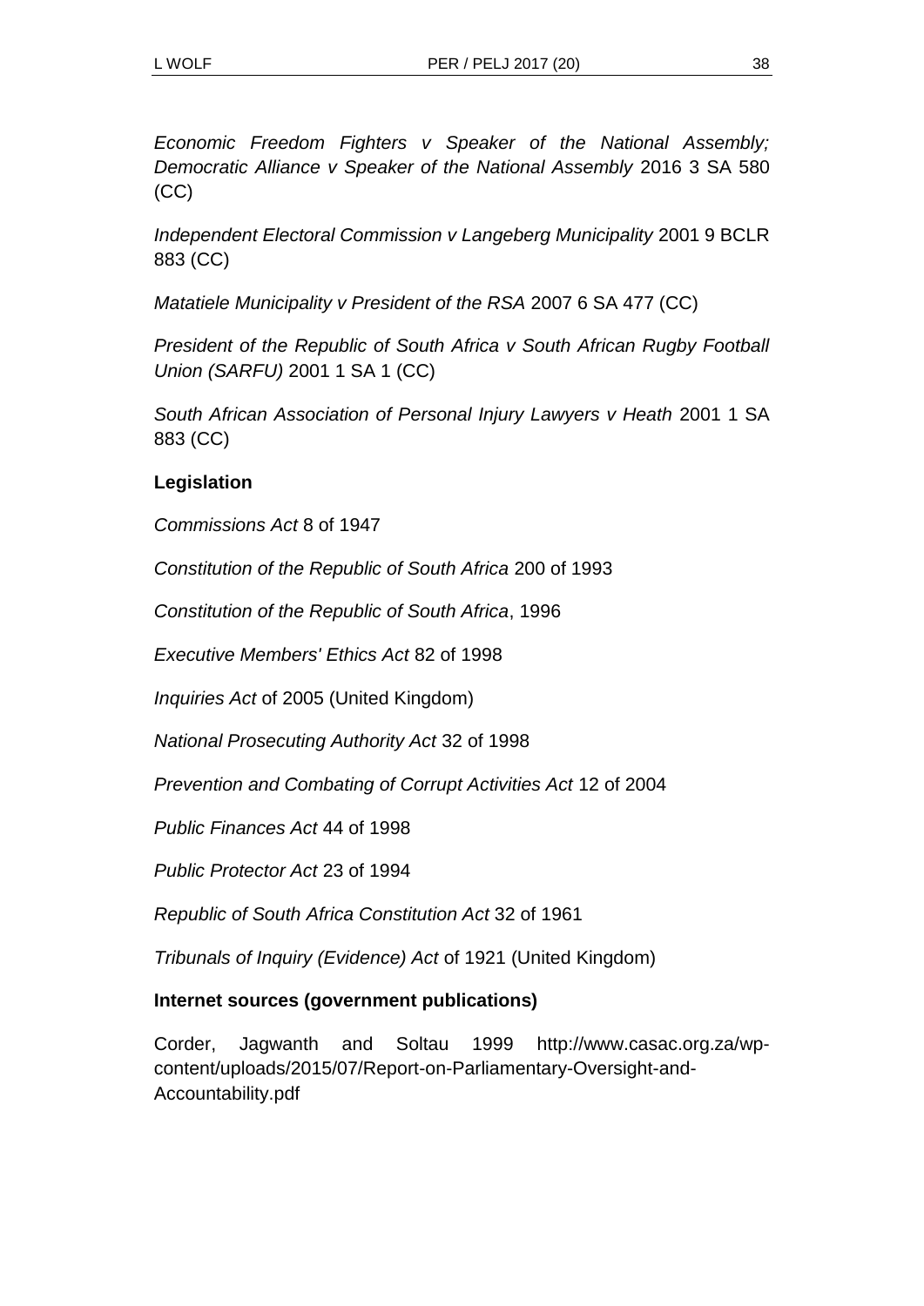*Economic Freedom Fighters v Speaker of the National Assembly; Democratic Alliance v Speaker of the National Assembly* 2016 3 SA 580 (CC)

*Independent Electoral Commission v Langeberg Municipality* 2001 9 BCLR 883 (CC)

*Matatiele Municipality v President of the RSA* 2007 6 SA 477 (CC)

*President of the Republic of South Africa v South African Rugby Football Union (SARFU)* 2001 1 SA 1 (CC)

*South African Association of Personal Injury Lawyers v Heath* 2001 1 SA 883 (CC)

**Legislation**

*Commissions Act* 8 of 1947

*Constitution of the Republic of South Africa* 200 of 1993

*Constitution of the Republic of South Africa*, 1996

*Executive Members' Ethics Act* 82 of 1998

*Inquiries Act* of 2005 (United Kingdom)

*National Prosecuting Authority Act* 32 of 1998

*Prevention and Combating of Corrupt Activities Act* 12 of 2004

*Public Finances Act* 44 of 1998

*Public Protector Act* 23 of 1994

*Republic of South Africa Constitution Act* 32 of 1961

*Tribunals of Inquiry (Evidence) Act* of 1921 (United Kingdom)

**Internet sources (government publications)**

Corder, Jagwanth and Soltau 1999 http://www.casac.org.za/wp-content/uploads/2015/07/Report-on-Parliamentary-Oversight-and-Accountability.pdf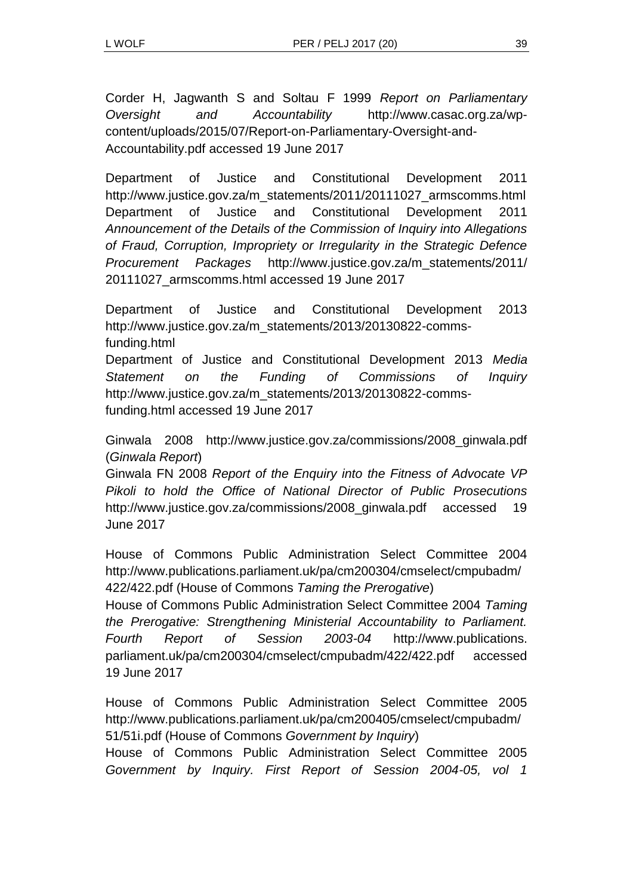Corder H, Jagwanth S and Soltau F 1999 *Report on Parliamentary Oversight and Accountability* http://www.casac.org.za/wp-content/uploads/2015/07/Report-on-Parliamentary-Oversight-and-Accountability.pdf accessed 19 June 2017

Department of Justice and Constitutional Development 2011 http://www.justice.gov.za/m_statements/2011/20111027_armscomms.html
Department of Justice and Constitutional Development 2011 *Announcement of the Details of the Commission of Inquiry into Allegations of Fraud, Corruption, Impropriety or Irregularity in the Strategic Defence Procurement Packages* http://www.justice.gov.za/m_statements/2011/20111027_armscomms.html accessed 19 June 2017

Department of Justice and Constitutional Development 2013 http://www.justice.gov.za/m_statements/2013/20130822-comms-funding.html
Department of Justice and Constitutional Development 2013 *Media Statement on the Funding of Commissions of Inquiry* http://www.justice.gov.za/m_statements/2013/20130822-comms-funding.html accessed 19 June 2017

Ginwala 2008 http://www.justice.gov.za/commissions/2008_ginwala.pdf (*Ginwala Report*)
Ginwala FN 2008 *Report of the Enquiry into the Fitness of Advocate VP Pikoli to hold the Office of National Director of Public Prosecutions* http://www.justice.gov.za/commissions/2008_ginwala.pdf accessed 19 June 2017

House of Commons Public Administration Select Committee 2004 http://www.publications.parliament.uk/pa/cm200304/cmselect/cmpubadm/422/422.pdf (House of Commons *Taming the Prerogative*)
House of Commons Public Administration Select Committee 2004 *Taming the Prerogative: Strengthening Ministerial Accountability to Parliament. Fourth Report of Session 2003-04* http://www.publications.parliament.uk/pa/cm200304/cmselect/cmpubadm/422/422.pdf accessed 19 June 2017

House of Commons Public Administration Select Committee 2005 http://www.publications.parliament.uk/pa/cm200405/cmselect/cmpubadm/51/51i.pdf (House of Commons *Government by Inquiry*)
House of Commons Public Administration Select Committee 2005 *Government by Inquiry. First Report of Session 2004-05, vol 1*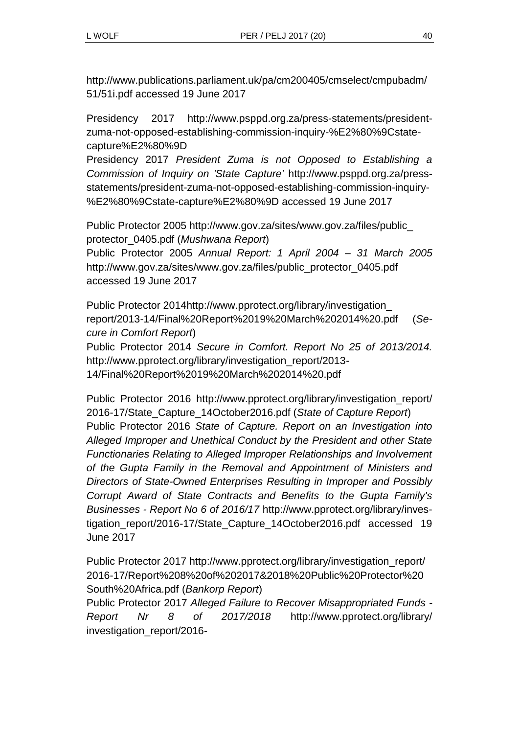http://www.publications.parliament.uk/pa/cm200405/cmselect/cmpubadm/51/51i.pdf accessed 19 June 2017

Presidency 2017 http://www.psppd.org.za/press-statements/president-zuma-not-opposed-establishing-commission-inquiry-%E2%80%9Cstate-capture%E2%80%9D
Presidency 2017 *President Zuma is not Opposed to Establishing a Commission of Inquiry on 'State Capture'* http://www.psppd.org.za/press-statements/president-zuma-not-opposed-establishing-commission-inquiry-%E2%80%9Cstate-capture%E2%80%9D accessed 19 June 2017

Public Protector 2005 http://www.gov.za/sites/www.gov.za/files/public_protector_0405.pdf (*Mushwana Report*)
Public Protector 2005 *Annual Report: 1 April 2004 – 31 March 2005* http://www.gov.za/sites/www.gov.za/files/public_protector_0405.pdf accessed 19 June 2017

Public Protector 2014http://www.pprotect.org/library/investigation_report/2013-14/Final%20Report%2019%20March%202014%20.pdf (*Secure in Comfort Report*)
Public Protector 2014 *Secure in Comfort. Report No 25 of 2013/2014.* http://www.pprotect.org/library/investigation_report/2013-14/Final%20Report%2019%20March%202014%20.pdf

Public Protector 2016 http://www.pprotect.org/library/investigation_report/2016-17/State_Capture_14October2016.pdf (*State of Capture Report*)
Public Protector 2016 *State of Capture. Report on an Investigation into Alleged Improper and Unethical Conduct by the President and other State Functionaries Relating to Alleged Improper Relationships and Involvement of the Gupta Family in the Removal and Appointment of Ministers and Directors of State-Owned Enterprises Resulting in Improper and Possibly Corrupt Award of State Contracts and Benefits to the Gupta Family's Businesses - Report No 6 of 2016/17* http://www.pprotect.org/library/investigation_report/2016-17/State_Capture_14October2016.pdf accessed 19 June 2017

Public Protector 2017 http://www.pprotect.org/library/investigation_report/2016-17/Report%208%20of%202017&2018%20Public%20Protector%20South%20Africa.pdf (*Bankorp Report*)
Public Protector 2017 *Alleged Failure to Recover Misappropriated Funds - Report Nr 8 of 2017/2018* http://www.pprotect.org/library/investigation_report/2016-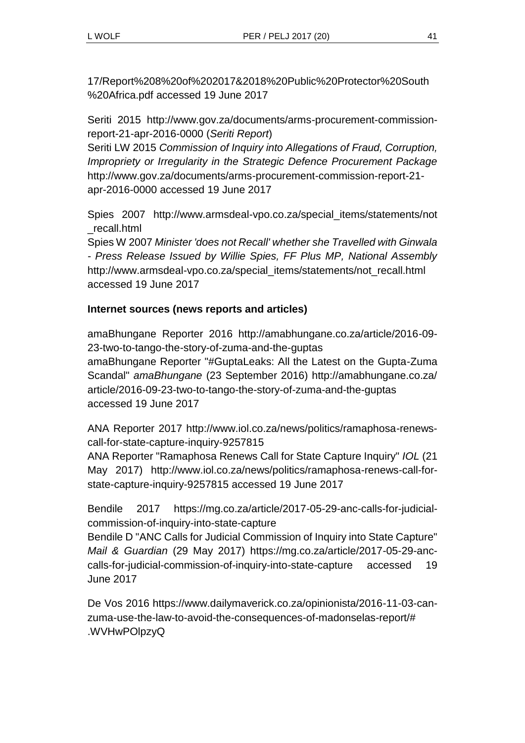17/Report%208%20of%202017&2018%20Public%20Protector%20South%20Africa.pdf accessed 19 June 2017

Seriti 2015 http://www.gov.za/documents/arms-procurement-commission-report-21-apr-2016-0000 (*Seriti Report*)
Seriti LW 2015 *Commission of Inquiry into Allegations of Fraud, Corruption, Impropriety or Irregularity in the Strategic Defence Procurement Package* http://www.gov.za/documents/arms-procurement-commission-report-21-apr-2016-0000 accessed 19 June 2017

Spies 2007 http://www.armsdeal-vpo.co.za/special_items/statements/not_recall.html
Spies W 2007 *Minister 'does not Recall' whether she Travelled with Ginwala - Press Release Issued by Willie Spies, FF Plus MP, National Assembly* http://www.armsdeal-vpo.co.za/special_items/statements/not_recall.html accessed 19 June 2017

**Internet sources (news reports and articles)**

amaBhungane Reporter 2016 http://amabhungane.co.za/article/2016-09-23-two-to-tango-the-story-of-zuma-and-the-guptas
amaBhungane Reporter "#GuptaLeaks: All the Latest on the Gupta-Zuma Scandal" *amaBhungane* (23 September 2016) http://amabhungane.co.za/article/2016-09-23-two-to-tango-the-story-of-zuma-and-the-guptas accessed 19 June 2017

ANA Reporter 2017 http://www.iol.co.za/news/politics/ramaphosa-renews-call-for-state-capture-inquiry-9257815
ANA Reporter "Ramaphosa Renews Call for State Capture Inquiry" *IOL* (21 May 2017) http://www.iol.co.za/news/politics/ramaphosa-renews-call-for-state-capture-inquiry-9257815 accessed 19 June 2017

Bendile 2017 https://mg.co.za/article/2017-05-29-anc-calls-for-judicial-commission-of-inquiry-into-state-capture
Bendile D "ANC Calls for Judicial Commission of Inquiry into State Capture" *Mail & Guardian* (29 May 2017) https://mg.co.za/article/2017-05-29-anc-calls-for-judicial-commission-of-inquiry-into-state-capture accessed 19 June 2017

De Vos 2016 https://www.dailymaverick.co.za/opinionista/2016-11-03-can-zuma-use-the-law-to-avoid-the-consequences-of-madonselas-report/#.WVHwPOlpzyQ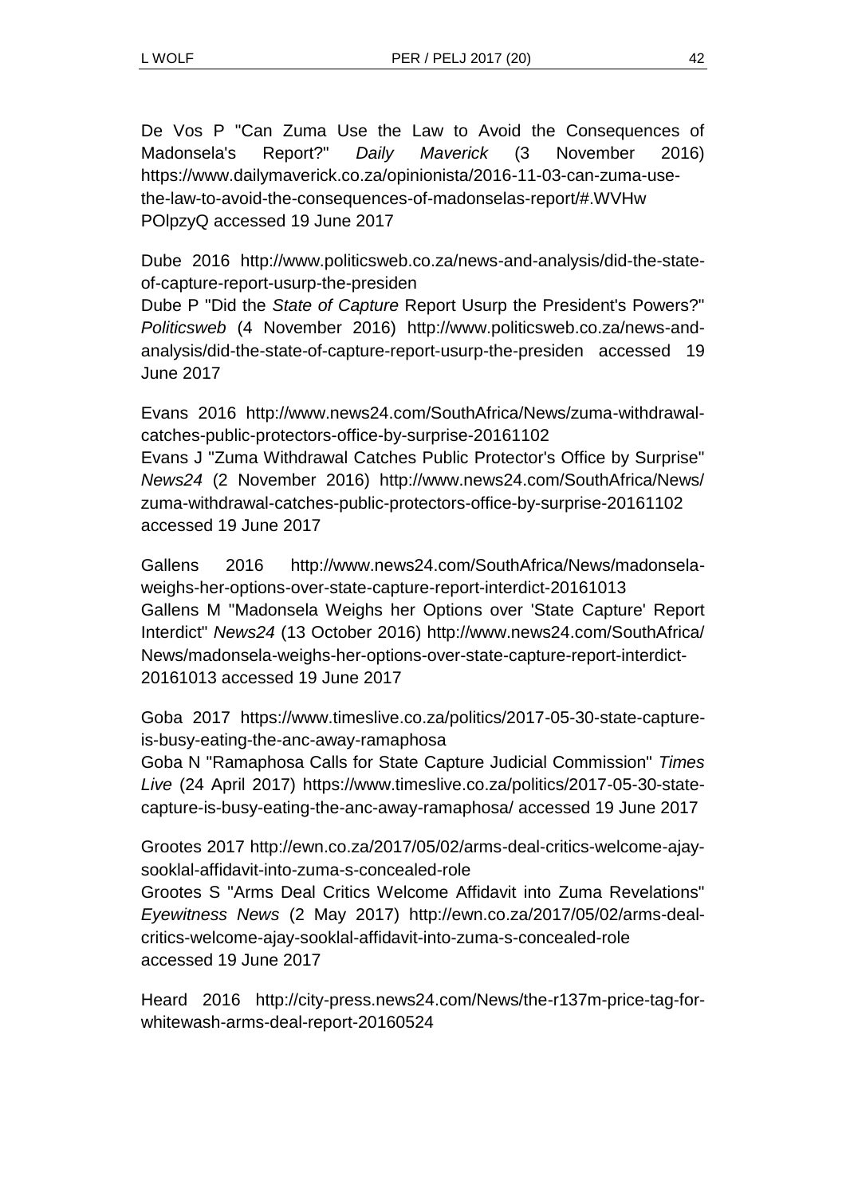De Vos P "Can Zuma Use the Law to Avoid the Consequences of Madonsela's Report?" *Daily Maverick* (3 November 2016) https://www.dailymaverick.co.za/opinionista/2016-11-03-can-zuma-use-the-law-to-avoid-the-consequences-of-madonselas-report/#.WVHwPOlpzyQ accessed 19 June 2017

Dube 2016 http://www.politicsweb.co.za/news-and-analysis/did-the-state-of-capture-report-usurp-the-presiden

Dube P "Did the *State of Capture* Report Usurp the President's Powers?" *Politicsweb* (4 November 2016) http://www.politicsweb.co.za/news-and-analysis/did-the-state-of-capture-report-usurp-the-presiden accessed 19 June 2017

Evans 2016 http://www.news24.com/SouthAfrica/News/zuma-withdrawal-catches-public-protectors-office-by-surprise-20161102

Evans J "Zuma Withdrawal Catches Public Protector's Office by Surprise" *News24* (2 November 2016) http://www.news24.com/SouthAfrica/News/zuma-withdrawal-catches-public-protectors-office-by-surprise-20161102 accessed 19 June 2017

Gallens 2016 http://www.news24.com/SouthAfrica/News/madonsela-weighs-her-options-over-state-capture-report-interdict-20161013

Gallens M "Madonsela Weighs her Options over 'State Capture' Report Interdict" *News24* (13 October 2016) http://www.news24.com/SouthAfrica/News/madonsela-weighs-her-options-over-state-capture-report-interdict-20161013 accessed 19 June 2017

Goba 2017 https://www.timeslive.co.za/politics/2017-05-30-state-capture-is-busy-eating-the-anc-away-ramaphosa

Goba N "Ramaphosa Calls for State Capture Judicial Commission" *Times Live* (24 April 2017) https://www.timeslive.co.za/politics/2017-05-30-state-capture-is-busy-eating-the-anc-away-ramaphosa/ accessed 19 June 2017

Grootes 2017 http://ewn.co.za/2017/05/02/arms-deal-critics-welcome-ajay-sooklal-affidavit-into-zuma-s-concealed-role

Grootes S "Arms Deal Critics Welcome Affidavit into Zuma Revelations" *Eyewitness News* (2 May 2017) http://ewn.co.za/2017/05/02/arms-deal-critics-welcome-ajay-sooklal-affidavit-into-zuma-s-concealed-role accessed 19 June 2017

Heard 2016 http://city-press.news24.com/News/the-r137m-price-tag-for-whitewash-arms-deal-report-20160524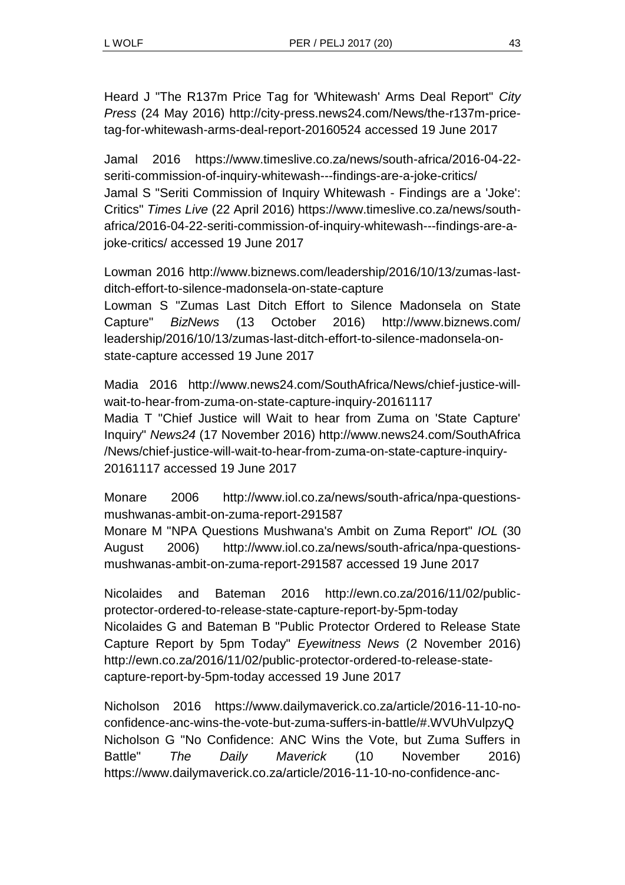Heard J "The R137m Price Tag for 'Whitewash' Arms Deal Report" *City Press* (24 May 2016) http://city-press.news24.com/News/the-r137m-price-tag-for-whitewash-arms-deal-report-20160524 accessed 19 June 2017

Jamal 2016 https://www.timeslive.co.za/news/south-africa/2016-04-22-seriti-commission-of-inquiry-whitewash---findings-are-a-joke-critics/
Jamal S "Seriti Commission of Inquiry Whitewash - Findings are a 'Joke': Critics" *Times Live* (22 April 2016) https://www.timeslive.co.za/news/south-africa/2016-04-22-seriti-commission-of-inquiry-whitewash---findings-are-a-joke-critics/ accessed 19 June 2017

Lowman 2016 http://www.biznews.com/leadership/2016/10/13/zumas-last-ditch-effort-to-silence-madonsela-on-state-capture
Lowman S "Zumas Last Ditch Effort to Silence Madonsela on State Capture" *BizNews* (13 October 2016) http://www.biznews.com/leadership/2016/10/13/zumas-last-ditch-effort-to-silence-madonsela-on-state-capture accessed 19 June 2017

Madia 2016 http://www.news24.com/SouthAfrica/News/chief-justice-will-wait-to-hear-from-zuma-on-state-capture-inquiry-20161117
Madia T "Chief Justice will Wait to hear from Zuma on 'State Capture' Inquiry" *News24* (17 November 2016) http://www.news24.com/SouthAfrica/News/chief-justice-will-wait-to-hear-from-zuma-on-state-capture-inquiry-20161117 accessed 19 June 2017

Monare 2006 http://www.iol.co.za/news/south-africa/npa-questions-mushwanas-ambit-on-zuma-report-291587
Monare M "NPA Questions Mushwana's Ambit on Zuma Report" *IOL* (30 August 2006) http://www.iol.co.za/news/south-africa/npa-questions-mushwanas-ambit-on-zuma-report-291587 accessed 19 June 2017

Nicolaides and Bateman 2016 http://ewn.co.za/2016/11/02/public-protector-ordered-to-release-state-capture-report-by-5pm-today
Nicolaides G and Bateman B "Public Protector Ordered to Release State Capture Report by 5pm Today" *Eyewitness News* (2 November 2016) http://ewn.co.za/2016/11/02/public-protector-ordered-to-release-state-capture-report-by-5pm-today accessed 19 June 2017

Nicholson 2016 https://www.dailymaverick.co.za/article/2016-11-10-no-confidence-anc-wins-the-vote-but-zuma-suffers-in-battle/#.WVUhVulpzyQ
Nicholson G "No Confidence: ANC Wins the Vote, but Zuma Suffers in Battle" *The Daily Maverick* (10 November 2016) https://www.dailymaverick.co.za/article/2016-11-10-no-confidence-anc-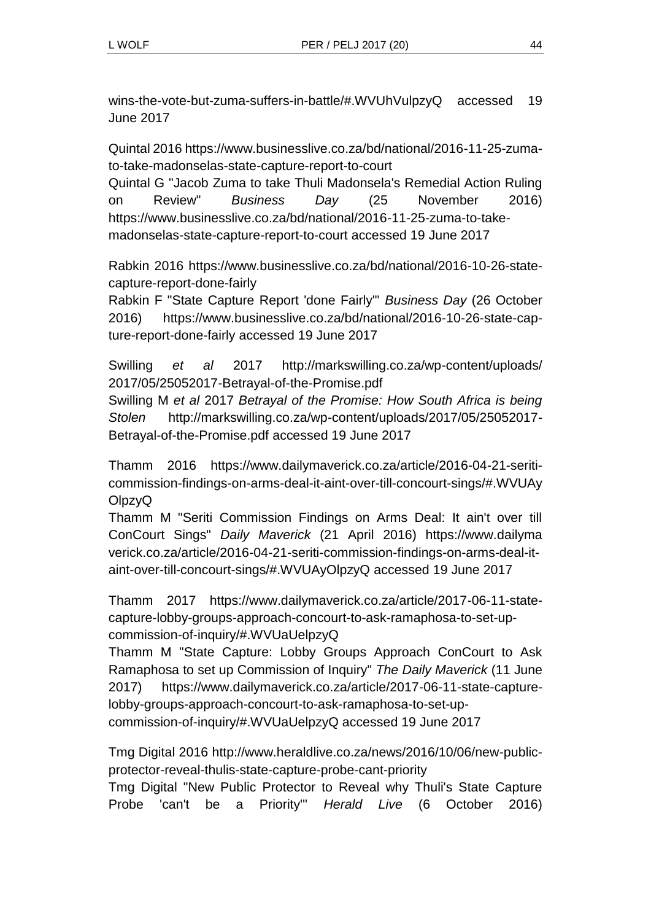wins-the-vote-but-zuma-suffers-in-battle/#.WVUhVulpzyQ accessed 19 June 2017

Quintal 2016 https://www.businesslive.co.za/bd/national/2016-11-25-zuma-to-take-madonselas-state-capture-report-to-court
Quintal G "Jacob Zuma to take Thuli Madonsela's Remedial Action Ruling on Review" *Business Day* (25 November 2016) https://www.businesslive.co.za/bd/national/2016-11-25-zuma-to-take-madonselas-state-capture-report-to-court accessed 19 June 2017

Rabkin 2016 https://www.businesslive.co.za/bd/national/2016-10-26-state-capture-report-done-fairly
Rabkin F "State Capture Report 'done Fairly'" *Business Day* (26 October 2016) https://www.businesslive.co.za/bd/national/2016-10-26-state-capture-report-done-fairly accessed 19 June 2017

Swilling *et al* 2017 http://markswilling.co.za/wp-content/uploads/2017/05/25052017-Betrayal-of-the-Promise.pdf
Swilling M *et al* 2017 *Betrayal of the Promise: How South Africa is being Stolen* http://markswilling.co.za/wp-content/uploads/2017/05/25052017-Betrayal-of-the-Promise.pdf accessed 19 June 2017

Thamm 2016 https://www.dailymaverick.co.za/article/2016-04-21-seriti-commission-findings-on-arms-deal-it-aint-over-till-concourt-sings/#.WVUAyOlpzyQ
Thamm M "Seriti Commission Findings on Arms Deal: It ain't over till ConCourt Sings" *Daily Maverick* (21 April 2016) https://www.dailymaverick.co.za/article/2016-04-21-seriti-commission-findings-on-arms-deal-it-aint-over-till-concourt-sings/#.WVUAyOlpzyQ accessed 19 June 2017

Thamm 2017 https://www.dailymaverick.co.za/article/2017-06-11-state-capture-lobby-groups-approach-concourt-to-ask-ramaphosa-to-set-up-commission-of-inquiry/#.WVUaUelpzyQ
Thamm M "State Capture: Lobby Groups Approach ConCourt to Ask Ramaphosa to set up Commission of Inquiry" *The Daily Maverick* (11 June 2017) https://www.dailymaverick.co.za/article/2017-06-11-state-capture-lobby-groups-approach-concourt-to-ask-ramaphosa-to-set-up-commission-of-inquiry/#.WVUaUelpzyQ accessed 19 June 2017

Tmg Digital 2016 http://www.heraldlive.co.za/news/2016/10/06/new-public-protector-reveal-thulis-state-capture-probe-cant-priority
Tmg Digital "New Public Protector to Reveal why Thuli's State Capture Probe 'can't be a Priority'" *Herald Live* (6 October 2016)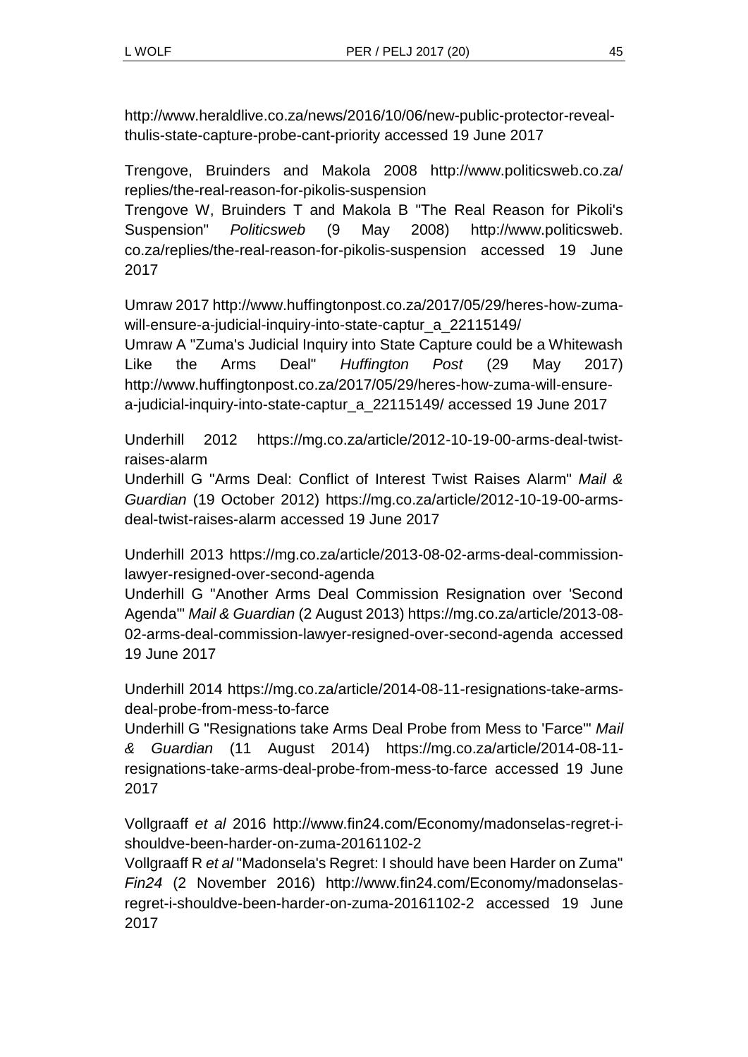http://www.heraldlive.co.za/news/2016/10/06/new-public-protector-reveal-thulis-state-capture-probe-cant-priority accessed 19 June 2017

Trengove, Bruinders and Makola 2008 http://www.politicsweb.co.za/replies/the-real-reason-for-pikolis-suspension
Trengove W, Bruinders T and Makola B "The Real Reason for Pikoli's Suspension" *Politicsweb* (9 May 2008) http://www.politicsweb.co.za/replies/the-real-reason-for-pikolis-suspension accessed 19 June 2017

Umraw 2017 http://www.huffingtonpost.co.za/2017/05/29/heres-how-zuma-will-ensure-a-judicial-inquiry-into-state-captur_a_22115149/
Umraw A "Zuma's Judicial Inquiry into State Capture could be a Whitewash Like the Arms Deal" *Huffington Post* (29 May 2017) http://www.huffingtonpost.co.za/2017/05/29/heres-how-zuma-will-ensure-a-judicial-inquiry-into-state-captur_a_22115149/ accessed 19 June 2017

Underhill 2012 https://mg.co.za/article/2012-10-19-00-arms-deal-twist-raises-alarm
Underhill G "Arms Deal: Conflict of Interest Twist Raises Alarm" *Mail & Guardian* (19 October 2012) https://mg.co.za/article/2012-10-19-00-arms-deal-twist-raises-alarm accessed 19 June 2017

Underhill 2013 https://mg.co.za/article/2013-08-02-arms-deal-commission-lawyer-resigned-over-second-agenda
Underhill G "Another Arms Deal Commission Resignation over 'Second Agenda'" *Mail & Guardian* (2 August 2013) https://mg.co.za/article/2013-08-02-arms-deal-commission-lawyer-resigned-over-second-agenda accessed 19 June 2017

Underhill 2014 https://mg.co.za/article/2014-08-11-resignations-take-arms-deal-probe-from-mess-to-farce
Underhill G "Resignations take Arms Deal Probe from Mess to 'Farce'" *Mail & Guardian* (11 August 2014) https://mg.co.za/article/2014-08-11-resignations-take-arms-deal-probe-from-mess-to-farce accessed 19 June 2017

Vollgraaff *et al* 2016 http://www.fin24.com/Economy/madonselas-regret-i-shouldve-been-harder-on-zuma-20161102-2
Vollgraaff R *et al* "Madonsela's Regret: I should have been Harder on Zuma" *Fin24* (2 November 2016) http://www.fin24.com/Economy/madonselas-regret-i-shouldve-been-harder-on-zuma-20161102-2 accessed 19 June 2017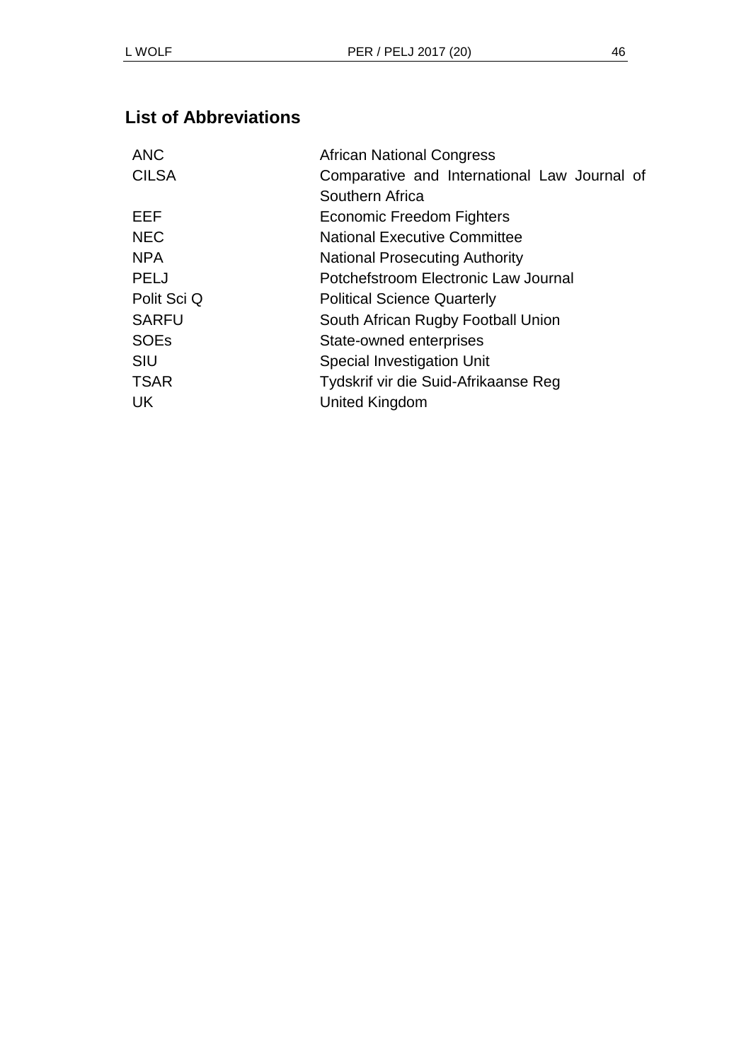## List of Abbreviations

| | |
|---|---|
| ANC | African National Congress |
| CILSA | Comparative and International Law Journal of Southern Africa |
| EEF | Economic Freedom Fighters |
| NEC | National Executive Committee |
| NPA | National Prosecuting Authority |
| PELJ | Potchefstroom Electronic Law Journal |
| Polit Sci Q | Political Science Quarterly |
| SARFU | South African Rugby Football Union |
| SOEs | State-owned enterprises |
| SIU | Special Investigation Unit |
| TSAR | Tydskrif vir die Suid-Afrikaanse Reg |
| UK | United Kingdom |